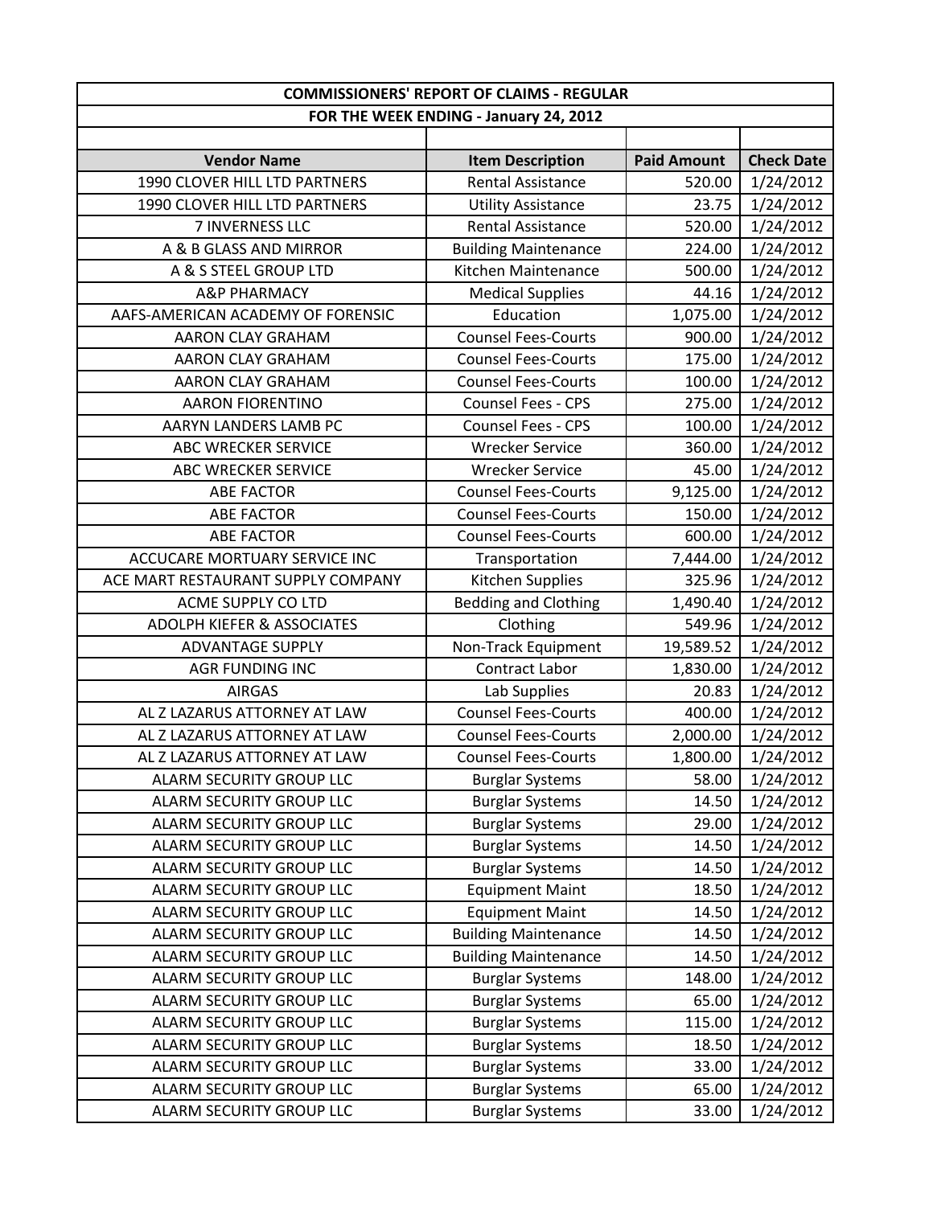| COMMISSIONERS' REPORT OF CLAIMS - REGULAR | | | |
|---|---|---|---|
| FOR THE WEEK ENDING - January 24, 2012 | | | |
| | | | |
| **Vendor Name** | **Item Description** | **Paid Amount** | **Check Date** |
| 1990 CLOVER HILL LTD PARTNERS | Rental Assistance | 520.00 | 1/24/2012 |
| 1990 CLOVER HILL LTD PARTNERS | Utility Assistance | 23.75 | 1/24/2012 |
| 7 INVERNESS LLC | Rental Assistance | 520.00 | 1/24/2012 |
| A & B GLASS AND MIRROR | Building Maintenance | 224.00 | 1/24/2012 |
| A & S STEEL GROUP LTD | Kitchen Maintenance | 500.00 | 1/24/2012 |
| A&P PHARMACY | Medical Supplies | 44.16 | 1/24/2012 |
| AAFS-AMERICAN ACADEMY OF FORENSIC | Education | 1,075.00 | 1/24/2012 |
| AARON CLAY GRAHAM | Counsel Fees-Courts | 900.00 | 1/24/2012 |
| AARON CLAY GRAHAM | Counsel Fees-Courts | 175.00 | 1/24/2012 |
| AARON CLAY GRAHAM | Counsel Fees-Courts | 100.00 | 1/24/2012 |
| AARON FIORENTINO | Counsel Fees - CPS | 275.00 | 1/24/2012 |
| AARYN LANDERS LAMB PC | Counsel Fees - CPS | 100.00 | 1/24/2012 |
| ABC WRECKER SERVICE | Wrecker Service | 360.00 | 1/24/2012 |
| ABC WRECKER SERVICE | Wrecker Service | 45.00 | 1/24/2012 |
| ABE FACTOR | Counsel Fees-Courts | 9,125.00 | 1/24/2012 |
| ABE FACTOR | Counsel Fees-Courts | 150.00 | 1/24/2012 |
| ABE FACTOR | Counsel Fees-Courts | 600.00 | 1/24/2012 |
| ACCUCARE MORTUARY SERVICE INC | Transportation | 7,444.00 | 1/24/2012 |
| ACE MART RESTAURANT SUPPLY COMPANY | Kitchen Supplies | 325.96 | 1/24/2012 |
| ACME SUPPLY CO LTD | Bedding and Clothing | 1,490.40 | 1/24/2012 |
| ADOLPH KIEFER & ASSOCIATES | Clothing | 549.96 | 1/24/2012 |
| ADVANTAGE SUPPLY | Non-Track Equipment | 19,589.52 | 1/24/2012 |
| AGR FUNDING INC | Contract Labor | 1,830.00 | 1/24/2012 |
| AIRGAS | Lab Supplies | 20.83 | 1/24/2012 |
| AL Z LAZARUS ATTORNEY AT LAW | Counsel Fees-Courts | 400.00 | 1/24/2012 |
| AL Z LAZARUS ATTORNEY AT LAW | Counsel Fees-Courts | 2,000.00 | 1/24/2012 |
| AL Z LAZARUS ATTORNEY AT LAW | Counsel Fees-Courts | 1,800.00 | 1/24/2012 |
| ALARM SECURITY GROUP LLC | Burglar Systems | 58.00 | 1/24/2012 |
| ALARM SECURITY GROUP LLC | Burglar Systems | 14.50 | 1/24/2012 |
| ALARM SECURITY GROUP LLC | Burglar Systems | 29.00 | 1/24/2012 |
| ALARM SECURITY GROUP LLC | Burglar Systems | 14.50 | 1/24/2012 |
| ALARM SECURITY GROUP LLC | Burglar Systems | 14.50 | 1/24/2012 |
| ALARM SECURITY GROUP LLC | Equipment Maint | 18.50 | 1/24/2012 |
| ALARM SECURITY GROUP LLC | Equipment Maint | 14.50 | 1/24/2012 |
| ALARM SECURITY GROUP LLC | Building Maintenance | 14.50 | 1/24/2012 |
| ALARM SECURITY GROUP LLC | Building Maintenance | 14.50 | 1/24/2012 |
| ALARM SECURITY GROUP LLC | Burglar Systems | 148.00 | 1/24/2012 |
| ALARM SECURITY GROUP LLC | Burglar Systems | 65.00 | 1/24/2012 |
| ALARM SECURITY GROUP LLC | Burglar Systems | 115.00 | 1/24/2012 |
| ALARM SECURITY GROUP LLC | Burglar Systems | 18.50 | 1/24/2012 |
| ALARM SECURITY GROUP LLC | Burglar Systems | 33.00 | 1/24/2012 |
| ALARM SECURITY GROUP LLC | Burglar Systems | 65.00 | 1/24/2012 |
| ALARM SECURITY GROUP LLC | Burglar Systems | 33.00 | 1/24/2012 |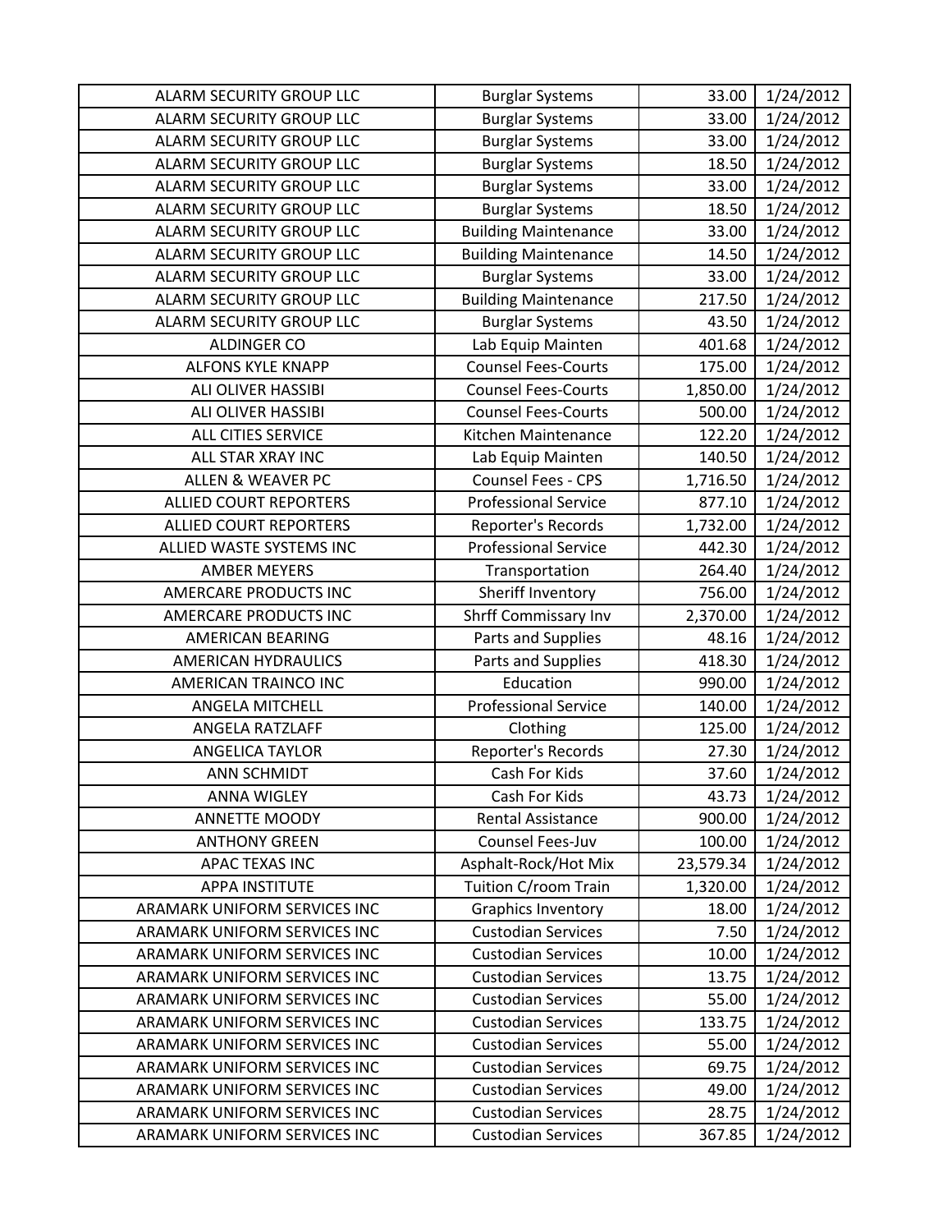| ALARM SECURITY GROUP LLC | Burglar Systems | 33.00 | 1/24/2012 |
|---|---|---|---|
| ALARM SECURITY GROUP LLC | Burglar Systems | 33.00 | 1/24/2012 |
| ALARM SECURITY GROUP LLC | Burglar Systems | 33.00 | 1/24/2012 |
| ALARM SECURITY GROUP LLC | Burglar Systems | 18.50 | 1/24/2012 |
| ALARM SECURITY GROUP LLC | Burglar Systems | 33.00 | 1/24/2012 |
| ALARM SECURITY GROUP LLC | Burglar Systems | 18.50 | 1/24/2012 |
| ALARM SECURITY GROUP LLC | Building Maintenance | 33.00 | 1/24/2012 |
| ALARM SECURITY GROUP LLC | Building Maintenance | 14.50 | 1/24/2012 |
| ALARM SECURITY GROUP LLC | Burglar Systems | 33.00 | 1/24/2012 |
| ALARM SECURITY GROUP LLC | Building Maintenance | 217.50 | 1/24/2012 |
| ALARM SECURITY GROUP LLC | Burglar Systems | 43.50 | 1/24/2012 |
| ALDINGER CO | Lab Equip Mainten | 401.68 | 1/24/2012 |
| ALFONS KYLE KNAPP | Counsel Fees-Courts | 175.00 | 1/24/2012 |
| ALI OLIVER HASSIBI | Counsel Fees-Courts | 1,850.00 | 1/24/2012 |
| ALI OLIVER HASSIBI | Counsel Fees-Courts | 500.00 | 1/24/2012 |
| ALL CITIES SERVICE | Kitchen Maintenance | 122.20 | 1/24/2012 |
| ALL STAR XRAY INC | Lab Equip Mainten | 140.50 | 1/24/2012 |
| ALLEN & WEAVER PC | Counsel Fees - CPS | 1,716.50 | 1/24/2012 |
| ALLIED COURT REPORTERS | Professional Service | 877.10 | 1/24/2012 |
| ALLIED COURT REPORTERS | Reporter's Records | 1,732.00 | 1/24/2012 |
| ALLIED WASTE SYSTEMS INC | Professional Service | 442.30 | 1/24/2012 |
| AMBER MEYERS | Transportation | 264.40 | 1/24/2012 |
| AMERCARE PRODUCTS INC | Sheriff Inventory | 756.00 | 1/24/2012 |
| AMERCARE PRODUCTS INC | Shrff Commissary Inv | 2,370.00 | 1/24/2012 |
| AMERICAN BEARING | Parts and Supplies | 48.16 | 1/24/2012 |
| AMERICAN HYDRAULICS | Parts and Supplies | 418.30 | 1/24/2012 |
| AMERICAN TRAINCO INC | Education | 990.00 | 1/24/2012 |
| ANGELA MITCHELL | Professional Service | 140.00 | 1/24/2012 |
| ANGELA RATZLAFF | Clothing | 125.00 | 1/24/2012 |
| ANGELICA TAYLOR | Reporter's Records | 27.30 | 1/24/2012 |
| ANN SCHMIDT | Cash For Kids | 37.60 | 1/24/2012 |
| ANNA WIGLEY | Cash For Kids | 43.73 | 1/24/2012 |
| ANNETTE MOODY | Rental Assistance | 900.00 | 1/24/2012 |
| ANTHONY GREEN | Counsel Fees-Juv | 100.00 | 1/24/2012 |
| APAC TEXAS INC | Asphalt-Rock/Hot Mix | 23,579.34 | 1/24/2012 |
| APPA INSTITUTE | Tuition C/room Train | 1,320.00 | 1/24/2012 |
| ARAMARK UNIFORM SERVICES INC | Graphics Inventory | 18.00 | 1/24/2012 |
| ARAMARK UNIFORM SERVICES INC | Custodian Services | 7.50 | 1/24/2012 |
| ARAMARK UNIFORM SERVICES INC | Custodian Services | 10.00 | 1/24/2012 |
| ARAMARK UNIFORM SERVICES INC | Custodian Services | 13.75 | 1/24/2012 |
| ARAMARK UNIFORM SERVICES INC | Custodian Services | 55.00 | 1/24/2012 |
| ARAMARK UNIFORM SERVICES INC | Custodian Services | 133.75 | 1/24/2012 |
| ARAMARK UNIFORM SERVICES INC | Custodian Services | 55.00 | 1/24/2012 |
| ARAMARK UNIFORM SERVICES INC | Custodian Services | 69.75 | 1/24/2012 |
| ARAMARK UNIFORM SERVICES INC | Custodian Services | 49.00 | 1/24/2012 |
| ARAMARK UNIFORM SERVICES INC | Custodian Services | 28.75 | 1/24/2012 |
| ARAMARK UNIFORM SERVICES INC | Custodian Services | 367.85 | 1/24/2012 |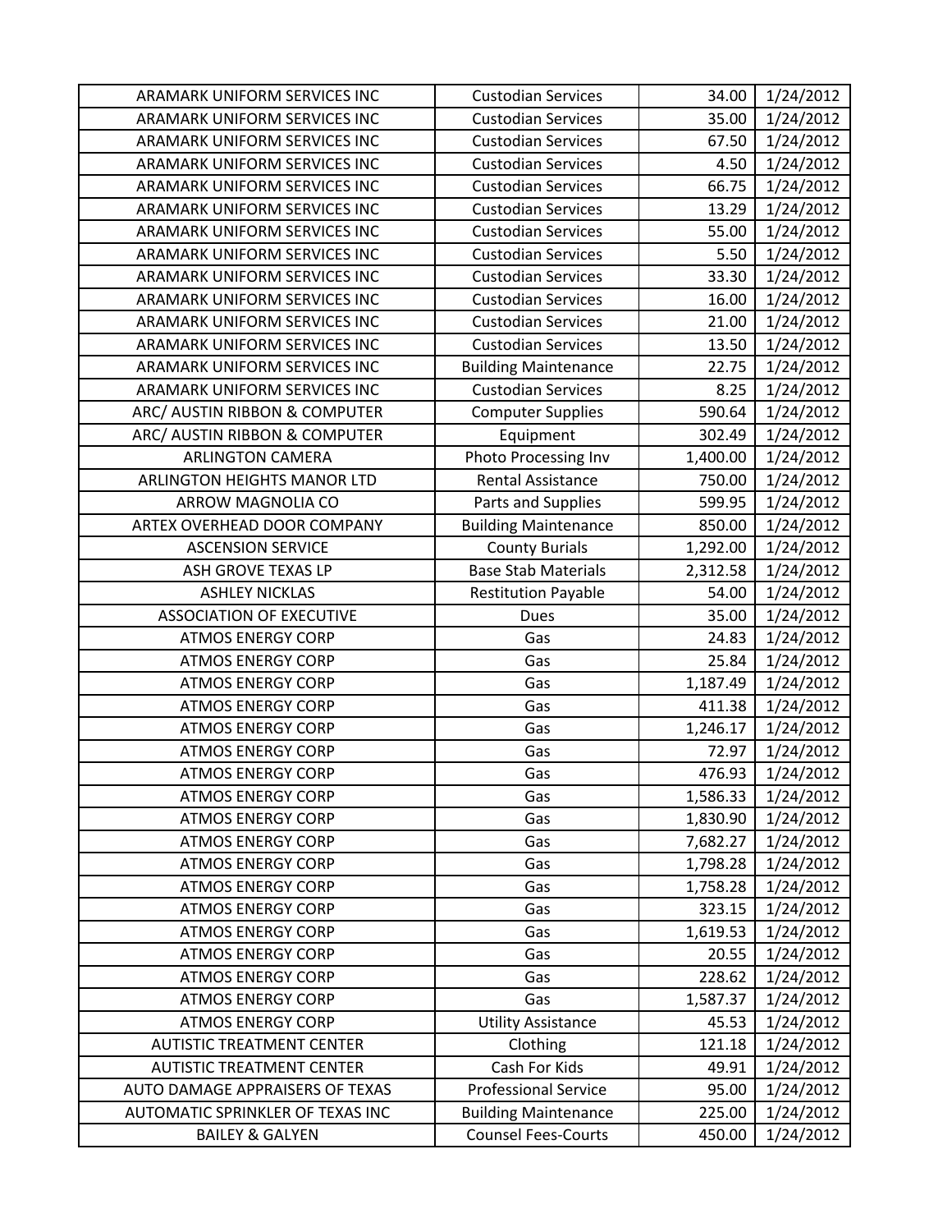| ARAMARK UNIFORM SERVICES INC | Custodian Services | 34.00 | 1/24/2012 |
|---|---|---|---|
| ARAMARK UNIFORM SERVICES INC | Custodian Services | 35.00 | 1/24/2012 |
| ARAMARK UNIFORM SERVICES INC | Custodian Services | 67.50 | 1/24/2012 |
| ARAMARK UNIFORM SERVICES INC | Custodian Services | 4.50 | 1/24/2012 |
| ARAMARK UNIFORM SERVICES INC | Custodian Services | 66.75 | 1/24/2012 |
| ARAMARK UNIFORM SERVICES INC | Custodian Services | 13.29 | 1/24/2012 |
| ARAMARK UNIFORM SERVICES INC | Custodian Services | 55.00 | 1/24/2012 |
| ARAMARK UNIFORM SERVICES INC | Custodian Services | 5.50 | 1/24/2012 |
| ARAMARK UNIFORM SERVICES INC | Custodian Services | 33.30 | 1/24/2012 |
| ARAMARK UNIFORM SERVICES INC | Custodian Services | 16.00 | 1/24/2012 |
| ARAMARK UNIFORM SERVICES INC | Custodian Services | 21.00 | 1/24/2012 |
| ARAMARK UNIFORM SERVICES INC | Custodian Services | 13.50 | 1/24/2012 |
| ARAMARK UNIFORM SERVICES INC | Building Maintenance | 22.75 | 1/24/2012 |
| ARAMARK UNIFORM SERVICES INC | Custodian Services | 8.25 | 1/24/2012 |
| ARC/ AUSTIN RIBBON & COMPUTER | Computer Supplies | 590.64 | 1/24/2012 |
| ARC/ AUSTIN RIBBON & COMPUTER | Equipment | 302.49 | 1/24/2012 |
| ARLINGTON CAMERA | Photo Processing Inv | 1,400.00 | 1/24/2012 |
| ARLINGTON HEIGHTS MANOR LTD | Rental Assistance | 750.00 | 1/24/2012 |
| ARROW MAGNOLIA CO | Parts and Supplies | 599.95 | 1/24/2012 |
| ARTEX OVERHEAD DOOR COMPANY | Building Maintenance | 850.00 | 1/24/2012 |
| ASCENSION SERVICE | County Burials | 1,292.00 | 1/24/2012 |
| ASH GROVE TEXAS LP | Base Stab Materials | 2,312.58 | 1/24/2012 |
| ASHLEY NICKLAS | Restitution Payable | 54.00 | 1/24/2012 |
| ASSOCIATION OF EXECUTIVE | Dues | 35.00 | 1/24/2012 |
| ATMOS ENERGY CORP | Gas | 24.83 | 1/24/2012 |
| ATMOS ENERGY CORP | Gas | 25.84 | 1/24/2012 |
| ATMOS ENERGY CORP | Gas | 1,187.49 | 1/24/2012 |
| ATMOS ENERGY CORP | Gas | 411.38 | 1/24/2012 |
| ATMOS ENERGY CORP | Gas | 1,246.17 | 1/24/2012 |
| ATMOS ENERGY CORP | Gas | 72.97 | 1/24/2012 |
| ATMOS ENERGY CORP | Gas | 476.93 | 1/24/2012 |
| ATMOS ENERGY CORP | Gas | 1,586.33 | 1/24/2012 |
| ATMOS ENERGY CORP | Gas | 1,830.90 | 1/24/2012 |
| ATMOS ENERGY CORP | Gas | 7,682.27 | 1/24/2012 |
| ATMOS ENERGY CORP | Gas | 1,798.28 | 1/24/2012 |
| ATMOS ENERGY CORP | Gas | 1,758.28 | 1/24/2012 |
| ATMOS ENERGY CORP | Gas | 323.15 | 1/24/2012 |
| ATMOS ENERGY CORP | Gas | 1,619.53 | 1/24/2012 |
| ATMOS ENERGY CORP | Gas | 20.55 | 1/24/2012 |
| ATMOS ENERGY CORP | Gas | 228.62 | 1/24/2012 |
| ATMOS ENERGY CORP | Gas | 1,587.37 | 1/24/2012 |
| ATMOS ENERGY CORP | Utility Assistance | 45.53 | 1/24/2012 |
| AUTISTIC TREATMENT CENTER | Clothing | 121.18 | 1/24/2012 |
| AUTISTIC TREATMENT CENTER | Cash For Kids | 49.91 | 1/24/2012 |
| AUTO DAMAGE APPRAISERS OF TEXAS | Professional Service | 95.00 | 1/24/2012 |
| AUTOMATIC SPRINKLER OF TEXAS INC | Building Maintenance | 225.00 | 1/24/2012 |
| BAILEY & GALYEN | Counsel Fees-Courts | 450.00 | 1/24/2012 |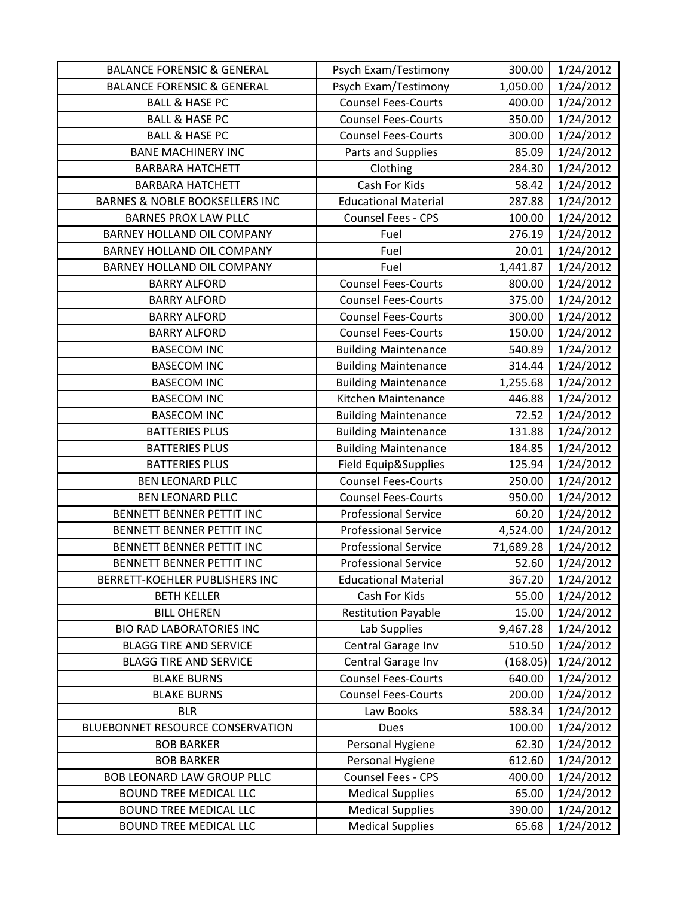| | | | |
|---|---|---|---|
| BALANCE FORENSIC & GENERAL | Psych Exam/Testimony | 300.00 | 1/24/2012 |
| BALANCE FORENSIC & GENERAL | Psych Exam/Testimony | 1,050.00 | 1/24/2012 |
| BALL & HASE PC | Counsel Fees-Courts | 400.00 | 1/24/2012 |
| BALL & HASE PC | Counsel Fees-Courts | 350.00 | 1/24/2012 |
| BALL & HASE PC | Counsel Fees-Courts | 300.00 | 1/24/2012 |
| BANE MACHINERY INC | Parts and Supplies | 85.09 | 1/24/2012 |
| BARBARA HATCHETT | Clothing | 284.30 | 1/24/2012 |
| BARBARA HATCHETT | Cash For Kids | 58.42 | 1/24/2012 |
| BARNES & NOBLE BOOKSELLERS INC | Educational Material | 287.88 | 1/24/2012 |
| BARNES PROX LAW PLLC | Counsel Fees - CPS | 100.00 | 1/24/2012 |
| BARNEY HOLLAND OIL COMPANY | Fuel | 276.19 | 1/24/2012 |
| BARNEY HOLLAND OIL COMPANY | Fuel | 20.01 | 1/24/2012 |
| BARNEY HOLLAND OIL COMPANY | Fuel | 1,441.87 | 1/24/2012 |
| BARRY ALFORD | Counsel Fees-Courts | 800.00 | 1/24/2012 |
| BARRY ALFORD | Counsel Fees-Courts | 375.00 | 1/24/2012 |
| BARRY ALFORD | Counsel Fees-Courts | 300.00 | 1/24/2012 |
| BARRY ALFORD | Counsel Fees-Courts | 150.00 | 1/24/2012 |
| BASECOM INC | Building Maintenance | 540.89 | 1/24/2012 |
| BASECOM INC | Building Maintenance | 314.44 | 1/24/2012 |
| BASECOM INC | Building Maintenance | 1,255.68 | 1/24/2012 |
| BASECOM INC | Kitchen Maintenance | 446.88 | 1/24/2012 |
| BASECOM INC | Building Maintenance | 72.52 | 1/24/2012 |
| BATTERIES PLUS | Building Maintenance | 131.88 | 1/24/2012 |
| BATTERIES PLUS | Building Maintenance | 184.85 | 1/24/2012 |
| BATTERIES PLUS | Field Equip&Supplies | 125.94 | 1/24/2012 |
| BEN LEONARD PLLC | Counsel Fees-Courts | 250.00 | 1/24/2012 |
| BEN LEONARD PLLC | Counsel Fees-Courts | 950.00 | 1/24/2012 |
| BENNETT BENNER PETTIT INC | Professional Service | 60.20 | 1/24/2012 |
| BENNETT BENNER PETTIT INC | Professional Service | 4,524.00 | 1/24/2012 |
| BENNETT BENNER PETTIT INC | Professional Service | 71,689.28 | 1/24/2012 |
| BENNETT BENNER PETTIT INC | Professional Service | 52.60 | 1/24/2012 |
| BERRETT-KOEHLER PUBLISHERS INC | Educational Material | 367.20 | 1/24/2012 |
| BETH KELLER | Cash For Kids | 55.00 | 1/24/2012 |
| BILL OHEREN | Restitution Payable | 15.00 | 1/24/2012 |
| BIO RAD LABORATORIES INC | Lab Supplies | 9,467.28 | 1/24/2012 |
| BLAGG TIRE AND SERVICE | Central Garage Inv | 510.50 | 1/24/2012 |
| BLAGG TIRE AND SERVICE | Central Garage Inv | (168.05) | 1/24/2012 |
| BLAKE BURNS | Counsel Fees-Courts | 640.00 | 1/24/2012 |
| BLAKE BURNS | Counsel Fees-Courts | 200.00 | 1/24/2012 |
| BLR | Law Books | 588.34 | 1/24/2012 |
| BLUEBONNET RESOURCE CONSERVATION | Dues | 100.00 | 1/24/2012 |
| BOB BARKER | Personal Hygiene | 62.30 | 1/24/2012 |
| BOB BARKER | Personal Hygiene | 612.60 | 1/24/2012 |
| BOB LEONARD LAW GROUP PLLC | Counsel Fees - CPS | 400.00 | 1/24/2012 |
| BOUND TREE MEDICAL LLC | Medical Supplies | 65.00 | 1/24/2012 |
| BOUND TREE MEDICAL LLC | Medical Supplies | 390.00 | 1/24/2012 |
| BOUND TREE MEDICAL LLC | Medical Supplies | 65.68 | 1/24/2012 |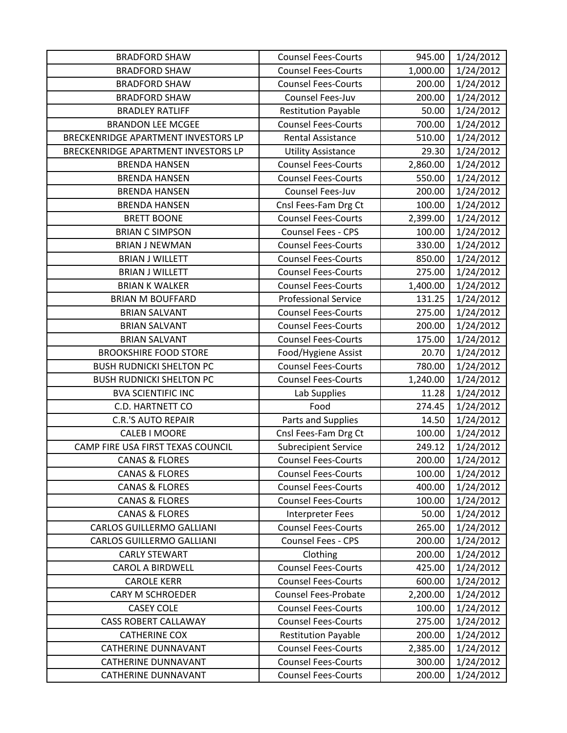| | | | |
|---|---|---|---|
| BRADFORD SHAW | Counsel Fees-Courts | 945.00 | 1/24/2012 |
| BRADFORD SHAW | Counsel Fees-Courts | 1,000.00 | 1/24/2012 |
| BRADFORD SHAW | Counsel Fees-Courts | 200.00 | 1/24/2012 |
| BRADFORD SHAW | Counsel Fees-Juv | 200.00 | 1/24/2012 |
| BRADLEY RATLIFF | Restitution Payable | 50.00 | 1/24/2012 |
| BRANDON LEE MCGEE | Counsel Fees-Courts | 700.00 | 1/24/2012 |
| BRECKENRIDGE APARTMENT INVESTORS LP | Rental Assistance | 510.00 | 1/24/2012 |
| BRECKENRIDGE APARTMENT INVESTORS LP | Utility Assistance | 29.30 | 1/24/2012 |
| BRENDA HANSEN | Counsel Fees-Courts | 2,860.00 | 1/24/2012 |
| BRENDA HANSEN | Counsel Fees-Courts | 550.00 | 1/24/2012 |
| BRENDA HANSEN | Counsel Fees-Juv | 200.00 | 1/24/2012 |
| BRENDA HANSEN | Cnsl Fees-Fam Drg Ct | 100.00 | 1/24/2012 |
| BRETT BOONE | Counsel Fees-Courts | 2,399.00 | 1/24/2012 |
| BRIAN C SIMPSON | Counsel Fees - CPS | 100.00 | 1/24/2012 |
| BRIAN J NEWMAN | Counsel Fees-Courts | 330.00 | 1/24/2012 |
| BRIAN J WILLETT | Counsel Fees-Courts | 850.00 | 1/24/2012 |
| BRIAN J WILLETT | Counsel Fees-Courts | 275.00 | 1/24/2012 |
| BRIAN K WALKER | Counsel Fees-Courts | 1,400.00 | 1/24/2012 |
| BRIAN M BOUFFARD | Professional Service | 131.25 | 1/24/2012 |
| BRIAN SALVANT | Counsel Fees-Courts | 275.00 | 1/24/2012 |
| BRIAN SALVANT | Counsel Fees-Courts | 200.00 | 1/24/2012 |
| BRIAN SALVANT | Counsel Fees-Courts | 175.00 | 1/24/2012 |
| BROOKSHIRE FOOD STORE | Food/Hygiene Assist | 20.70 | 1/24/2012 |
| BUSH RUDNICKI SHELTON PC | Counsel Fees-Courts | 780.00 | 1/24/2012 |
| BUSH RUDNICKI SHELTON PC | Counsel Fees-Courts | 1,240.00 | 1/24/2012 |
| BVA SCIENTIFIC INC | Lab Supplies | 11.28 | 1/24/2012 |
| C.D. HARTNETT CO | Food | 274.45 | 1/24/2012 |
| C.R.'S AUTO REPAIR | Parts and Supplies | 14.50 | 1/24/2012 |
| CALEB I MOORE | Cnsl Fees-Fam Drg Ct | 100.00 | 1/24/2012 |
| CAMP FIRE USA FIRST TEXAS COUNCIL | Subrecipient Service | 249.12 | 1/24/2012 |
| CANAS & FLORES | Counsel Fees-Courts | 200.00 | 1/24/2012 |
| CANAS & FLORES | Counsel Fees-Courts | 100.00 | 1/24/2012 |
| CANAS & FLORES | Counsel Fees-Courts | 400.00 | 1/24/2012 |
| CANAS & FLORES | Counsel Fees-Courts | 100.00 | 1/24/2012 |
| CANAS & FLORES | Interpreter Fees | 50.00 | 1/24/2012 |
| CARLOS GUILLERMO GALLIANI | Counsel Fees-Courts | 265.00 | 1/24/2012 |
| CARLOS GUILLERMO GALLIANI | Counsel Fees - CPS | 200.00 | 1/24/2012 |
| CARLY STEWART | Clothing | 200.00 | 1/24/2012 |
| CAROL A BIRDWELL | Counsel Fees-Courts | 425.00 | 1/24/2012 |
| CAROLE KERR | Counsel Fees-Courts | 600.00 | 1/24/2012 |
| CARY M SCHROEDER | Counsel Fees-Probate | 2,200.00 | 1/24/2012 |
| CASEY COLE | Counsel Fees-Courts | 100.00 | 1/24/2012 |
| CASS ROBERT CALLAWAY | Counsel Fees-Courts | 275.00 | 1/24/2012 |
| CATHERINE COX | Restitution Payable | 200.00 | 1/24/2012 |
| CATHERINE DUNNAVANT | Counsel Fees-Courts | 2,385.00 | 1/24/2012 |
| CATHERINE DUNNAVANT | Counsel Fees-Courts | 300.00 | 1/24/2012 |
| CATHERINE DUNNAVANT | Counsel Fees-Courts | 200.00 | 1/24/2012 |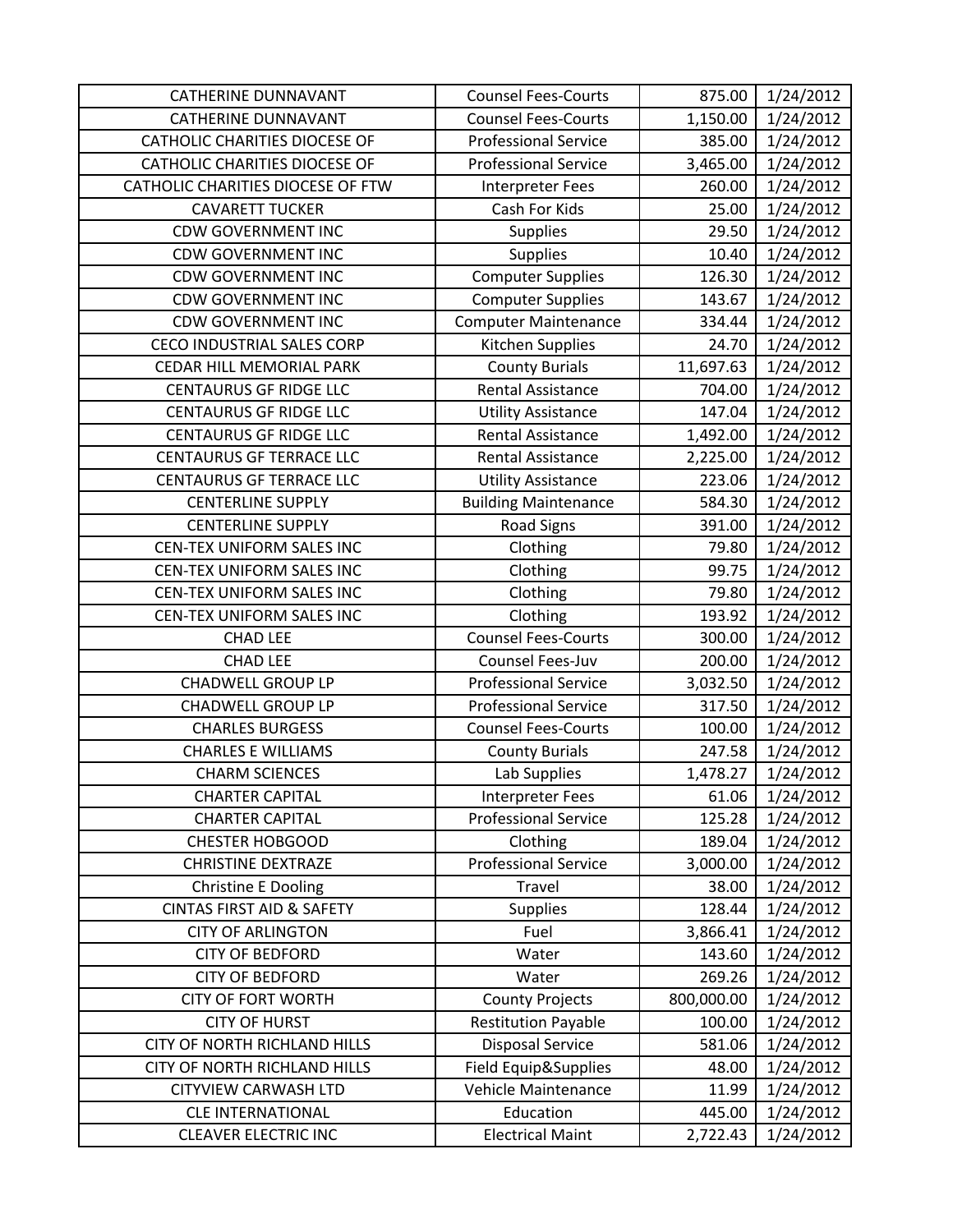| | | | |
|---|---|---|---|
| CATHERINE DUNNAVANT | Counsel Fees-Courts | 875.00 | 1/24/2012 |
| CATHERINE DUNNAVANT | Counsel Fees-Courts | 1,150.00 | 1/24/2012 |
| CATHOLIC CHARITIES DIOCESE OF | Professional Service | 385.00 | 1/24/2012 |
| CATHOLIC CHARITIES DIOCESE OF | Professional Service | 3,465.00 | 1/24/2012 |
| CATHOLIC CHARITIES DIOCESE OF FTW | Interpreter Fees | 260.00 | 1/24/2012 |
| CAVARETT TUCKER | Cash For Kids | 25.00 | 1/24/2012 |
| CDW GOVERNMENT INC | Supplies | 29.50 | 1/24/2012 |
| CDW GOVERNMENT INC | Supplies | 10.40 | 1/24/2012 |
| CDW GOVERNMENT INC | Computer Supplies | 126.30 | 1/24/2012 |
| CDW GOVERNMENT INC | Computer Supplies | 143.67 | 1/24/2012 |
| CDW GOVERNMENT INC | Computer Maintenance | 334.44 | 1/24/2012 |
| CECO INDUSTRIAL SALES CORP | Kitchen Supplies | 24.70 | 1/24/2012 |
| CEDAR HILL MEMORIAL PARK | County Burials | 11,697.63 | 1/24/2012 |
| CENTAURUS GF RIDGE LLC | Rental Assistance | 704.00 | 1/24/2012 |
| CENTAURUS GF RIDGE LLC | Utility Assistance | 147.04 | 1/24/2012 |
| CENTAURUS GF RIDGE LLC | Rental Assistance | 1,492.00 | 1/24/2012 |
| CENTAURUS GF TERRACE LLC | Rental Assistance | 2,225.00 | 1/24/2012 |
| CENTAURUS GF TERRACE LLC | Utility Assistance | 223.06 | 1/24/2012 |
| CENTERLINE SUPPLY | Building Maintenance | 584.30 | 1/24/2012 |
| CENTERLINE SUPPLY | Road Signs | 391.00 | 1/24/2012 |
| CEN-TEX UNIFORM SALES INC | Clothing | 79.80 | 1/24/2012 |
| CEN-TEX UNIFORM SALES INC | Clothing | 99.75 | 1/24/2012 |
| CEN-TEX UNIFORM SALES INC | Clothing | 79.80 | 1/24/2012 |
| CEN-TEX UNIFORM SALES INC | Clothing | 193.92 | 1/24/2012 |
| CHAD LEE | Counsel Fees-Courts | 300.00 | 1/24/2012 |
| CHAD LEE | Counsel Fees-Juv | 200.00 | 1/24/2012 |
| CHADWELL GROUP LP | Professional Service | 3,032.50 | 1/24/2012 |
| CHADWELL GROUP LP | Professional Service | 317.50 | 1/24/2012 |
| CHARLES BURGESS | Counsel Fees-Courts | 100.00 | 1/24/2012 |
| CHARLES E WILLIAMS | County Burials | 247.58 | 1/24/2012 |
| CHARM SCIENCES | Lab Supplies | 1,478.27 | 1/24/2012 |
| CHARTER CAPITAL | Interpreter Fees | 61.06 | 1/24/2012 |
| CHARTER CAPITAL | Professional Service | 125.28 | 1/24/2012 |
| CHESTER HOBGOOD | Clothing | 189.04 | 1/24/2012 |
| CHRISTINE DEXTRAZE | Professional Service | 3,000.00 | 1/24/2012 |
| Christine E Dooling | Travel | 38.00 | 1/24/2012 |
| CINTAS FIRST AID & SAFETY | Supplies | 128.44 | 1/24/2012 |
| CITY OF ARLINGTON | Fuel | 3,866.41 | 1/24/2012 |
| CITY OF BEDFORD | Water | 143.60 | 1/24/2012 |
| CITY OF BEDFORD | Water | 269.26 | 1/24/2012 |
| CITY OF FORT WORTH | County Projects | 800,000.00 | 1/24/2012 |
| CITY OF HURST | Restitution Payable | 100.00 | 1/24/2012 |
| CITY OF NORTH RICHLAND HILLS | Disposal Service | 581.06 | 1/24/2012 |
| CITY OF NORTH RICHLAND HILLS | Field Equip&Supplies | 48.00 | 1/24/2012 |
| CITYVIEW CARWASH LTD | Vehicle Maintenance | 11.99 | 1/24/2012 |
| CLE INTERNATIONAL | Education | 445.00 | 1/24/2012 |
| CLEAVER ELECTRIC INC | Electrical Maint | 2,722.43 | 1/24/2012 |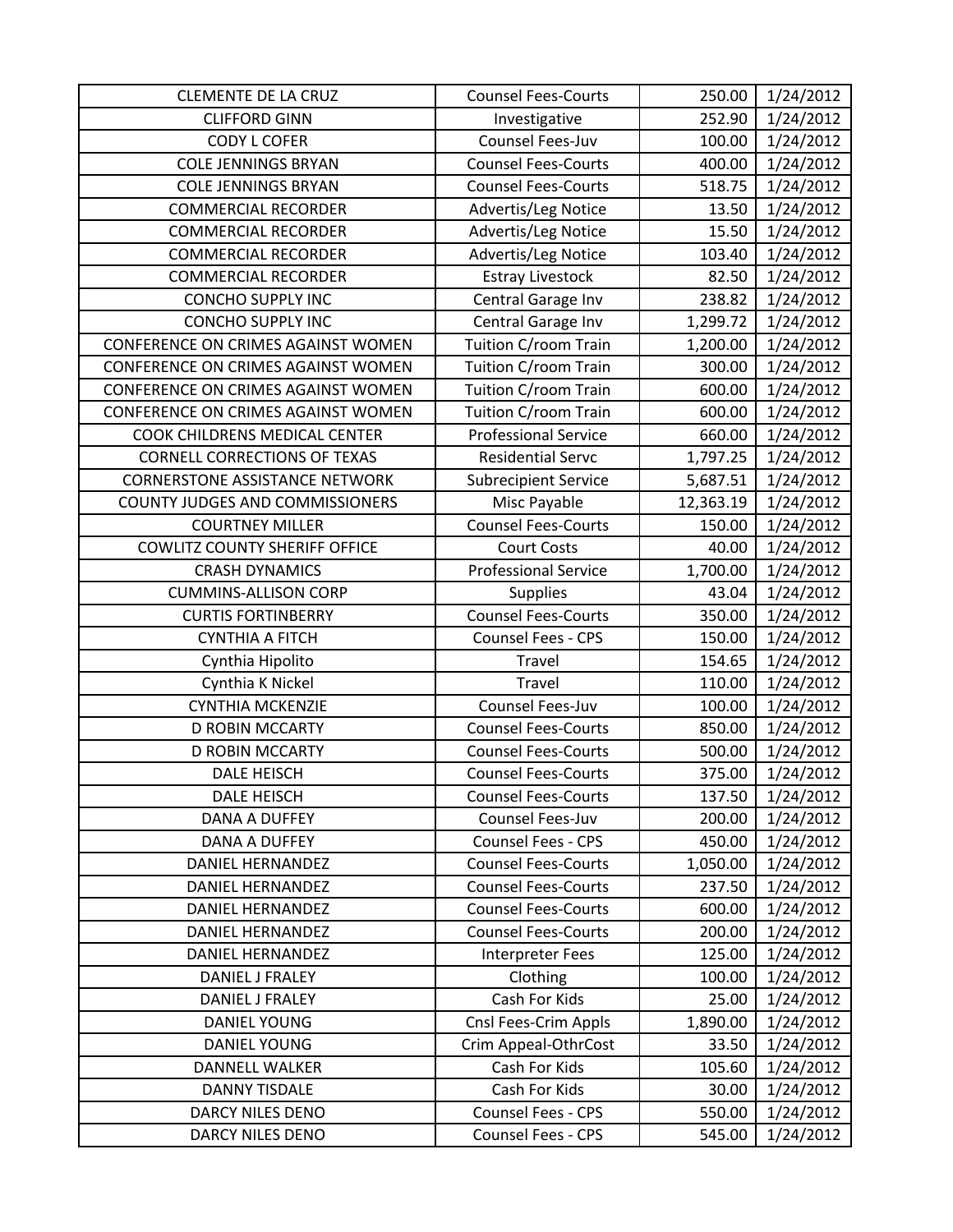| CLEMENTE DE LA CRUZ | Counsel Fees-Courts | 250.00 | 1/24/2012 |
|---|---|---|---|
| CLIFFORD GINN | Investigative | 252.90 | 1/24/2012 |
| CODY L COFER | Counsel Fees-Juv | 100.00 | 1/24/2012 |
| COLE JENNINGS BRYAN | Counsel Fees-Courts | 400.00 | 1/24/2012 |
| COLE JENNINGS BRYAN | Counsel Fees-Courts | 518.75 | 1/24/2012 |
| COMMERCIAL RECORDER | Advertis/Leg Notice | 13.50 | 1/24/2012 |
| COMMERCIAL RECORDER | Advertis/Leg Notice | 15.50 | 1/24/2012 |
| COMMERCIAL RECORDER | Advertis/Leg Notice | 103.40 | 1/24/2012 |
| COMMERCIAL RECORDER | Estray Livestock | 82.50 | 1/24/2012 |
| CONCHO SUPPLY INC | Central Garage Inv | 238.82 | 1/24/2012 |
| CONCHO SUPPLY INC | Central Garage Inv | 1,299.72 | 1/24/2012 |
| CONFERENCE ON CRIMES AGAINST WOMEN | Tuition C/room Train | 1,200.00 | 1/24/2012 |
| CONFERENCE ON CRIMES AGAINST WOMEN | Tuition C/room Train | 300.00 | 1/24/2012 |
| CONFERENCE ON CRIMES AGAINST WOMEN | Tuition C/room Train | 600.00 | 1/24/2012 |
| CONFERENCE ON CRIMES AGAINST WOMEN | Tuition C/room Train | 600.00 | 1/24/2012 |
| COOK CHILDRENS MEDICAL CENTER | Professional Service | 660.00 | 1/24/2012 |
| CORNELL CORRECTIONS OF TEXAS | Residential Servc | 1,797.25 | 1/24/2012 |
| CORNERSTONE ASSISTANCE NETWORK | Subrecipient Service | 5,687.51 | 1/24/2012 |
| COUNTY JUDGES AND COMMISSIONERS | Misc Payable | 12,363.19 | 1/24/2012 |
| COURTNEY MILLER | Counsel Fees-Courts | 150.00 | 1/24/2012 |
| COWLITZ COUNTY SHERIFF OFFICE | Court Costs | 40.00 | 1/24/2012 |
| CRASH DYNAMICS | Professional Service | 1,700.00 | 1/24/2012 |
| CUMMINS-ALLISON CORP | Supplies | 43.04 | 1/24/2012 |
| CURTIS FORTINBERRY | Counsel Fees-Courts | 350.00 | 1/24/2012 |
| CYNTHIA A FITCH | Counsel Fees - CPS | 150.00 | 1/24/2012 |
| Cynthia Hipolito | Travel | 154.65 | 1/24/2012 |
| Cynthia K Nickel | Travel | 110.00 | 1/24/2012 |
| CYNTHIA MCKENZIE | Counsel Fees-Juv | 100.00 | 1/24/2012 |
| D ROBIN MCCARTY | Counsel Fees-Courts | 850.00 | 1/24/2012 |
| D ROBIN MCCARTY | Counsel Fees-Courts | 500.00 | 1/24/2012 |
| DALE HEISCH | Counsel Fees-Courts | 375.00 | 1/24/2012 |
| DALE HEISCH | Counsel Fees-Courts | 137.50 | 1/24/2012 |
| DANA A DUFFEY | Counsel Fees-Juv | 200.00 | 1/24/2012 |
| DANA A DUFFEY | Counsel Fees - CPS | 450.00 | 1/24/2012 |
| DANIEL HERNANDEZ | Counsel Fees-Courts | 1,050.00 | 1/24/2012 |
| DANIEL HERNANDEZ | Counsel Fees-Courts | 237.50 | 1/24/2012 |
| DANIEL HERNANDEZ | Counsel Fees-Courts | 600.00 | 1/24/2012 |
| DANIEL HERNANDEZ | Counsel Fees-Courts | 200.00 | 1/24/2012 |
| DANIEL HERNANDEZ | Interpreter Fees | 125.00 | 1/24/2012 |
| DANIEL J FRALEY | Clothing | 100.00 | 1/24/2012 |
| DANIEL J FRALEY | Cash For Kids | 25.00 | 1/24/2012 |
| DANIEL YOUNG | Cnsl Fees-Crim Appls | 1,890.00 | 1/24/2012 |
| DANIEL YOUNG | Crim Appeal-OthrCost | 33.50 | 1/24/2012 |
| DANNELL WALKER | Cash For Kids | 105.60 | 1/24/2012 |
| DANNY TISDALE | Cash For Kids | 30.00 | 1/24/2012 |
| DARCY NILES DENO | Counsel Fees - CPS | 550.00 | 1/24/2012 |
| DARCY NILES DENO | Counsel Fees - CPS | 545.00 | 1/24/2012 |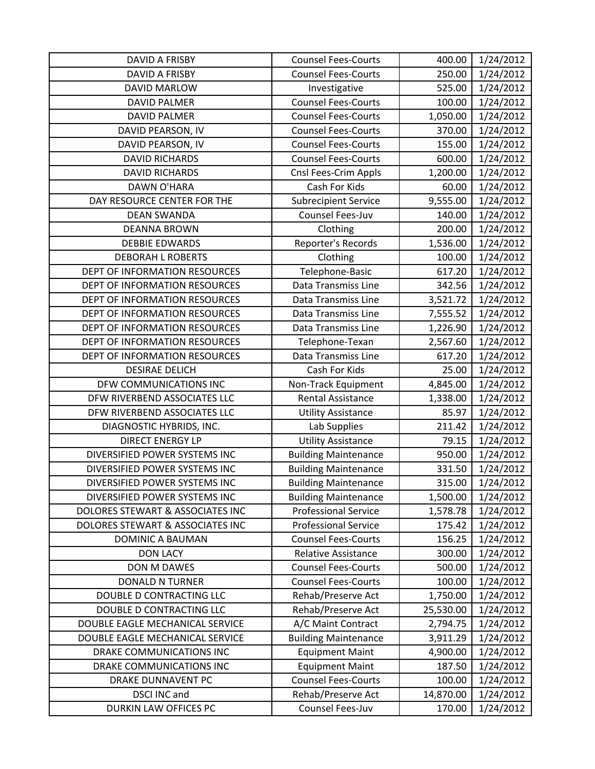| DAVID A FRISBY | Counsel Fees-Courts | 400.00 | 1/24/2012 |
|---|---|---|---|
| DAVID A FRISBY | Counsel Fees-Courts | 250.00 | 1/24/2012 |
| DAVID MARLOW | Investigative | 525.00 | 1/24/2012 |
| DAVID PALMER | Counsel Fees-Courts | 100.00 | 1/24/2012 |
| DAVID PALMER | Counsel Fees-Courts | 1,050.00 | 1/24/2012 |
| DAVID PEARSON, IV | Counsel Fees-Courts | 370.00 | 1/24/2012 |
| DAVID PEARSON, IV | Counsel Fees-Courts | 155.00 | 1/24/2012 |
| DAVID RICHARDS | Counsel Fees-Courts | 600.00 | 1/24/2012 |
| DAVID RICHARDS | Cnsl Fees-Crim Appls | 1,200.00 | 1/24/2012 |
| DAWN O'HARA | Cash For Kids | 60.00 | 1/24/2012 |
| DAY RESOURCE CENTER FOR THE | Subrecipient Service | 9,555.00 | 1/24/2012 |
| DEAN SWANDA | Counsel Fees-Juv | 140.00 | 1/24/2012 |
| DEANNA BROWN | Clothing | 200.00 | 1/24/2012 |
| DEBBIE EDWARDS | Reporter's Records | 1,536.00 | 1/24/2012 |
| DEBORAH L ROBERTS | Clothing | 100.00 | 1/24/2012 |
| DEPT OF INFORMATION RESOURCES | Telephone-Basic | 617.20 | 1/24/2012 |
| DEPT OF INFORMATION RESOURCES | Data Transmiss Line | 342.56 | 1/24/2012 |
| DEPT OF INFORMATION RESOURCES | Data Transmiss Line | 3,521.72 | 1/24/2012 |
| DEPT OF INFORMATION RESOURCES | Data Transmiss Line | 7,555.52 | 1/24/2012 |
| DEPT OF INFORMATION RESOURCES | Data Transmiss Line | 1,226.90 | 1/24/2012 |
| DEPT OF INFORMATION RESOURCES | Telephone-Texan | 2,567.60 | 1/24/2012 |
| DEPT OF INFORMATION RESOURCES | Data Transmiss Line | 617.20 | 1/24/2012 |
| DESIRAE DELICH | Cash For Kids | 25.00 | 1/24/2012 |
| DFW COMMUNICATIONS INC | Non-Track Equipment | 4,845.00 | 1/24/2012 |
| DFW RIVERBEND ASSOCIATES LLC | Rental Assistance | 1,338.00 | 1/24/2012 |
| DFW RIVERBEND ASSOCIATES LLC | Utility Assistance | 85.97 | 1/24/2012 |
| DIAGNOSTIC HYBRIDS, INC. | Lab Supplies | 211.42 | 1/24/2012 |
| DIRECT ENERGY LP | Utility Assistance | 79.15 | 1/24/2012 |
| DIVERSIFIED POWER SYSTEMS INC | Building Maintenance | 950.00 | 1/24/2012 |
| DIVERSIFIED POWER SYSTEMS INC | Building Maintenance | 331.50 | 1/24/2012 |
| DIVERSIFIED POWER SYSTEMS INC | Building Maintenance | 315.00 | 1/24/2012 |
| DIVERSIFIED POWER SYSTEMS INC | Building Maintenance | 1,500.00 | 1/24/2012 |
| DOLORES STEWART & ASSOCIATES INC | Professional Service | 1,578.78 | 1/24/2012 |
| DOLORES STEWART & ASSOCIATES INC | Professional Service | 175.42 | 1/24/2012 |
| DOMINIC A BAUMAN | Counsel Fees-Courts | 156.25 | 1/24/2012 |
| DON LACY | Relative Assistance | 300.00 | 1/24/2012 |
| DON M DAWES | Counsel Fees-Courts | 500.00 | 1/24/2012 |
| DONALD N TURNER | Counsel Fees-Courts | 100.00 | 1/24/2012 |
| DOUBLE D CONTRACTING LLC | Rehab/Preserve Act | 1,750.00 | 1/24/2012 |
| DOUBLE D CONTRACTING LLC | Rehab/Preserve Act | 25,530.00 | 1/24/2012 |
| DOUBLE EAGLE MECHANICAL SERVICE | A/C Maint Contract | 2,794.75 | 1/24/2012 |
| DOUBLE EAGLE MECHANICAL SERVICE | Building Maintenance | 3,911.29 | 1/24/2012 |
| DRAKE COMMUNICATIONS INC | Equipment Maint | 4,900.00 | 1/24/2012 |
| DRAKE COMMUNICATIONS INC | Equipment Maint | 187.50 | 1/24/2012 |
| DRAKE DUNNAVENT PC | Counsel Fees-Courts | 100.00 | 1/24/2012 |
| DSCI INC and | Rehab/Preserve Act | 14,870.00 | 1/24/2012 |
| DURKIN LAW OFFICES PC | Counsel Fees-Juv | 170.00 | 1/24/2012 |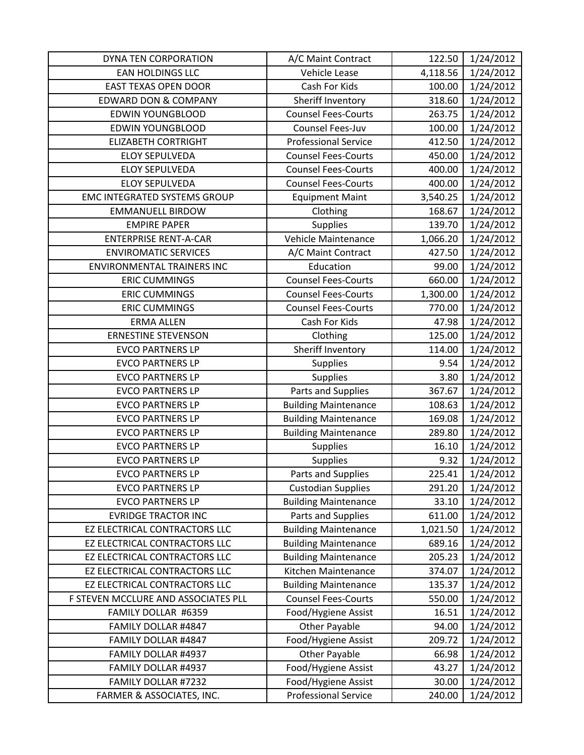| DYNA TEN CORPORATION | A/C Maint Contract | 122.50 | 1/24/2012 |
|---|---|---|---|
| EAN HOLDINGS LLC | Vehicle Lease | 4,118.56 | 1/24/2012 |
| EAST TEXAS OPEN DOOR | Cash For Kids | 100.00 | 1/24/2012 |
| EDWARD DON & COMPANY | Sheriff Inventory | 318.60 | 1/24/2012 |
| EDWIN YOUNGBLOOD | Counsel Fees-Courts | 263.75 | 1/24/2012 |
| EDWIN YOUNGBLOOD | Counsel Fees-Juv | 100.00 | 1/24/2012 |
| ELIZABETH CORTRIGHT | Professional Service | 412.50 | 1/24/2012 |
| ELOY SEPULVEDA | Counsel Fees-Courts | 450.00 | 1/24/2012 |
| ELOY SEPULVEDA | Counsel Fees-Courts | 400.00 | 1/24/2012 |
| ELOY SEPULVEDA | Counsel Fees-Courts | 400.00 | 1/24/2012 |
| EMC INTEGRATED SYSTEMS GROUP | Equipment Maint | 3,540.25 | 1/24/2012 |
| EMMANUELL BIRDOW | Clothing | 168.67 | 1/24/2012 |
| EMPIRE PAPER | Supplies | 139.70 | 1/24/2012 |
| ENTERPRISE RENT-A-CAR | Vehicle Maintenance | 1,066.20 | 1/24/2012 |
| ENVIROMATIC SERVICES | A/C Maint Contract | 427.50 | 1/24/2012 |
| ENVIRONMENTAL TRAINERS INC | Education | 99.00 | 1/24/2012 |
| ERIC CUMMINGS | Counsel Fees-Courts | 660.00 | 1/24/2012 |
| ERIC CUMMINGS | Counsel Fees-Courts | 1,300.00 | 1/24/2012 |
| ERIC CUMMINGS | Counsel Fees-Courts | 770.00 | 1/24/2012 |
| ERMA ALLEN | Cash For Kids | 47.98 | 1/24/2012 |
| ERNESTINE STEVENSON | Clothing | 125.00 | 1/24/2012 |
| EVCO PARTNERS LP | Sheriff Inventory | 114.00 | 1/24/2012 |
| EVCO PARTNERS LP | Supplies | 9.54 | 1/24/2012 |
| EVCO PARTNERS LP | Supplies | 3.80 | 1/24/2012 |
| EVCO PARTNERS LP | Parts and Supplies | 367.67 | 1/24/2012 |
| EVCO PARTNERS LP | Building Maintenance | 108.63 | 1/24/2012 |
| EVCO PARTNERS LP | Building Maintenance | 169.08 | 1/24/2012 |
| EVCO PARTNERS LP | Building Maintenance | 289.80 | 1/24/2012 |
| EVCO PARTNERS LP | Supplies | 16.10 | 1/24/2012 |
| EVCO PARTNERS LP | Supplies | 9.32 | 1/24/2012 |
| EVCO PARTNERS LP | Parts and Supplies | 225.41 | 1/24/2012 |
| EVCO PARTNERS LP | Custodian Supplies | 291.20 | 1/24/2012 |
| EVCO PARTNERS LP | Building Maintenance | 33.10 | 1/24/2012 |
| EVRIDGE TRACTOR INC | Parts and Supplies | 611.00 | 1/24/2012 |
| EZ ELECTRICAL CONTRACTORS LLC | Building Maintenance | 1,021.50 | 1/24/2012 |
| EZ ELECTRICAL CONTRACTORS LLC | Building Maintenance | 689.16 | 1/24/2012 |
| EZ ELECTRICAL CONTRACTORS LLC | Building Maintenance | 205.23 | 1/24/2012 |
| EZ ELECTRICAL CONTRACTORS LLC | Kitchen Maintenance | 374.07 | 1/24/2012 |
| EZ ELECTRICAL CONTRACTORS LLC | Building Maintenance | 135.37 | 1/24/2012 |
| F STEVEN MCCLURE AND ASSOCIATES PLL | Counsel Fees-Courts | 550.00 | 1/24/2012 |
| FAMILY DOLLAR #6359 | Food/Hygiene Assist | 16.51 | 1/24/2012 |
| FAMILY DOLLAR #4847 | Other Payable | 94.00 | 1/24/2012 |
| FAMILY DOLLAR #4847 | Food/Hygiene Assist | 209.72 | 1/24/2012 |
| FAMILY DOLLAR #4937 | Other Payable | 66.98 | 1/24/2012 |
| FAMILY DOLLAR #4937 | Food/Hygiene Assist | 43.27 | 1/24/2012 |
| FAMILY DOLLAR #7232 | Food/Hygiene Assist | 30.00 | 1/24/2012 |
| FARMER & ASSOCIATES, INC. | Professional Service | 240.00 | 1/24/2012 |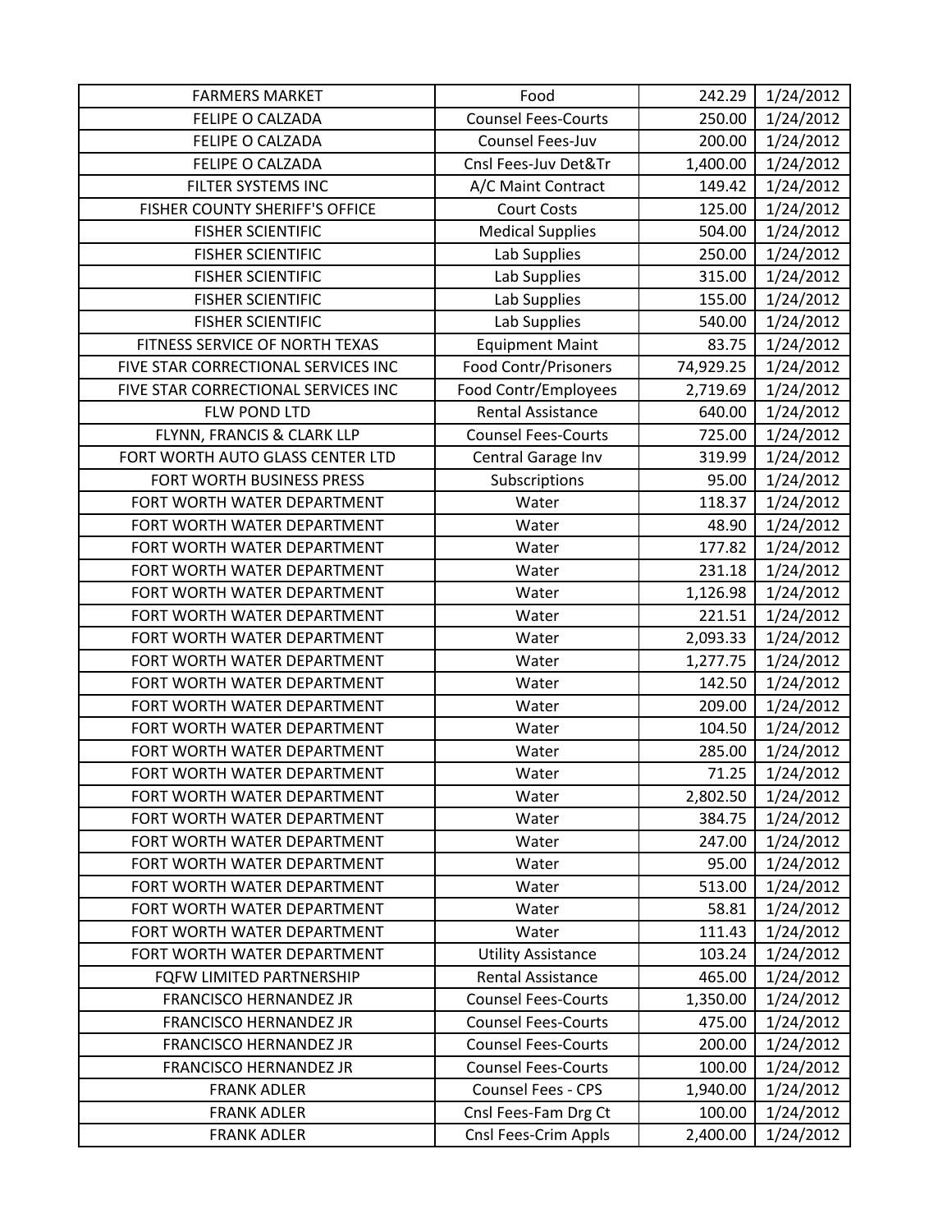| FARMERS MARKET | Food | 242.29 | 1/24/2012 |
|---|---|---|---|
| FELIPE O CALZADA | Counsel Fees-Courts | 250.00 | 1/24/2012 |
| FELIPE O CALZADA | Counsel Fees-Juv | 200.00 | 1/24/2012 |
| FELIPE O CALZADA | Cnsl Fees-Juv Det&Tr | 1,400.00 | 1/24/2012 |
| FILTER SYSTEMS INC | A/C Maint Contract | 149.42 | 1/24/2012 |
| FISHER COUNTY SHERIFF'S OFFICE | Court Costs | 125.00 | 1/24/2012 |
| FISHER SCIENTIFIC | Medical Supplies | 504.00 | 1/24/2012 |
| FISHER SCIENTIFIC | Lab Supplies | 250.00 | 1/24/2012 |
| FISHER SCIENTIFIC | Lab Supplies | 315.00 | 1/24/2012 |
| FISHER SCIENTIFIC | Lab Supplies | 155.00 | 1/24/2012 |
| FISHER SCIENTIFIC | Lab Supplies | 540.00 | 1/24/2012 |
| FITNESS SERVICE OF NORTH TEXAS | Equipment Maint | 83.75 | 1/24/2012 |
| FIVE STAR CORRECTIONAL SERVICES INC | Food Contr/Prisoners | 74,929.25 | 1/24/2012 |
| FIVE STAR CORRECTIONAL SERVICES INC | Food Contr/Employees | 2,719.69 | 1/24/2012 |
| FLW POND LTD | Rental Assistance | 640.00 | 1/24/2012 |
| FLYNN, FRANCIS & CLARK LLP | Counsel Fees-Courts | 725.00 | 1/24/2012 |
| FORT WORTH AUTO GLASS CENTER LTD | Central Garage Inv | 319.99 | 1/24/2012 |
| FORT WORTH BUSINESS PRESS | Subscriptions | 95.00 | 1/24/2012 |
| FORT WORTH WATER DEPARTMENT | Water | 118.37 | 1/24/2012 |
| FORT WORTH WATER DEPARTMENT | Water | 48.90 | 1/24/2012 |
| FORT WORTH WATER DEPARTMENT | Water | 177.82 | 1/24/2012 |
| FORT WORTH WATER DEPARTMENT | Water | 231.18 | 1/24/2012 |
| FORT WORTH WATER DEPARTMENT | Water | 1,126.98 | 1/24/2012 |
| FORT WORTH WATER DEPARTMENT | Water | 221.51 | 1/24/2012 |
| FORT WORTH WATER DEPARTMENT | Water | 2,093.33 | 1/24/2012 |
| FORT WORTH WATER DEPARTMENT | Water | 1,277.75 | 1/24/2012 |
| FORT WORTH WATER DEPARTMENT | Water | 142.50 | 1/24/2012 |
| FORT WORTH WATER DEPARTMENT | Water | 209.00 | 1/24/2012 |
| FORT WORTH WATER DEPARTMENT | Water | 104.50 | 1/24/2012 |
| FORT WORTH WATER DEPARTMENT | Water | 285.00 | 1/24/2012 |
| FORT WORTH WATER DEPARTMENT | Water | 71.25 | 1/24/2012 |
| FORT WORTH WATER DEPARTMENT | Water | 2,802.50 | 1/24/2012 |
| FORT WORTH WATER DEPARTMENT | Water | 384.75 | 1/24/2012 |
| FORT WORTH WATER DEPARTMENT | Water | 247.00 | 1/24/2012 |
| FORT WORTH WATER DEPARTMENT | Water | 95.00 | 1/24/2012 |
| FORT WORTH WATER DEPARTMENT | Water | 513.00 | 1/24/2012 |
| FORT WORTH WATER DEPARTMENT | Water | 58.81 | 1/24/2012 |
| FORT WORTH WATER DEPARTMENT | Water | 111.43 | 1/24/2012 |
| FORT WORTH WATER DEPARTMENT | Utility Assistance | 103.24 | 1/24/2012 |
| FQFW LIMITED PARTNERSHIP | Rental Assistance | 465.00 | 1/24/2012 |
| FRANCISCO HERNANDEZ JR | Counsel Fees-Courts | 1,350.00 | 1/24/2012 |
| FRANCISCO HERNANDEZ JR | Counsel Fees-Courts | 475.00 | 1/24/2012 |
| FRANCISCO HERNANDEZ JR | Counsel Fees-Courts | 200.00 | 1/24/2012 |
| FRANCISCO HERNANDEZ JR | Counsel Fees-Courts | 100.00 | 1/24/2012 |
| FRANK ADLER | Counsel Fees - CPS | 1,940.00 | 1/24/2012 |
| FRANK ADLER | Cnsl Fees-Fam Drg Ct | 100.00 | 1/24/2012 |
| FRANK ADLER | Cnsl Fees-Crim Appls | 2,400.00 | 1/24/2012 |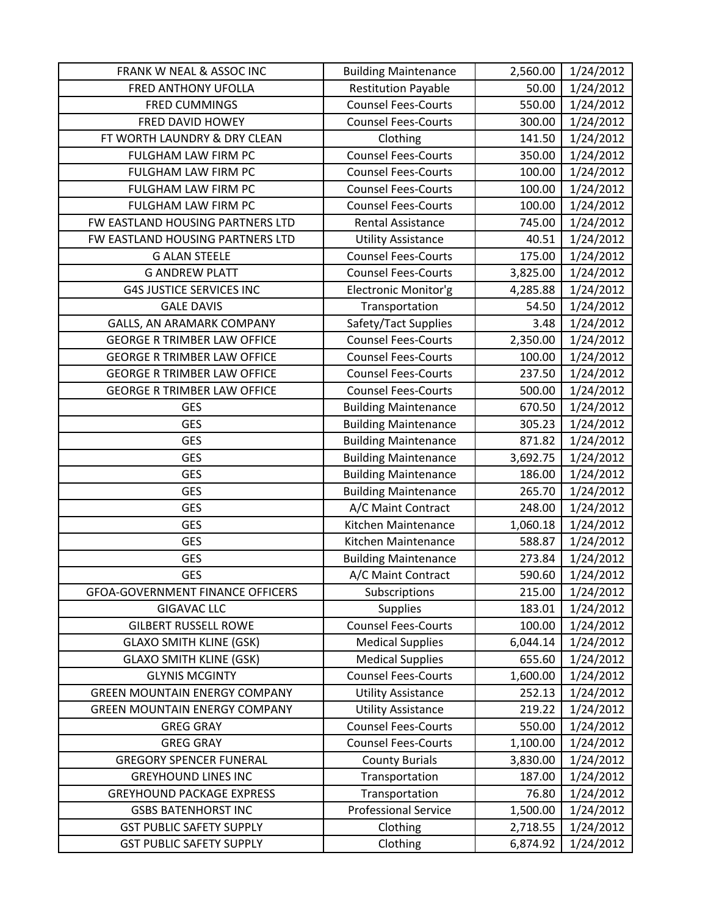| | | | |
|---|---|---|---|
| FRANK W NEAL & ASSOC INC | Building Maintenance | 2,560.00 | 1/24/2012 |
| FRED ANTHONY UFOLLA | Restitution Payable | 50.00 | 1/24/2012 |
| FRED CUMMINGS | Counsel Fees-Courts | 550.00 | 1/24/2012 |
| FRED DAVID HOWEY | Counsel Fees-Courts | 300.00 | 1/24/2012 |
| FT WORTH LAUNDRY & DRY CLEAN | Clothing | 141.50 | 1/24/2012 |
| FULGHAM LAW FIRM PC | Counsel Fees-Courts | 350.00 | 1/24/2012 |
| FULGHAM LAW FIRM PC | Counsel Fees-Courts | 100.00 | 1/24/2012 |
| FULGHAM LAW FIRM PC | Counsel Fees-Courts | 100.00 | 1/24/2012 |
| FULGHAM LAW FIRM PC | Counsel Fees-Courts | 100.00 | 1/24/2012 |
| FW EASTLAND HOUSING PARTNERS LTD | Rental Assistance | 745.00 | 1/24/2012 |
| FW EASTLAND HOUSING PARTNERS LTD | Utility Assistance | 40.51 | 1/24/2012 |
| G ALAN STEELE | Counsel Fees-Courts | 175.00 | 1/24/2012 |
| G ANDREW PLATT | Counsel Fees-Courts | 3,825.00 | 1/24/2012 |
| G4S JUSTICE SERVICES INC | Electronic Monitor'g | 4,285.88 | 1/24/2012 |
| GALE DAVIS | Transportation | 54.50 | 1/24/2012 |
| GALLS, AN ARAMARK COMPANY | Safety/Tact Supplies | 3.48 | 1/24/2012 |
| GEORGE R TRIMBER LAW OFFICE | Counsel Fees-Courts | 2,350.00 | 1/24/2012 |
| GEORGE R TRIMBER LAW OFFICE | Counsel Fees-Courts | 100.00 | 1/24/2012 |
| GEORGE R TRIMBER LAW OFFICE | Counsel Fees-Courts | 237.50 | 1/24/2012 |
| GEORGE R TRIMBER LAW OFFICE | Counsel Fees-Courts | 500.00 | 1/24/2012 |
| GES | Building Maintenance | 670.50 | 1/24/2012 |
| GES | Building Maintenance | 305.23 | 1/24/2012 |
| GES | Building Maintenance | 871.82 | 1/24/2012 |
| GES | Building Maintenance | 3,692.75 | 1/24/2012 |
| GES | Building Maintenance | 186.00 | 1/24/2012 |
| GES | Building Maintenance | 265.70 | 1/24/2012 |
| GES | A/C Maint Contract | 248.00 | 1/24/2012 |
| GES | Kitchen Maintenance | 1,060.18 | 1/24/2012 |
| GES | Kitchen Maintenance | 588.87 | 1/24/2012 |
| GES | Building Maintenance | 273.84 | 1/24/2012 |
| GES | A/C Maint Contract | 590.60 | 1/24/2012 |
| GFOA-GOVERNMENT FINANCE OFFICERS | Subscriptions | 215.00 | 1/24/2012 |
| GIGAVAC LLC | Supplies | 183.01 | 1/24/2012 |
| GILBERT RUSSELL ROWE | Counsel Fees-Courts | 100.00 | 1/24/2012 |
| GLAXO SMITH KLINE (GSK) | Medical Supplies | 6,044.14 | 1/24/2012 |
| GLAXO SMITH KLINE (GSK) | Medical Supplies | 655.60 | 1/24/2012 |
| GLYNIS MCGINTY | Counsel Fees-Courts | 1,600.00 | 1/24/2012 |
| GREEN MOUNTAIN ENERGY COMPANY | Utility Assistance | 252.13 | 1/24/2012 |
| GREEN MOUNTAIN ENERGY COMPANY | Utility Assistance | 219.22 | 1/24/2012 |
| GREG GRAY | Counsel Fees-Courts | 550.00 | 1/24/2012 |
| GREG GRAY | Counsel Fees-Courts | 1,100.00 | 1/24/2012 |
| GREGORY SPENCER FUNERAL | County Burials | 3,830.00 | 1/24/2012 |
| GREYHOUND LINES INC | Transportation | 187.00 | 1/24/2012 |
| GREYHOUND PACKAGE EXPRESS | Transportation | 76.80 | 1/24/2012 |
| GSBS BATENHORST INC | Professional Service | 1,500.00 | 1/24/2012 |
| GST PUBLIC SAFETY SUPPLY | Clothing | 2,718.55 | 1/24/2012 |
| GST PUBLIC SAFETY SUPPLY | Clothing | 6,874.92 | 1/24/2012 |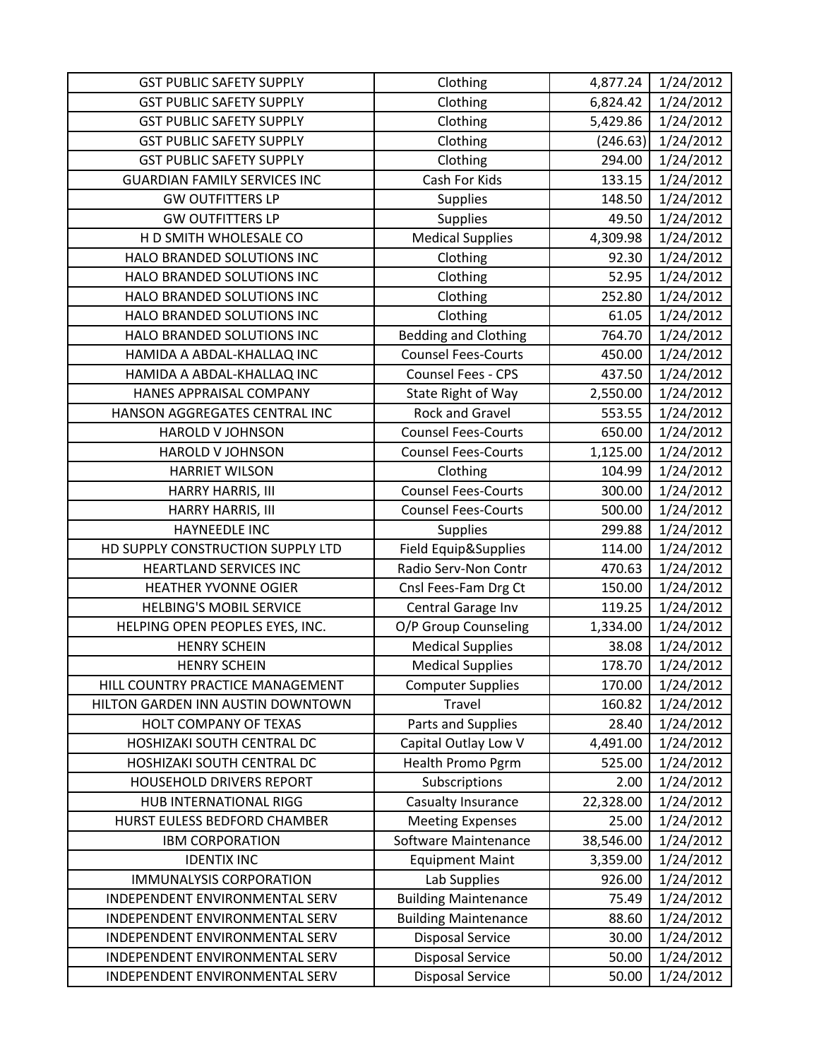| | | | |
|---|---|---|---|
| GST PUBLIC SAFETY SUPPLY | Clothing | 4,877.24 | 1/24/2012 |
| GST PUBLIC SAFETY SUPPLY | Clothing | 6,824.42 | 1/24/2012 |
| GST PUBLIC SAFETY SUPPLY | Clothing | 5,429.86 | 1/24/2012 |
| GST PUBLIC SAFETY SUPPLY | Clothing | (246.63) | 1/24/2012 |
| GST PUBLIC SAFETY SUPPLY | Clothing | 294.00 | 1/24/2012 |
| GUARDIAN FAMILY SERVICES INC | Cash For Kids | 133.15 | 1/24/2012 |
| GW OUTFITTERS LP | Supplies | 148.50 | 1/24/2012 |
| GW OUTFITTERS LP | Supplies | 49.50 | 1/24/2012 |
| H D SMITH WHOLESALE CO | Medical Supplies | 4,309.98 | 1/24/2012 |
| HALO BRANDED SOLUTIONS INC | Clothing | 92.30 | 1/24/2012 |
| HALO BRANDED SOLUTIONS INC | Clothing | 52.95 | 1/24/2012 |
| HALO BRANDED SOLUTIONS INC | Clothing | 252.80 | 1/24/2012 |
| HALO BRANDED SOLUTIONS INC | Clothing | 61.05 | 1/24/2012 |
| HALO BRANDED SOLUTIONS INC | Bedding and Clothing | 764.70 | 1/24/2012 |
| HAMIDA A ABDAL-KHALLAQ INC | Counsel Fees-Courts | 450.00 | 1/24/2012 |
| HAMIDA A ABDAL-KHALLAQ INC | Counsel Fees - CPS | 437.50 | 1/24/2012 |
| HANES APPRAISAL COMPANY | State Right of Way | 2,550.00 | 1/24/2012 |
| HANSON AGGREGATES CENTRAL INC | Rock and Gravel | 553.55 | 1/24/2012 |
| HAROLD V JOHNSON | Counsel Fees-Courts | 650.00 | 1/24/2012 |
| HAROLD V JOHNSON | Counsel Fees-Courts | 1,125.00 | 1/24/2012 |
| HARRIET WILSON | Clothing | 104.99 | 1/24/2012 |
| HARRY HARRIS, III | Counsel Fees-Courts | 300.00 | 1/24/2012 |
| HARRY HARRIS, III | Counsel Fees-Courts | 500.00 | 1/24/2012 |
| HAYNEEDLE INC | Supplies | 299.88 | 1/24/2012 |
| HD SUPPLY CONSTRUCTION SUPPLY LTD | Field Equip&Supplies | 114.00 | 1/24/2012 |
| HEARTLAND SERVICES INC | Radio Serv-Non Contr | 470.63 | 1/24/2012 |
| HEATHER YVONNE OGIER | Cnsl Fees-Fam Drg Ct | 150.00 | 1/24/2012 |
| HELBING'S MOBIL SERVICE | Central Garage Inv | 119.25 | 1/24/2012 |
| HELPING OPEN PEOPLES EYES, INC. | O/P Group Counseling | 1,334.00 | 1/24/2012 |
| HENRY SCHEIN | Medical Supplies | 38.08 | 1/24/2012 |
| HENRY SCHEIN | Medical Supplies | 178.70 | 1/24/2012 |
| HILL COUNTRY PRACTICE MANAGEMENT | Computer Supplies | 170.00 | 1/24/2012 |
| HILTON GARDEN INN AUSTIN DOWNTOWN | Travel | 160.82 | 1/24/2012 |
| HOLT COMPANY OF TEXAS | Parts and Supplies | 28.40 | 1/24/2012 |
| HOSHIZAKI SOUTH CENTRAL DC | Capital Outlay Low V | 4,491.00 | 1/24/2012 |
| HOSHIZAKI SOUTH CENTRAL DC | Health Promo Pgrm | 525.00 | 1/24/2012 |
| HOUSEHOLD DRIVERS REPORT | Subscriptions | 2.00 | 1/24/2012 |
| HUB INTERNATIONAL RIGG | Casualty Insurance | 22,328.00 | 1/24/2012 |
| HURST EULESS BEDFORD CHAMBER | Meeting Expenses | 25.00 | 1/24/2012 |
| IBM CORPORATION | Software Maintenance | 38,546.00 | 1/24/2012 |
| IDENTIX INC | Equipment Maint | 3,359.00 | 1/24/2012 |
| IMMUNALYSIS CORPORATION | Lab Supplies | 926.00 | 1/24/2012 |
| INDEPENDENT ENVIRONMENTAL SERV | Building Maintenance | 75.49 | 1/24/2012 |
| INDEPENDENT ENVIRONMENTAL SERV | Building Maintenance | 88.60 | 1/24/2012 |
| INDEPENDENT ENVIRONMENTAL SERV | Disposal Service | 30.00 | 1/24/2012 |
| INDEPENDENT ENVIRONMENTAL SERV | Disposal Service | 50.00 | 1/24/2012 |
| INDEPENDENT ENVIRONMENTAL SERV | Disposal Service | 50.00 | 1/24/2012 |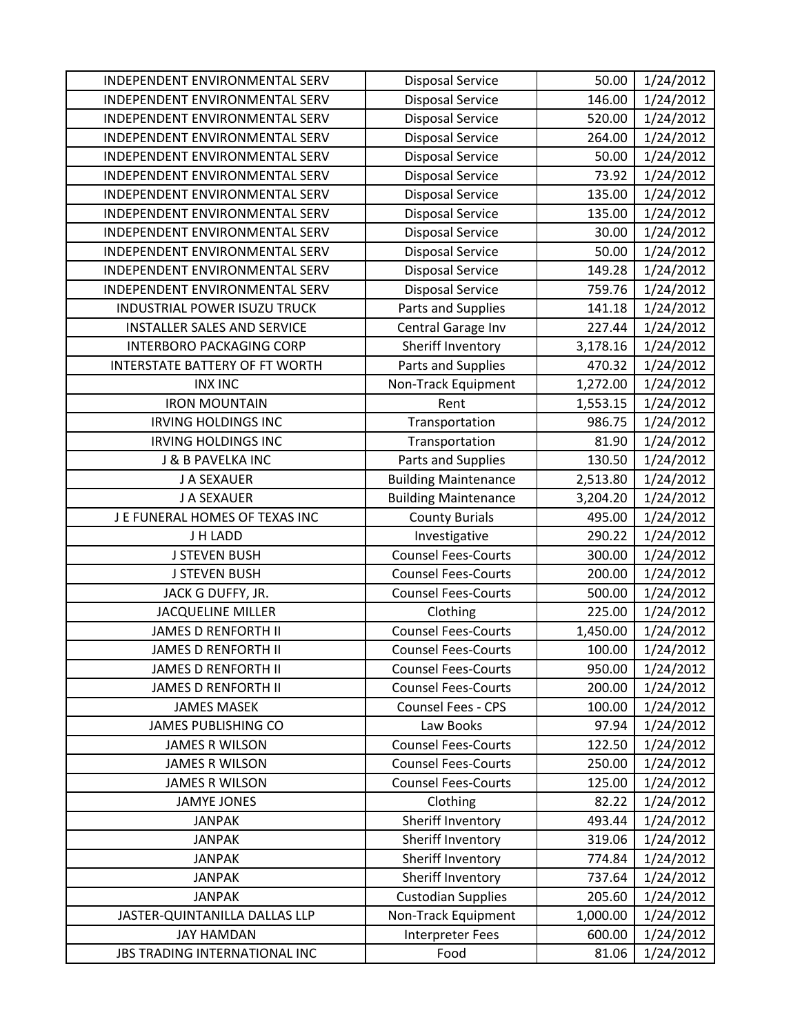| | | | |
|---|---|---|---|
| INDEPENDENT ENVIRONMENTAL SERV | Disposal Service | 50.00 | 1/24/2012 |
| INDEPENDENT ENVIRONMENTAL SERV | Disposal Service | 146.00 | 1/24/2012 |
| INDEPENDENT ENVIRONMENTAL SERV | Disposal Service | 520.00 | 1/24/2012 |
| INDEPENDENT ENVIRONMENTAL SERV | Disposal Service | 264.00 | 1/24/2012 |
| INDEPENDENT ENVIRONMENTAL SERV | Disposal Service | 50.00 | 1/24/2012 |
| INDEPENDENT ENVIRONMENTAL SERV | Disposal Service | 73.92 | 1/24/2012 |
| INDEPENDENT ENVIRONMENTAL SERV | Disposal Service | 135.00 | 1/24/2012 |
| INDEPENDENT ENVIRONMENTAL SERV | Disposal Service | 135.00 | 1/24/2012 |
| INDEPENDENT ENVIRONMENTAL SERV | Disposal Service | 30.00 | 1/24/2012 |
| INDEPENDENT ENVIRONMENTAL SERV | Disposal Service | 50.00 | 1/24/2012 |
| INDEPENDENT ENVIRONMENTAL SERV | Disposal Service | 149.28 | 1/24/2012 |
| INDEPENDENT ENVIRONMENTAL SERV | Disposal Service | 759.76 | 1/24/2012 |
| INDUSTRIAL POWER ISUZU TRUCK | Parts and Supplies | 141.18 | 1/24/2012 |
| INSTALLER SALES AND SERVICE | Central Garage Inv | 227.44 | 1/24/2012 |
| INTERBORO PACKAGING CORP | Sheriff Inventory | 3,178.16 | 1/24/2012 |
| INTERSTATE BATTERY OF FT WORTH | Parts and Supplies | 470.32 | 1/24/2012 |
| INX INC | Non-Track Equipment | 1,272.00 | 1/24/2012 |
| IRON MOUNTAIN | Rent | 1,553.15 | 1/24/2012 |
| IRVING HOLDINGS INC | Transportation | 986.75 | 1/24/2012 |
| IRVING HOLDINGS INC | Transportation | 81.90 | 1/24/2012 |
| J & B PAVELKA INC | Parts and Supplies | 130.50 | 1/24/2012 |
| J A SEXAUER | Building Maintenance | 2,513.80 | 1/24/2012 |
| J A SEXAUER | Building Maintenance | 3,204.20 | 1/24/2012 |
| J E FUNERAL HOMES OF TEXAS INC | County Burials | 495.00 | 1/24/2012 |
| J H LADD | Investigative | 290.22 | 1/24/2012 |
| J STEVEN BUSH | Counsel Fees-Courts | 300.00 | 1/24/2012 |
| J STEVEN BUSH | Counsel Fees-Courts | 200.00 | 1/24/2012 |
| JACK G DUFFY, JR. | Counsel Fees-Courts | 500.00 | 1/24/2012 |
| JACQUELINE MILLER | Clothing | 225.00 | 1/24/2012 |
| JAMES D RENFORTH II | Counsel Fees-Courts | 1,450.00 | 1/24/2012 |
| JAMES D RENFORTH II | Counsel Fees-Courts | 100.00 | 1/24/2012 |
| JAMES D RENFORTH II | Counsel Fees-Courts | 950.00 | 1/24/2012 |
| JAMES D RENFORTH II | Counsel Fees-Courts | 200.00 | 1/24/2012 |
| JAMES MASEK | Counsel Fees - CPS | 100.00 | 1/24/2012 |
| JAMES PUBLISHING CO | Law Books | 97.94 | 1/24/2012 |
| JAMES R WILSON | Counsel Fees-Courts | 122.50 | 1/24/2012 |
| JAMES R WILSON | Counsel Fees-Courts | 250.00 | 1/24/2012 |
| JAMES R WILSON | Counsel Fees-Courts | 125.00 | 1/24/2012 |
| JAMYE JONES | Clothing | 82.22 | 1/24/2012 |
| JANPAK | Sheriff Inventory | 493.44 | 1/24/2012 |
| JANPAK | Sheriff Inventory | 319.06 | 1/24/2012 |
| JANPAK | Sheriff Inventory | 774.84 | 1/24/2012 |
| JANPAK | Sheriff Inventory | 737.64 | 1/24/2012 |
| JANPAK | Custodian Supplies | 205.60 | 1/24/2012 |
| JASTER-QUINTANILLA DALLAS LLP | Non-Track Equipment | 1,000.00 | 1/24/2012 |
| JAY HAMDAN | Interpreter Fees | 600.00 | 1/24/2012 |
| JBS TRADING INTERNATIONAL INC | Food | 81.06 | 1/24/2012 |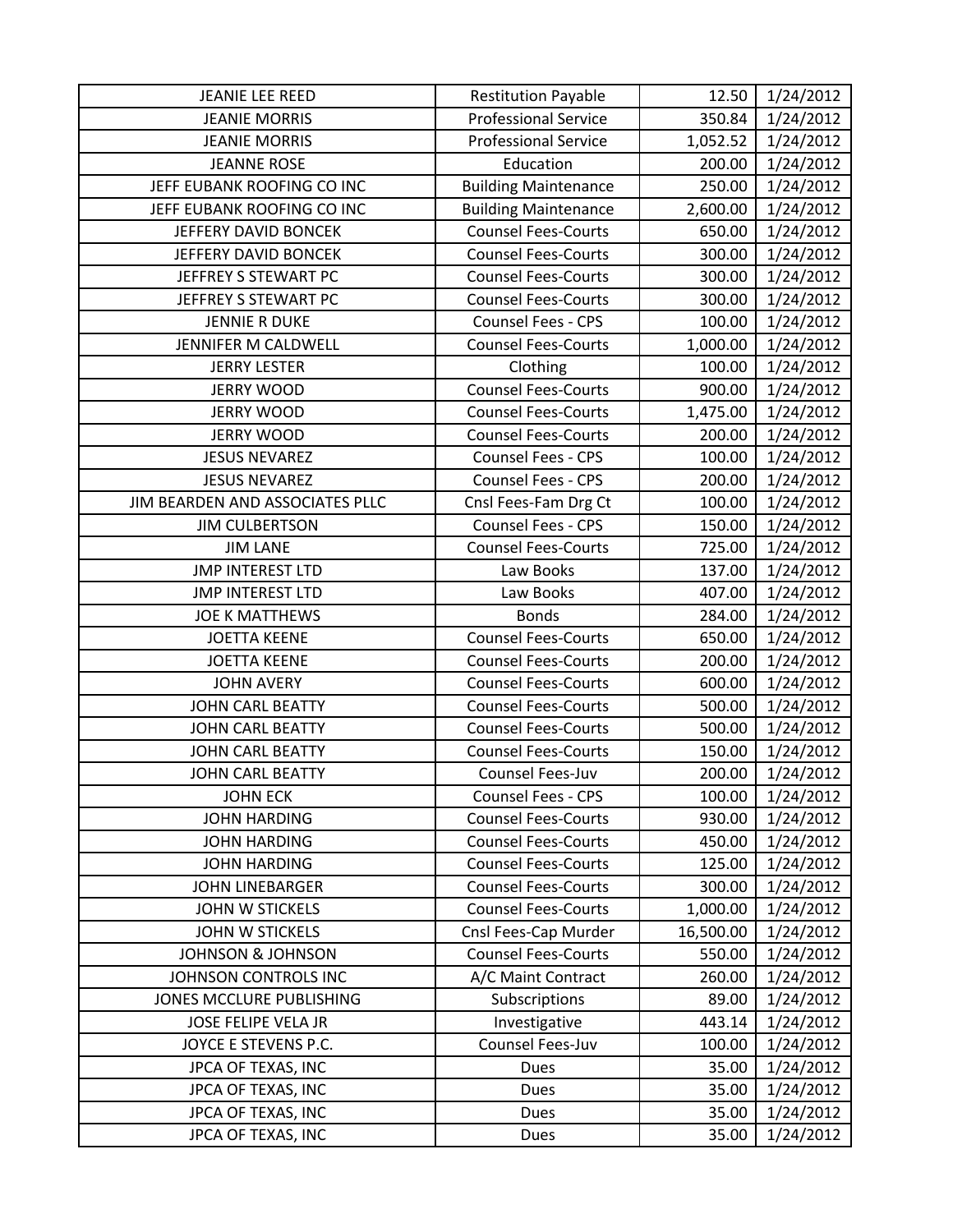| JEANIE LEE REED | Restitution Payable | 12.50 | 1/24/2012 |
|---|---|---|---|
| JEANIE MORRIS | Professional Service | 350.84 | 1/24/2012 |
| JEANIE MORRIS | Professional Service | 1,052.52 | 1/24/2012 |
| JEANNE ROSE | Education | 200.00 | 1/24/2012 |
| JEFF EUBANK ROOFING CO INC | Building Maintenance | 250.00 | 1/24/2012 |
| JEFF EUBANK ROOFING CO INC | Building Maintenance | 2,600.00 | 1/24/2012 |
| JEFFERY DAVID BONCEK | Counsel Fees-Courts | 650.00 | 1/24/2012 |
| JEFFERY DAVID BONCEK | Counsel Fees-Courts | 300.00 | 1/24/2012 |
| JEFFREY S STEWART PC | Counsel Fees-Courts | 300.00 | 1/24/2012 |
| JEFFREY S STEWART PC | Counsel Fees-Courts | 300.00 | 1/24/2012 |
| JENNIE R DUKE | Counsel Fees - CPS | 100.00 | 1/24/2012 |
| JENNIFER M CALDWELL | Counsel Fees-Courts | 1,000.00 | 1/24/2012 |
| JERRY LESTER | Clothing | 100.00 | 1/24/2012 |
| JERRY WOOD | Counsel Fees-Courts | 900.00 | 1/24/2012 |
| JERRY WOOD | Counsel Fees-Courts | 1,475.00 | 1/24/2012 |
| JERRY WOOD | Counsel Fees-Courts | 200.00 | 1/24/2012 |
| JESUS NEVAREZ | Counsel Fees - CPS | 100.00 | 1/24/2012 |
| JESUS NEVAREZ | Counsel Fees - CPS | 200.00 | 1/24/2012 |
| JIM BEARDEN AND ASSOCIATES PLLC | Cnsl Fees-Fam Drg Ct | 100.00 | 1/24/2012 |
| JIM CULBERTSON | Counsel Fees - CPS | 150.00 | 1/24/2012 |
| JIM LANE | Counsel Fees-Courts | 725.00 | 1/24/2012 |
| JMP INTEREST LTD | Law Books | 137.00 | 1/24/2012 |
| JMP INTEREST LTD | Law Books | 407.00 | 1/24/2012 |
| JOE K MATTHEWS | Bonds | 284.00 | 1/24/2012 |
| JOETTA KEENE | Counsel Fees-Courts | 650.00 | 1/24/2012 |
| JOETTA KEENE | Counsel Fees-Courts | 200.00 | 1/24/2012 |
| JOHN AVERY | Counsel Fees-Courts | 600.00 | 1/24/2012 |
| JOHN CARL BEATTY | Counsel Fees-Courts | 500.00 | 1/24/2012 |
| JOHN CARL BEATTY | Counsel Fees-Courts | 500.00 | 1/24/2012 |
| JOHN CARL BEATTY | Counsel Fees-Courts | 150.00 | 1/24/2012 |
| JOHN CARL BEATTY | Counsel Fees-Juv | 200.00 | 1/24/2012 |
| JOHN ECK | Counsel Fees - CPS | 100.00 | 1/24/2012 |
| JOHN HARDING | Counsel Fees-Courts | 930.00 | 1/24/2012 |
| JOHN HARDING | Counsel Fees-Courts | 450.00 | 1/24/2012 |
| JOHN HARDING | Counsel Fees-Courts | 125.00 | 1/24/2012 |
| JOHN LINEBARGER | Counsel Fees-Courts | 300.00 | 1/24/2012 |
| JOHN W STICKELS | Counsel Fees-Courts | 1,000.00 | 1/24/2012 |
| JOHN W STICKELS | Cnsl Fees-Cap Murder | 16,500.00 | 1/24/2012 |
| JOHNSON & JOHNSON | Counsel Fees-Courts | 550.00 | 1/24/2012 |
| JOHNSON CONTROLS INC | A/C Maint Contract | 260.00 | 1/24/2012 |
| JONES MCCLURE PUBLISHING | Subscriptions | 89.00 | 1/24/2012 |
| JOSE FELIPE VELA JR | Investigative | 443.14 | 1/24/2012 |
| JOYCE E STEVENS P.C. | Counsel Fees-Juv | 100.00 | 1/24/2012 |
| JPCA OF TEXAS, INC | Dues | 35.00 | 1/24/2012 |
| JPCA OF TEXAS, INC | Dues | 35.00 | 1/24/2012 |
| JPCA OF TEXAS, INC | Dues | 35.00 | 1/24/2012 |
| JPCA OF TEXAS, INC | Dues | 35.00 | 1/24/2012 |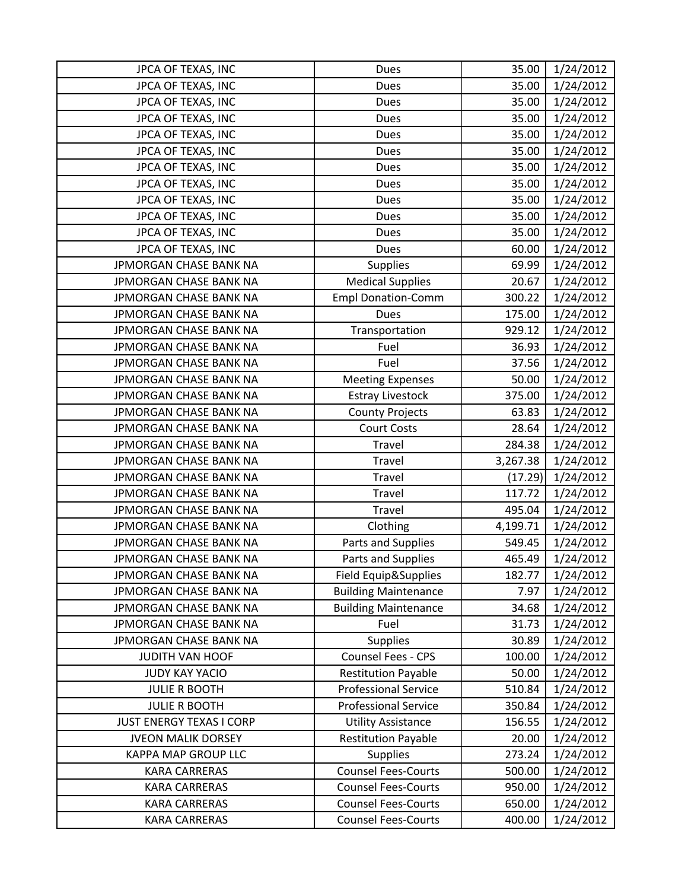| | | | |
|---|---|---|---|
| JPCA OF TEXAS, INC | Dues | 35.00 | 1/24/2012 |
| JPCA OF TEXAS, INC | Dues | 35.00 | 1/24/2012 |
| JPCA OF TEXAS, INC | Dues | 35.00 | 1/24/2012 |
| JPCA OF TEXAS, INC | Dues | 35.00 | 1/24/2012 |
| JPCA OF TEXAS, INC | Dues | 35.00 | 1/24/2012 |
| JPCA OF TEXAS, INC | Dues | 35.00 | 1/24/2012 |
| JPCA OF TEXAS, INC | Dues | 35.00 | 1/24/2012 |
| JPCA OF TEXAS, INC | Dues | 35.00 | 1/24/2012 |
| JPCA OF TEXAS, INC | Dues | 35.00 | 1/24/2012 |
| JPCA OF TEXAS, INC | Dues | 35.00 | 1/24/2012 |
| JPCA OF TEXAS, INC | Dues | 35.00 | 1/24/2012 |
| JPCA OF TEXAS, INC | Dues | 60.00 | 1/24/2012 |
| JPMORGAN CHASE BANK NA | Supplies | 69.99 | 1/24/2012 |
| JPMORGAN CHASE BANK NA | Medical Supplies | 20.67 | 1/24/2012 |
| JPMORGAN CHASE BANK NA | Empl Donation-Comm | 300.22 | 1/24/2012 |
| JPMORGAN CHASE BANK NA | Dues | 175.00 | 1/24/2012 |
| JPMORGAN CHASE BANK NA | Transportation | 929.12 | 1/24/2012 |
| JPMORGAN CHASE BANK NA | Fuel | 36.93 | 1/24/2012 |
| JPMORGAN CHASE BANK NA | Fuel | 37.56 | 1/24/2012 |
| JPMORGAN CHASE BANK NA | Meeting Expenses | 50.00 | 1/24/2012 |
| JPMORGAN CHASE BANK NA | Estray Livestock | 375.00 | 1/24/2012 |
| JPMORGAN CHASE BANK NA | County Projects | 63.83 | 1/24/2012 |
| JPMORGAN CHASE BANK NA | Court Costs | 28.64 | 1/24/2012 |
| JPMORGAN CHASE BANK NA | Travel | 284.38 | 1/24/2012 |
| JPMORGAN CHASE BANK NA | Travel | 3,267.38 | 1/24/2012 |
| JPMORGAN CHASE BANK NA | Travel | (17.29) | 1/24/2012 |
| JPMORGAN CHASE BANK NA | Travel | 117.72 | 1/24/2012 |
| JPMORGAN CHASE BANK NA | Travel | 495.04 | 1/24/2012 |
| JPMORGAN CHASE BANK NA | Clothing | 4,199.71 | 1/24/2012 |
| JPMORGAN CHASE BANK NA | Parts and Supplies | 549.45 | 1/24/2012 |
| JPMORGAN CHASE BANK NA | Parts and Supplies | 465.49 | 1/24/2012 |
| JPMORGAN CHASE BANK NA | Field Equip&Supplies | 182.77 | 1/24/2012 |
| JPMORGAN CHASE BANK NA | Building Maintenance | 7.97 | 1/24/2012 |
| JPMORGAN CHASE BANK NA | Building Maintenance | 34.68 | 1/24/2012 |
| JPMORGAN CHASE BANK NA | Fuel | 31.73 | 1/24/2012 |
| JPMORGAN CHASE BANK NA | Supplies | 30.89 | 1/24/2012 |
| JUDITH VAN HOOF | Counsel Fees - CPS | 100.00 | 1/24/2012 |
| JUDY KAY YACIO | Restitution Payable | 50.00 | 1/24/2012 |
| JULIE R BOOTH | Professional Service | 510.84 | 1/24/2012 |
| JULIE R BOOTH | Professional Service | 350.84 | 1/24/2012 |
| JUST ENERGY TEXAS I CORP | Utility Assistance | 156.55 | 1/24/2012 |
| JVEON MALIK DORSEY | Restitution Payable | 20.00 | 1/24/2012 |
| KAPPA MAP GROUP LLC | Supplies | 273.24 | 1/24/2012 |
| KARA CARRERAS | Counsel Fees-Courts | 500.00 | 1/24/2012 |
| KARA CARRERAS | Counsel Fees-Courts | 950.00 | 1/24/2012 |
| KARA CARRERAS | Counsel Fees-Courts | 650.00 | 1/24/2012 |
| KARA CARRERAS | Counsel Fees-Courts | 400.00 | 1/24/2012 |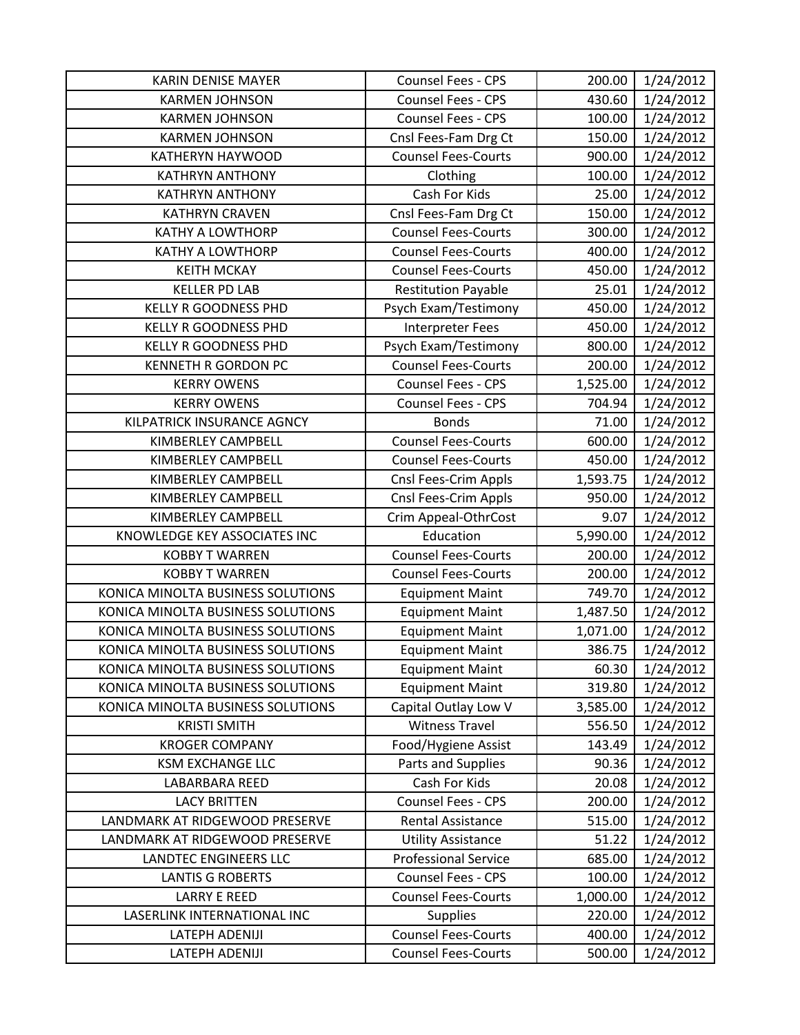| KARIN DENISE MAYER | Counsel Fees - CPS | 200.00 | 1/24/2012 |
|---|---|---|---|
| KARMEN JOHNSON | Counsel Fees - CPS | 430.60 | 1/24/2012 |
| KARMEN JOHNSON | Counsel Fees - CPS | 100.00 | 1/24/2012 |
| KARMEN JOHNSON | Cnsl Fees-Fam Drg Ct | 150.00 | 1/24/2012 |
| KATHERYN HAYWOOD | Counsel Fees-Courts | 900.00 | 1/24/2012 |
| KATHRYN ANTHONY | Clothing | 100.00 | 1/24/2012 |
| KATHRYN ANTHONY | Cash For Kids | 25.00 | 1/24/2012 |
| KATHRYN CRAVEN | Cnsl Fees-Fam Drg Ct | 150.00 | 1/24/2012 |
| KATHY A LOWTHORP | Counsel Fees-Courts | 300.00 | 1/24/2012 |
| KATHY A LOWTHORP | Counsel Fees-Courts | 400.00 | 1/24/2012 |
| KEITH MCKAY | Counsel Fees-Courts | 450.00 | 1/24/2012 |
| KELLER PD LAB | Restitution Payable | 25.01 | 1/24/2012 |
| KELLY R GOODNESS PHD | Psych Exam/Testimony | 450.00 | 1/24/2012 |
| KELLY R GOODNESS PHD | Interpreter Fees | 450.00 | 1/24/2012 |
| KELLY R GOODNESS PHD | Psych Exam/Testimony | 800.00 | 1/24/2012 |
| KENNETH R GORDON PC | Counsel Fees-Courts | 200.00 | 1/24/2012 |
| KERRY OWENS | Counsel Fees - CPS | 1,525.00 | 1/24/2012 |
| KERRY OWENS | Counsel Fees - CPS | 704.94 | 1/24/2012 |
| KILPATRICK INSURANCE AGNCY | Bonds | 71.00 | 1/24/2012 |
| KIMBERLEY CAMPBELL | Counsel Fees-Courts | 600.00 | 1/24/2012 |
| KIMBERLEY CAMPBELL | Counsel Fees-Courts | 450.00 | 1/24/2012 |
| KIMBERLEY CAMPBELL | Cnsl Fees-Crim Appls | 1,593.75 | 1/24/2012 |
| KIMBERLEY CAMPBELL | Cnsl Fees-Crim Appls | 950.00 | 1/24/2012 |
| KIMBERLEY CAMPBELL | Crim Appeal-OthrCost | 9.07 | 1/24/2012 |
| KNOWLEDGE KEY ASSOCIATES INC | Education | 5,990.00 | 1/24/2012 |
| KOBBY T WARREN | Counsel Fees-Courts | 200.00 | 1/24/2012 |
| KOBBY T WARREN | Counsel Fees-Courts | 200.00 | 1/24/2012 |
| KONICA MINOLTA BUSINESS SOLUTIONS | Equipment Maint | 749.70 | 1/24/2012 |
| KONICA MINOLTA BUSINESS SOLUTIONS | Equipment Maint | 1,487.50 | 1/24/2012 |
| KONICA MINOLTA BUSINESS SOLUTIONS | Equipment Maint | 1,071.00 | 1/24/2012 |
| KONICA MINOLTA BUSINESS SOLUTIONS | Equipment Maint | 386.75 | 1/24/2012 |
| KONICA MINOLTA BUSINESS SOLUTIONS | Equipment Maint | 60.30 | 1/24/2012 |
| KONICA MINOLTA BUSINESS SOLUTIONS | Equipment Maint | 319.80 | 1/24/2012 |
| KONICA MINOLTA BUSINESS SOLUTIONS | Capital Outlay Low V | 3,585.00 | 1/24/2012 |
| KRISTI SMITH | Witness Travel | 556.50 | 1/24/2012 |
| KROGER COMPANY | Food/Hygiene Assist | 143.49 | 1/24/2012 |
| KSM EXCHANGE LLC | Parts and Supplies | 90.36 | 1/24/2012 |
| LABARBARA REED | Cash For Kids | 20.08 | 1/24/2012 |
| LACY BRITTEN | Counsel Fees - CPS | 200.00 | 1/24/2012 |
| LANDMARK AT RIDGEWOOD PRESERVE | Rental Assistance | 515.00 | 1/24/2012 |
| LANDMARK AT RIDGEWOOD PRESERVE | Utility Assistance | 51.22 | 1/24/2012 |
| LANDTEC ENGINEERS LLC | Professional Service | 685.00 | 1/24/2012 |
| LANTIS G ROBERTS | Counsel Fees - CPS | 100.00 | 1/24/2012 |
| LARRY E REED | Counsel Fees-Courts | 1,000.00 | 1/24/2012 |
| LASERLINK INTERNATIONAL INC | Supplies | 220.00 | 1/24/2012 |
| LATEPH ADENIJI | Counsel Fees-Courts | 400.00 | 1/24/2012 |
| LATEPH ADENIJI | Counsel Fees-Courts | 500.00 | 1/24/2012 |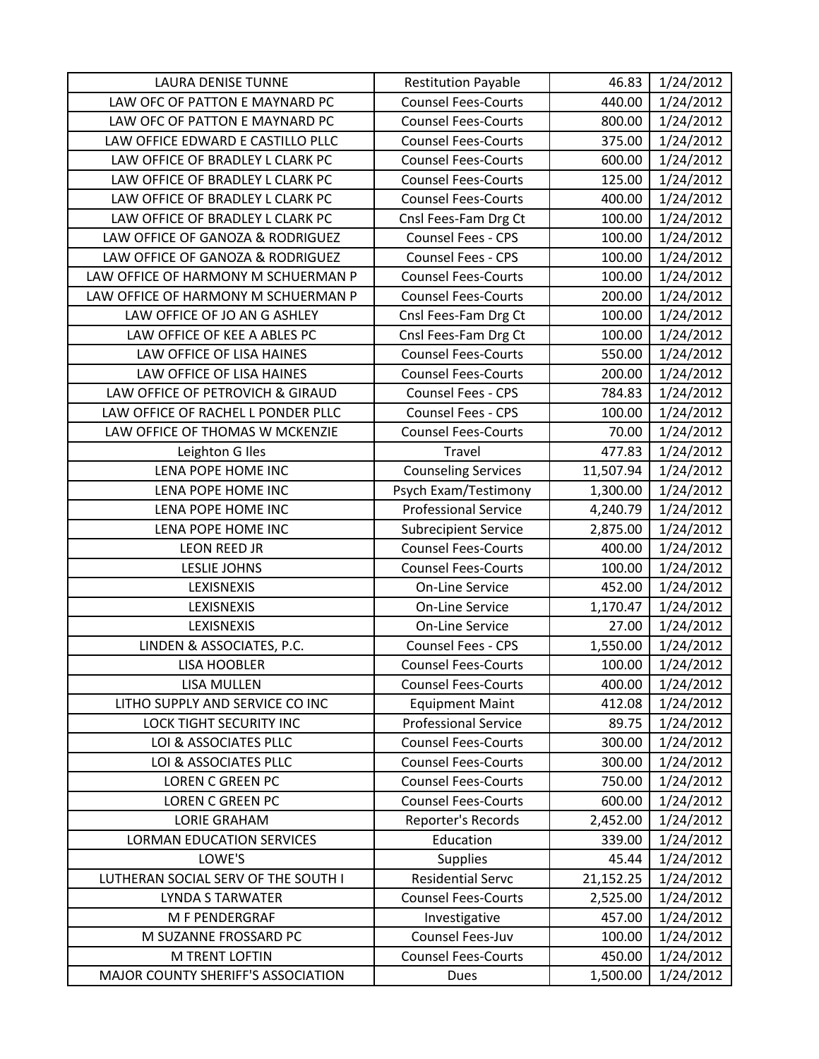| LAURA DENISE TUNNE | Restitution Payable | 46.83 | 1/24/2012 |
|---|---|---|---|
| LAW OFC OF PATTON E MAYNARD PC | Counsel Fees-Courts | 440.00 | 1/24/2012 |
| LAW OFC OF PATTON E MAYNARD PC | Counsel Fees-Courts | 800.00 | 1/24/2012 |
| LAW OFFICE EDWARD E CASTILLO PLLC | Counsel Fees-Courts | 375.00 | 1/24/2012 |
| LAW OFFICE OF BRADLEY L CLARK PC | Counsel Fees-Courts | 600.00 | 1/24/2012 |
| LAW OFFICE OF BRADLEY L CLARK PC | Counsel Fees-Courts | 125.00 | 1/24/2012 |
| LAW OFFICE OF BRADLEY L CLARK PC | Counsel Fees-Courts | 400.00 | 1/24/2012 |
| LAW OFFICE OF BRADLEY L CLARK PC | Cnsl Fees-Fam Drg Ct | 100.00 | 1/24/2012 |
| LAW OFFICE OF GANOZA & RODRIGUEZ | Counsel Fees - CPS | 100.00 | 1/24/2012 |
| LAW OFFICE OF GANOZA & RODRIGUEZ | Counsel Fees - CPS | 100.00 | 1/24/2012 |
| LAW OFFICE OF HARMONY M SCHUERMAN P | Counsel Fees-Courts | 100.00 | 1/24/2012 |
| LAW OFFICE OF HARMONY M SCHUERMAN P | Counsel Fees-Courts | 200.00 | 1/24/2012 |
| LAW OFFICE OF JO AN G ASHLEY | Cnsl Fees-Fam Drg Ct | 100.00 | 1/24/2012 |
| LAW OFFICE OF KEE A ABLES PC | Cnsl Fees-Fam Drg Ct | 100.00 | 1/24/2012 |
| LAW OFFICE OF LISA HAINES | Counsel Fees-Courts | 550.00 | 1/24/2012 |
| LAW OFFICE OF LISA HAINES | Counsel Fees-Courts | 200.00 | 1/24/2012 |
| LAW OFFICE OF PETROVICH & GIRAUD | Counsel Fees - CPS | 784.83 | 1/24/2012 |
| LAW OFFICE OF RACHEL L PONDER PLLC | Counsel Fees - CPS | 100.00 | 1/24/2012 |
| LAW OFFICE OF THOMAS W MCKENZIE | Counsel Fees-Courts | 70.00 | 1/24/2012 |
| Leighton G Iles | Travel | 477.83 | 1/24/2012 |
| LENA POPE HOME INC | Counseling Services | 11,507.94 | 1/24/2012 |
| LENA POPE HOME INC | Psych Exam/Testimony | 1,300.00 | 1/24/2012 |
| LENA POPE HOME INC | Professional Service | 4,240.79 | 1/24/2012 |
| LENA POPE HOME INC | Subrecipient Service | 2,875.00 | 1/24/2012 |
| LEON REED JR | Counsel Fees-Courts | 400.00 | 1/24/2012 |
| LESLIE JOHNS | Counsel Fees-Courts | 100.00 | 1/24/2012 |
| LEXISNEXIS | On-Line Service | 452.00 | 1/24/2012 |
| LEXISNEXIS | On-Line Service | 1,170.47 | 1/24/2012 |
| LEXISNEXIS | On-Line Service | 27.00 | 1/24/2012 |
| LINDEN & ASSOCIATES, P.C. | Counsel Fees - CPS | 1,550.00 | 1/24/2012 |
| LISA HOOBLER | Counsel Fees-Courts | 100.00 | 1/24/2012 |
| LISA MULLEN | Counsel Fees-Courts | 400.00 | 1/24/2012 |
| LITHO SUPPLY AND SERVICE CO INC | Equipment Maint | 412.08 | 1/24/2012 |
| LOCK TIGHT SECURITY INC | Professional Service | 89.75 | 1/24/2012 |
| LOI & ASSOCIATES PLLC | Counsel Fees-Courts | 300.00 | 1/24/2012 |
| LOI & ASSOCIATES PLLC | Counsel Fees-Courts | 300.00 | 1/24/2012 |
| LOREN C GREEN PC | Counsel Fees-Courts | 750.00 | 1/24/2012 |
| LOREN C GREEN PC | Counsel Fees-Courts | 600.00 | 1/24/2012 |
| LORIE GRAHAM | Reporter's Records | 2,452.00 | 1/24/2012 |
| LORMAN EDUCATION SERVICES | Education | 339.00 | 1/24/2012 |
| LOWE'S | Supplies | 45.44 | 1/24/2012 |
| LUTHERAN SOCIAL SERV OF THE SOUTH I | Residential Servc | 21,152.25 | 1/24/2012 |
| LYNDA S TARWATER | Counsel Fees-Courts | 2,525.00 | 1/24/2012 |
| M F PENDERGRAF | Investigative | 457.00 | 1/24/2012 |
| M SUZANNE FROSSARD PC | Counsel Fees-Juv | 100.00 | 1/24/2012 |
| M TRENT LOFTIN | Counsel Fees-Courts | 450.00 | 1/24/2012 |
| MAJOR COUNTY SHERIFF'S ASSOCIATION | Dues | 1,500.00 | 1/24/2012 |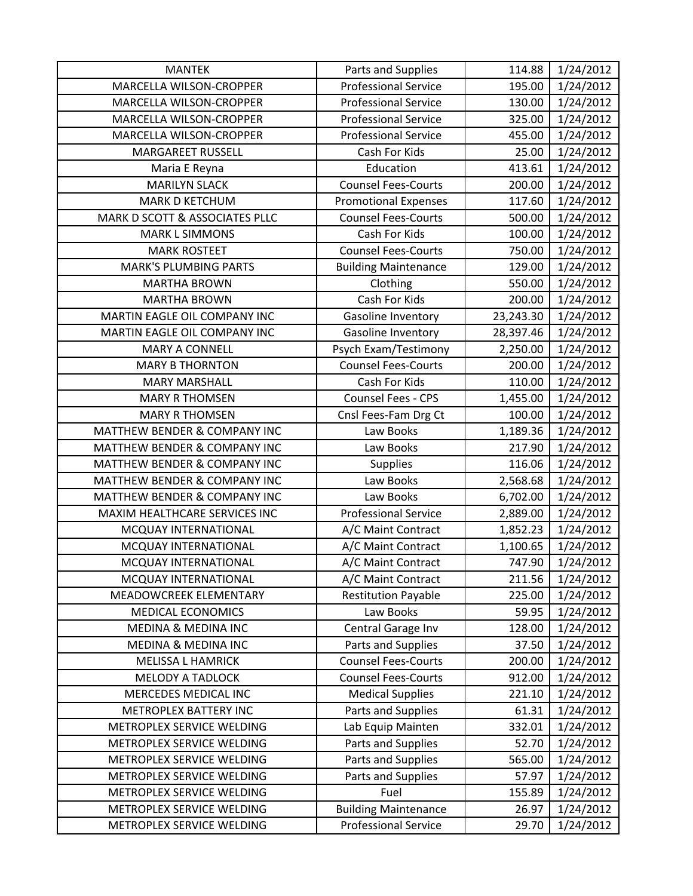| MANTEK | Parts and Supplies | 114.88 | 1/24/2012 |
|---|---|---|---|
| MARCELLA WILSON-CROPPER | Professional Service | 195.00 | 1/24/2012 |
| MARCELLA WILSON-CROPPER | Professional Service | 130.00 | 1/24/2012 |
| MARCELLA WILSON-CROPPER | Professional Service | 325.00 | 1/24/2012 |
| MARCELLA WILSON-CROPPER | Professional Service | 455.00 | 1/24/2012 |
| MARGAREET RUSSELL | Cash For Kids | 25.00 | 1/24/2012 |
| Maria E Reyna | Education | 413.61 | 1/24/2012 |
| MARILYN SLACK | Counsel Fees-Courts | 200.00 | 1/24/2012 |
| MARK D KETCHUM | Promotional Expenses | 117.60 | 1/24/2012 |
| MARK D SCOTT & ASSOCIATES PLLC | Counsel Fees-Courts | 500.00 | 1/24/2012 |
| MARK L SIMMONS | Cash For Kids | 100.00 | 1/24/2012 |
| MARK ROSTEET | Counsel Fees-Courts | 750.00 | 1/24/2012 |
| MARK'S PLUMBING PARTS | Building Maintenance | 129.00 | 1/24/2012 |
| MARTHA BROWN | Clothing | 550.00 | 1/24/2012 |
| MARTHA BROWN | Cash For Kids | 200.00 | 1/24/2012 |
| MARTIN EAGLE OIL COMPANY INC | Gasoline Inventory | 23,243.30 | 1/24/2012 |
| MARTIN EAGLE OIL COMPANY INC | Gasoline Inventory | 28,397.46 | 1/24/2012 |
| MARY A CONNELL | Psych Exam/Testimony | 2,250.00 | 1/24/2012 |
| MARY B THORNTON | Counsel Fees-Courts | 200.00 | 1/24/2012 |
| MARY MARSHALL | Cash For Kids | 110.00 | 1/24/2012 |
| MARY R THOMSEN | Counsel Fees - CPS | 1,455.00 | 1/24/2012 |
| MARY R THOMSEN | Cnsl Fees-Fam Drg Ct | 100.00 | 1/24/2012 |
| MATTHEW BENDER & COMPANY INC | Law Books | 1,189.36 | 1/24/2012 |
| MATTHEW BENDER & COMPANY INC | Law Books | 217.90 | 1/24/2012 |
| MATTHEW BENDER & COMPANY INC | Supplies | 116.06 | 1/24/2012 |
| MATTHEW BENDER & COMPANY INC | Law Books | 2,568.68 | 1/24/2012 |
| MATTHEW BENDER & COMPANY INC | Law Books | 6,702.00 | 1/24/2012 |
| MAXIM HEALTHCARE SERVICES INC | Professional Service | 2,889.00 | 1/24/2012 |
| MCQUAY INTERNATIONAL | A/C Maint Contract | 1,852.23 | 1/24/2012 |
| MCQUAY INTERNATIONAL | A/C Maint Contract | 1,100.65 | 1/24/2012 |
| MCQUAY INTERNATIONAL | A/C Maint Contract | 747.90 | 1/24/2012 |
| MCQUAY INTERNATIONAL | A/C Maint Contract | 211.56 | 1/24/2012 |
| MEADOWCREEK ELEMENTARY | Restitution Payable | 225.00 | 1/24/2012 |
| MEDICAL ECONOMICS | Law Books | 59.95 | 1/24/2012 |
| MEDINA & MEDINA INC | Central Garage Inv | 128.00 | 1/24/2012 |
| MEDINA & MEDINA INC | Parts and Supplies | 37.50 | 1/24/2012 |
| MELISSA L HAMRICK | Counsel Fees-Courts | 200.00 | 1/24/2012 |
| MELODY A TADLOCK | Counsel Fees-Courts | 912.00 | 1/24/2012 |
| MERCEDES MEDICAL INC | Medical Supplies | 221.10 | 1/24/2012 |
| METROPLEX BATTERY INC | Parts and Supplies | 61.31 | 1/24/2012 |
| METROPLEX SERVICE WELDING | Lab Equip Mainten | 332.01 | 1/24/2012 |
| METROPLEX SERVICE WELDING | Parts and Supplies | 52.70 | 1/24/2012 |
| METROPLEX SERVICE WELDING | Parts and Supplies | 565.00 | 1/24/2012 |
| METROPLEX SERVICE WELDING | Parts and Supplies | 57.97 | 1/24/2012 |
| METROPLEX SERVICE WELDING | Fuel | 155.89 | 1/24/2012 |
| METROPLEX SERVICE WELDING | Building Maintenance | 26.97 | 1/24/2012 |
| METROPLEX SERVICE WELDING | Professional Service | 29.70 | 1/24/2012 |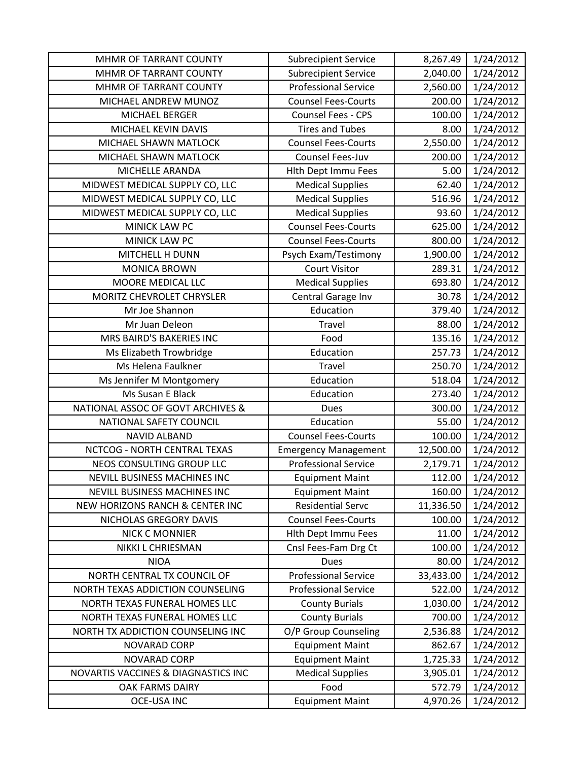| MHMR OF TARRANT COUNTY | Subrecipient Service | 8,267.49 | 1/24/2012 |
|---|---|---|---|
| MHMR OF TARRANT COUNTY | Subrecipient Service | 2,040.00 | 1/24/2012 |
| MHMR OF TARRANT COUNTY | Professional Service | 2,560.00 | 1/24/2012 |
| MICHAEL ANDREW MUNOZ | Counsel Fees-Courts | 200.00 | 1/24/2012 |
| MICHAEL BERGER | Counsel Fees - CPS | 100.00 | 1/24/2012 |
| MICHAEL KEVIN DAVIS | Tires and Tubes | 8.00 | 1/24/2012 |
| MICHAEL SHAWN MATLOCK | Counsel Fees-Courts | 2,550.00 | 1/24/2012 |
| MICHAEL SHAWN MATLOCK | Counsel Fees-Juv | 200.00 | 1/24/2012 |
| MICHELLE ARANDA | Hlth Dept Immu Fees | 5.00 | 1/24/2012 |
| MIDWEST MEDICAL SUPPLY CO, LLC | Medical Supplies | 62.40 | 1/24/2012 |
| MIDWEST MEDICAL SUPPLY CO, LLC | Medical Supplies | 516.96 | 1/24/2012 |
| MIDWEST MEDICAL SUPPLY CO, LLC | Medical Supplies | 93.60 | 1/24/2012 |
| MINICK LAW PC | Counsel Fees-Courts | 625.00 | 1/24/2012 |
| MINICK LAW PC | Counsel Fees-Courts | 800.00 | 1/24/2012 |
| MITCHELL H DUNN | Psych Exam/Testimony | 1,900.00 | 1/24/2012 |
| MONICA BROWN | Court Visitor | 289.31 | 1/24/2012 |
| MOORE MEDICAL LLC | Medical Supplies | 693.80 | 1/24/2012 |
| MORITZ CHEVROLET CHRYSLER | Central Garage Inv | 30.78 | 1/24/2012 |
| Mr Joe Shannon | Education | 379.40 | 1/24/2012 |
| Mr Juan Deleon | Travel | 88.00 | 1/24/2012 |
| MRS BAIRD'S BAKERIES INC | Food | 135.16 | 1/24/2012 |
| Ms Elizabeth Trowbridge | Education | 257.73 | 1/24/2012 |
| Ms Helena Faulkner | Travel | 250.70 | 1/24/2012 |
| Ms Jennifer M Montgomery | Education | 518.04 | 1/24/2012 |
| Ms Susan E Black | Education | 273.40 | 1/24/2012 |
| NATIONAL ASSOC OF GOVT ARCHIVES & | Dues | 300.00 | 1/24/2012 |
| NATIONAL SAFETY COUNCIL | Education | 55.00 | 1/24/2012 |
| NAVID ALBAND | Counsel Fees-Courts | 100.00 | 1/24/2012 |
| NCTCOG - NORTH CENTRAL TEXAS | Emergency Management | 12,500.00 | 1/24/2012 |
| NEOS CONSULTING GROUP LLC | Professional Service | 2,179.71 | 1/24/2012 |
| NEVILL BUSINESS MACHINES INC | Equipment Maint | 112.00 | 1/24/2012 |
| NEVILL BUSINESS MACHINES INC | Equipment Maint | 160.00 | 1/24/2012 |
| NEW HORIZONS RANCH & CENTER INC | Residential Servc | 11,336.50 | 1/24/2012 |
| NICHOLAS GREGORY DAVIS | Counsel Fees-Courts | 100.00 | 1/24/2012 |
| NICK C MONNIER | Hlth Dept Immu Fees | 11.00 | 1/24/2012 |
| NIKKI L CHRIESMAN | Cnsl Fees-Fam Drg Ct | 100.00 | 1/24/2012 |
| NIOA | Dues | 80.00 | 1/24/2012 |
| NORTH CENTRAL TX COUNCIL OF | Professional Service | 33,433.00 | 1/24/2012 |
| NORTH TEXAS ADDICTION COUNSELING | Professional Service | 522.00 | 1/24/2012 |
| NORTH TEXAS FUNERAL HOMES LLC | County Burials | 1,030.00 | 1/24/2012 |
| NORTH TEXAS FUNERAL HOMES LLC | County Burials | 700.00 | 1/24/2012 |
| NORTH TX ADDICTION COUNSELING INC | O/P Group Counseling | 2,536.88 | 1/24/2012 |
| NOVARAD CORP | Equipment Maint | 862.67 | 1/24/2012 |
| NOVARAD CORP | Equipment Maint | 1,725.33 | 1/24/2012 |
| NOVARTIS VACCINES & DIAGNASTICS INC | Medical Supplies | 3,905.01 | 1/24/2012 |
| OAK FARMS DAIRY | Food | 572.79 | 1/24/2012 |
| OCE-USA INC | Equipment Maint | 4,970.26 | 1/24/2012 |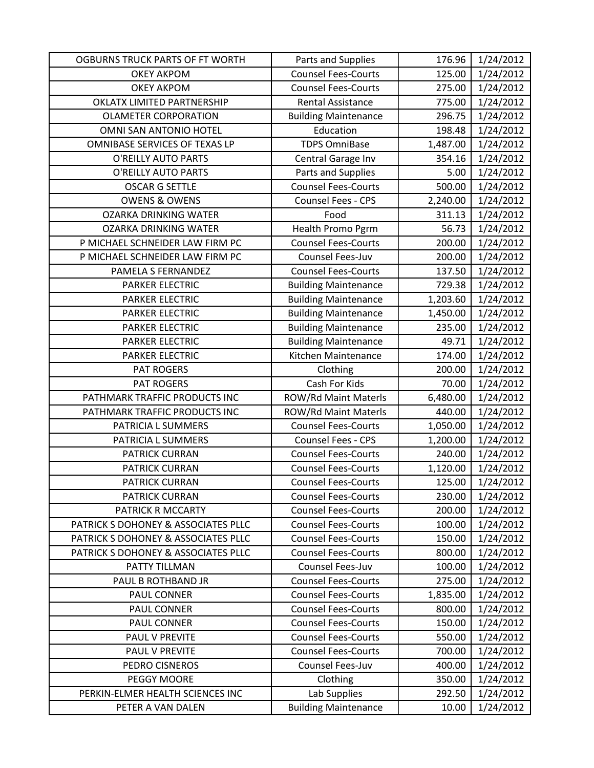| OGBURNS TRUCK PARTS OF FT WORTH | Parts and Supplies | 176.96 | 1/24/2012 |
|---|---|---|---|
| OKEY AKPOM | Counsel Fees-Courts | 125.00 | 1/24/2012 |
| OKEY AKPOM | Counsel Fees-Courts | 275.00 | 1/24/2012 |
| OKLATX LIMITED PARTNERSHIP | Rental Assistance | 775.00 | 1/24/2012 |
| OLAMETER CORPORATION | Building Maintenance | 296.75 | 1/24/2012 |
| OMNI SAN ANTONIO HOTEL | Education | 198.48 | 1/24/2012 |
| OMNIBASE SERVICES OF TEXAS LP | TDPS OmniBase | 1,487.00 | 1/24/2012 |
| O'REILLY AUTO PARTS | Central Garage Inv | 354.16 | 1/24/2012 |
| O'REILLY AUTO PARTS | Parts and Supplies | 5.00 | 1/24/2012 |
| OSCAR G SETTLE | Counsel Fees-Courts | 500.00 | 1/24/2012 |
| OWENS & OWENS | Counsel Fees - CPS | 2,240.00 | 1/24/2012 |
| OZARKA DRINKING WATER | Food | 311.13 | 1/24/2012 |
| OZARKA DRINKING WATER | Health Promo Pgrm | 56.73 | 1/24/2012 |
| P MICHAEL SCHNEIDER LAW FIRM PC | Counsel Fees-Courts | 200.00 | 1/24/2012 |
| P MICHAEL SCHNEIDER LAW FIRM PC | Counsel Fees-Juv | 200.00 | 1/24/2012 |
| PAMELA S FERNANDEZ | Counsel Fees-Courts | 137.50 | 1/24/2012 |
| PARKER ELECTRIC | Building Maintenance | 729.38 | 1/24/2012 |
| PARKER ELECTRIC | Building Maintenance | 1,203.60 | 1/24/2012 |
| PARKER ELECTRIC | Building Maintenance | 1,450.00 | 1/24/2012 |
| PARKER ELECTRIC | Building Maintenance | 235.00 | 1/24/2012 |
| PARKER ELECTRIC | Building Maintenance | 49.71 | 1/24/2012 |
| PARKER ELECTRIC | Kitchen Maintenance | 174.00 | 1/24/2012 |
| PAT ROGERS | Clothing | 200.00 | 1/24/2012 |
| PAT ROGERS | Cash For Kids | 70.00 | 1/24/2012 |
| PATHMARK TRAFFIC PRODUCTS INC | ROW/Rd Maint Materls | 6,480.00 | 1/24/2012 |
| PATHMARK TRAFFIC PRODUCTS INC | ROW/Rd Maint Materls | 440.00 | 1/24/2012 |
| PATRICIA L SUMMERS | Counsel Fees-Courts | 1,050.00 | 1/24/2012 |
| PATRICIA L SUMMERS | Counsel Fees - CPS | 1,200.00 | 1/24/2012 |
| PATRICK CURRAN | Counsel Fees-Courts | 240.00 | 1/24/2012 |
| PATRICK CURRAN | Counsel Fees-Courts | 1,120.00 | 1/24/2012 |
| PATRICK CURRAN | Counsel Fees-Courts | 125.00 | 1/24/2012 |
| PATRICK CURRAN | Counsel Fees-Courts | 230.00 | 1/24/2012 |
| PATRICK R MCCARTY | Counsel Fees-Courts | 200.00 | 1/24/2012 |
| PATRICK S DOHONEY & ASSOCIATES PLLC | Counsel Fees-Courts | 100.00 | 1/24/2012 |
| PATRICK S DOHONEY & ASSOCIATES PLLC | Counsel Fees-Courts | 150.00 | 1/24/2012 |
| PATRICK S DOHONEY & ASSOCIATES PLLC | Counsel Fees-Courts | 800.00 | 1/24/2012 |
| PATTY TILLMAN | Counsel Fees-Juv | 100.00 | 1/24/2012 |
| PAUL B ROTHBAND JR | Counsel Fees-Courts | 275.00 | 1/24/2012 |
| PAUL CONNER | Counsel Fees-Courts | 1,835.00 | 1/24/2012 |
| PAUL CONNER | Counsel Fees-Courts | 800.00 | 1/24/2012 |
| PAUL CONNER | Counsel Fees-Courts | 150.00 | 1/24/2012 |
| PAUL V PREVITE | Counsel Fees-Courts | 550.00 | 1/24/2012 |
| PAUL V PREVITE | Counsel Fees-Courts | 700.00 | 1/24/2012 |
| PEDRO CISNEROS | Counsel Fees-Juv | 400.00 | 1/24/2012 |
| PEGGY MOORE | Clothing | 350.00 | 1/24/2012 |
| PERKIN-ELMER HEALTH SCIENCES INC | Lab Supplies | 292.50 | 1/24/2012 |
| PETER A VAN DALEN | Building Maintenance | 10.00 | 1/24/2012 |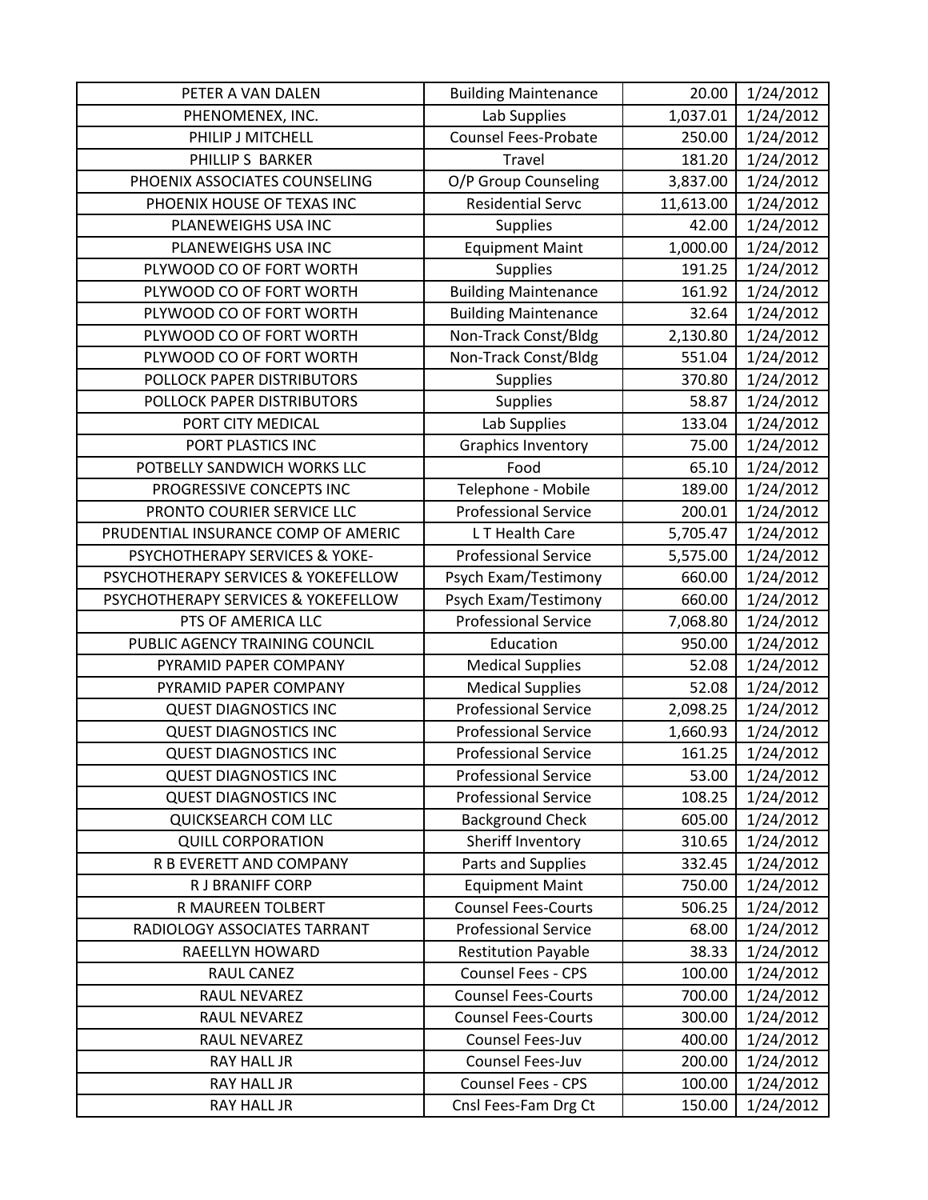| | | | |
|---|---|---|---|
| PETER A VAN DALEN | Building Maintenance | 20.00 | 1/24/2012 |
| PHENOMENEX, INC. | Lab Supplies | 1,037.01 | 1/24/2012 |
| PHILIP J MITCHELL | Counsel Fees-Probate | 250.00 | 1/24/2012 |
| PHILLIP S BARKER | Travel | 181.20 | 1/24/2012 |
| PHOENIX ASSOCIATES COUNSELING | O/P Group Counseling | 3,837.00 | 1/24/2012 |
| PHOENIX HOUSE OF TEXAS INC | Residential Servc | 11,613.00 | 1/24/2012 |
| PLANEWEIGHS USA INC | Supplies | 42.00 | 1/24/2012 |
| PLANEWEIGHS USA INC | Equipment Maint | 1,000.00 | 1/24/2012 |
| PLYWOOD CO OF FORT WORTH | Supplies | 191.25 | 1/24/2012 |
| PLYWOOD CO OF FORT WORTH | Building Maintenance | 161.92 | 1/24/2012 |
| PLYWOOD CO OF FORT WORTH | Building Maintenance | 32.64 | 1/24/2012 |
| PLYWOOD CO OF FORT WORTH | Non-Track Const/Bldg | 2,130.80 | 1/24/2012 |
| PLYWOOD CO OF FORT WORTH | Non-Track Const/Bldg | 551.04 | 1/24/2012 |
| POLLOCK PAPER DISTRIBUTORS | Supplies | 370.80 | 1/24/2012 |
| POLLOCK PAPER DISTRIBUTORS | Supplies | 58.87 | 1/24/2012 |
| PORT CITY MEDICAL | Lab Supplies | 133.04 | 1/24/2012 |
| PORT PLASTICS INC | Graphics Inventory | 75.00 | 1/24/2012 |
| POTBELLY SANDWICH WORKS LLC | Food | 65.10 | 1/24/2012 |
| PROGRESSIVE CONCEPTS INC | Telephone - Mobile | 189.00 | 1/24/2012 |
| PRONTO COURIER SERVICE LLC | Professional Service | 200.01 | 1/24/2012 |
| PRUDENTIAL INSURANCE COMP OF AMERIC | L T Health Care | 5,705.47 | 1/24/2012 |
| PSYCHOTHERAPY SERVICES & YOKE- | Professional Service | 5,575.00 | 1/24/2012 |
| PSYCHOTHERAPY SERVICES & YOKEFELLOW | Psych Exam/Testimony | 660.00 | 1/24/2012 |
| PSYCHOTHERAPY SERVICES & YOKEFELLOW | Psych Exam/Testimony | 660.00 | 1/24/2012 |
| PTS OF AMERICA LLC | Professional Service | 7,068.80 | 1/24/2012 |
| PUBLIC AGENCY TRAINING COUNCIL | Education | 950.00 | 1/24/2012 |
| PYRAMID PAPER COMPANY | Medical Supplies | 52.08 | 1/24/2012 |
| PYRAMID PAPER COMPANY | Medical Supplies | 52.08 | 1/24/2012 |
| QUEST DIAGNOSTICS INC | Professional Service | 2,098.25 | 1/24/2012 |
| QUEST DIAGNOSTICS INC | Professional Service | 1,660.93 | 1/24/2012 |
| QUEST DIAGNOSTICS INC | Professional Service | 161.25 | 1/24/2012 |
| QUEST DIAGNOSTICS INC | Professional Service | 53.00 | 1/24/2012 |
| QUEST DIAGNOSTICS INC | Professional Service | 108.25 | 1/24/2012 |
| QUICKSEARCH COM LLC | Background Check | 605.00 | 1/24/2012 |
| QUILL CORPORATION | Sheriff Inventory | 310.65 | 1/24/2012 |
| R B EVERETT AND COMPANY | Parts and Supplies | 332.45 | 1/24/2012 |
| R J BRANIFF CORP | Equipment Maint | 750.00 | 1/24/2012 |
| R MAUREEN TOLBERT | Counsel Fees-Courts | 506.25 | 1/24/2012 |
| RADIOLOGY ASSOCIATES TARRANT | Professional Service | 68.00 | 1/24/2012 |
| RAEELLYN HOWARD | Restitution Payable | 38.33 | 1/24/2012 |
| RAUL CANEZ | Counsel Fees - CPS | 100.00 | 1/24/2012 |
| RAUL NEVAREZ | Counsel Fees-Courts | 700.00 | 1/24/2012 |
| RAUL NEVAREZ | Counsel Fees-Courts | 300.00 | 1/24/2012 |
| RAUL NEVAREZ | Counsel Fees-Juv | 400.00 | 1/24/2012 |
| RAY HALL JR | Counsel Fees-Juv | 200.00 | 1/24/2012 |
| RAY HALL JR | Counsel Fees - CPS | 100.00 | 1/24/2012 |
| RAY HALL JR | Cnsl Fees-Fam Drg Ct | 150.00 | 1/24/2012 |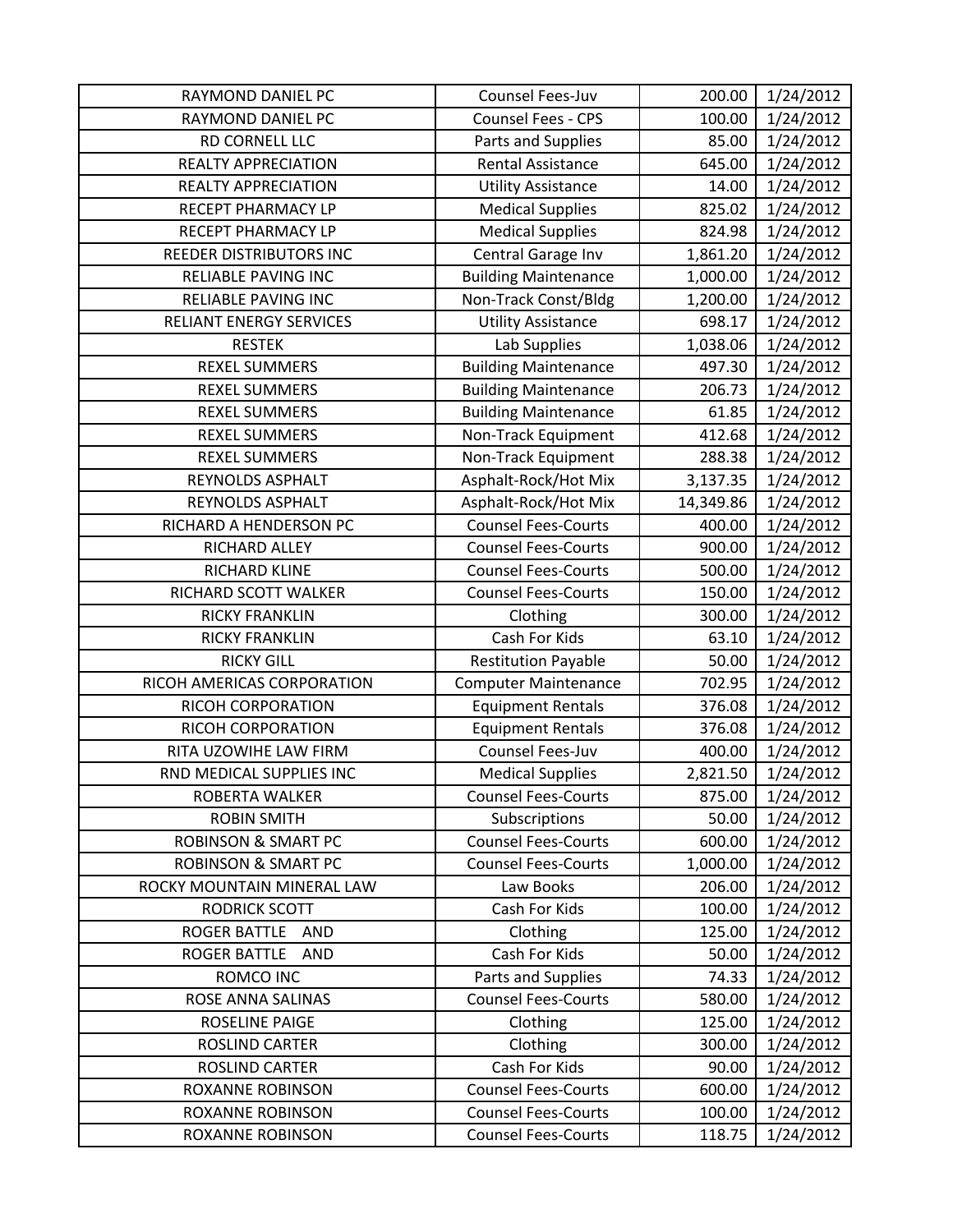| RAYMOND DANIEL PC | Counsel Fees-Juv | 200.00 | 1/24/2012 |
|---|---|---|---|
| RAYMOND DANIEL PC | Counsel Fees - CPS | 100.00 | 1/24/2012 |
| RD CORNELL LLC | Parts and Supplies | 85.00 | 1/24/2012 |
| REALTY APPRECIATION | Rental Assistance | 645.00 | 1/24/2012 |
| REALTY APPRECIATION | Utility Assistance | 14.00 | 1/24/2012 |
| RECEPT PHARMACY LP | Medical Supplies | 825.02 | 1/24/2012 |
| RECEPT PHARMACY LP | Medical Supplies | 824.98 | 1/24/2012 |
| REEDER DISTRIBUTORS INC | Central Garage Inv | 1,861.20 | 1/24/2012 |
| RELIABLE PAVING INC | Building Maintenance | 1,000.00 | 1/24/2012 |
| RELIABLE PAVING INC | Non-Track Const/Bldg | 1,200.00 | 1/24/2012 |
| RELIANT ENERGY SERVICES | Utility Assistance | 698.17 | 1/24/2012 |
| RESTEK | Lab Supplies | 1,038.06 | 1/24/2012 |
| REXEL SUMMERS | Building Maintenance | 497.30 | 1/24/2012 |
| REXEL SUMMERS | Building Maintenance | 206.73 | 1/24/2012 |
| REXEL SUMMERS | Building Maintenance | 61.85 | 1/24/2012 |
| REXEL SUMMERS | Non-Track Equipment | 412.68 | 1/24/2012 |
| REXEL SUMMERS | Non-Track Equipment | 288.38 | 1/24/2012 |
| REYNOLDS ASPHALT | Asphalt-Rock/Hot Mix | 3,137.35 | 1/24/2012 |
| REYNOLDS ASPHALT | Asphalt-Rock/Hot Mix | 14,349.86 | 1/24/2012 |
| RICHARD A HENDERSON PC | Counsel Fees-Courts | 400.00 | 1/24/2012 |
| RICHARD ALLEY | Counsel Fees-Courts | 900.00 | 1/24/2012 |
| RICHARD KLINE | Counsel Fees-Courts | 500.00 | 1/24/2012 |
| RICHARD SCOTT WALKER | Counsel Fees-Courts | 150.00 | 1/24/2012 |
| RICKY FRANKLIN | Clothing | 300.00 | 1/24/2012 |
| RICKY FRANKLIN | Cash For Kids | 63.10 | 1/24/2012 |
| RICKY GILL | Restitution Payable | 50.00 | 1/24/2012 |
| RICOH AMERICAS CORPORATION | Computer Maintenance | 702.95 | 1/24/2012 |
| RICOH CORPORATION | Equipment Rentals | 376.08 | 1/24/2012 |
| RICOH CORPORATION | Equipment Rentals | 376.08 | 1/24/2012 |
| RITA UZOWIHE LAW FIRM | Counsel Fees-Juv | 400.00 | 1/24/2012 |
| RND MEDICAL SUPPLIES INC | Medical Supplies | 2,821.50 | 1/24/2012 |
| ROBERTA WALKER | Counsel Fees-Courts | 875.00 | 1/24/2012 |
| ROBIN SMITH | Subscriptions | 50.00 | 1/24/2012 |
| ROBINSON & SMART PC | Counsel Fees-Courts | 600.00 | 1/24/2012 |
| ROBINSON & SMART PC | Counsel Fees-Courts | 1,000.00 | 1/24/2012 |
| ROCKY MOUNTAIN MINERAL LAW | Law Books | 206.00 | 1/24/2012 |
| RODRICK SCOTT | Cash For Kids | 100.00 | 1/24/2012 |
| ROGER BATTLE AND | Clothing | 125.00 | 1/24/2012 |
| ROGER BATTLE AND | Cash For Kids | 50.00 | 1/24/2012 |
| ROMCO INC | Parts and Supplies | 74.33 | 1/24/2012 |
| ROSE ANNA SALINAS | Counsel Fees-Courts | 580.00 | 1/24/2012 |
| ROSELINE PAIGE | Clothing | 125.00 | 1/24/2012 |
| ROSLIND CARTER | Clothing | 300.00 | 1/24/2012 |
| ROSLIND CARTER | Cash For Kids | 90.00 | 1/24/2012 |
| ROXANNE ROBINSON | Counsel Fees-Courts | 600.00 | 1/24/2012 |
| ROXANNE ROBINSON | Counsel Fees-Courts | 100.00 | 1/24/2012 |
| ROXANNE ROBINSON | Counsel Fees-Courts | 118.75 | 1/24/2012 |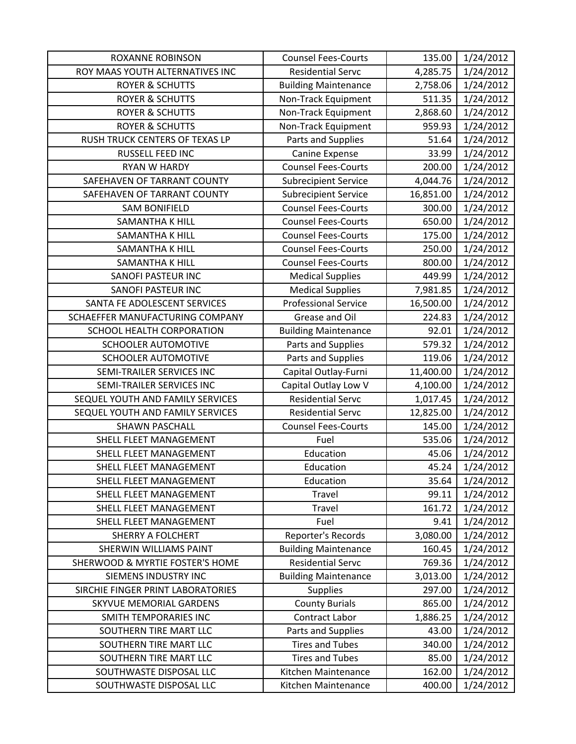| ROXANNE ROBINSON | Counsel Fees-Courts | 135.00 | 1/24/2012 |
|---|---|---|---|
| ROY MAAS YOUTH ALTERNATIVES INC | Residential Servc | 4,285.75 | 1/24/2012 |
| ROYER & SCHUTTS | Building Maintenance | 2,758.06 | 1/24/2012 |
| ROYER & SCHUTTS | Non-Track Equipment | 511.35 | 1/24/2012 |
| ROYER & SCHUTTS | Non-Track Equipment | 2,868.60 | 1/24/2012 |
| ROYER & SCHUTTS | Non-Track Equipment | 959.93 | 1/24/2012 |
| RUSH TRUCK CENTERS OF TEXAS LP | Parts and Supplies | 51.64 | 1/24/2012 |
| RUSSELL FEED INC | Canine Expense | 33.99 | 1/24/2012 |
| RYAN W HARDY | Counsel Fees-Courts | 200.00 | 1/24/2012 |
| SAFEHAVEN OF TARRANT COUNTY | Subrecipient Service | 4,044.76 | 1/24/2012 |
| SAFEHAVEN OF TARRANT COUNTY | Subrecipient Service | 16,851.00 | 1/24/2012 |
| SAM BONIFIELD | Counsel Fees-Courts | 300.00 | 1/24/2012 |
| SAMANTHA K HILL | Counsel Fees-Courts | 650.00 | 1/24/2012 |
| SAMANTHA K HILL | Counsel Fees-Courts | 175.00 | 1/24/2012 |
| SAMANTHA K HILL | Counsel Fees-Courts | 250.00 | 1/24/2012 |
| SAMANTHA K HILL | Counsel Fees-Courts | 800.00 | 1/24/2012 |
| SANOFI PASTEUR INC | Medical Supplies | 449.99 | 1/24/2012 |
| SANOFI PASTEUR INC | Medical Supplies | 7,981.85 | 1/24/2012 |
| SANTA FE ADOLESCENT SERVICES | Professional Service | 16,500.00 | 1/24/2012 |
| SCHAEFFER MANUFACTURING COMPANY | Grease and Oil | 224.83 | 1/24/2012 |
| SCHOOL HEALTH CORPORATION | Building Maintenance | 92.01 | 1/24/2012 |
| SCHOOLER AUTOMOTIVE | Parts and Supplies | 579.32 | 1/24/2012 |
| SCHOOLER AUTOMOTIVE | Parts and Supplies | 119.06 | 1/24/2012 |
| SEMI-TRAILER SERVICES INC | Capital Outlay-Furni | 11,400.00 | 1/24/2012 |
| SEMI-TRAILER SERVICES INC | Capital Outlay Low V | 4,100.00 | 1/24/2012 |
| SEQUEL YOUTH AND FAMILY SERVICES | Residential Servc | 1,017.45 | 1/24/2012 |
| SEQUEL YOUTH AND FAMILY SERVICES | Residential Servc | 12,825.00 | 1/24/2012 |
| SHAWN PASCHALL | Counsel Fees-Courts | 145.00 | 1/24/2012 |
| SHELL FLEET MANAGEMENT | Fuel | 535.06 | 1/24/2012 |
| SHELL FLEET MANAGEMENT | Education | 45.06 | 1/24/2012 |
| SHELL FLEET MANAGEMENT | Education | 45.24 | 1/24/2012 |
| SHELL FLEET MANAGEMENT | Education | 35.64 | 1/24/2012 |
| SHELL FLEET MANAGEMENT | Travel | 99.11 | 1/24/2012 |
| SHELL FLEET MANAGEMENT | Travel | 161.72 | 1/24/2012 |
| SHELL FLEET MANAGEMENT | Fuel | 9.41 | 1/24/2012 |
| SHERRY A FOLCHERT | Reporter's Records | 3,080.00 | 1/24/2012 |
| SHERWIN WILLIAMS PAINT | Building Maintenance | 160.45 | 1/24/2012 |
| SHERWOOD & MYRTIE FOSTER'S HOME | Residential Servc | 769.36 | 1/24/2012 |
| SIEMENS INDUSTRY INC | Building Maintenance | 3,013.00 | 1/24/2012 |
| SIRCHIE FINGER PRINT LABORATORIES | Supplies | 297.00 | 1/24/2012 |
| SKYVUE MEMORIAL GARDENS | County Burials | 865.00 | 1/24/2012 |
| SMITH TEMPORARIES INC | Contract Labor | 1,886.25 | 1/24/2012 |
| SOUTHERN TIRE MART LLC | Parts and Supplies | 43.00 | 1/24/2012 |
| SOUTHERN TIRE MART LLC | Tires and Tubes | 340.00 | 1/24/2012 |
| SOUTHERN TIRE MART LLC | Tires and Tubes | 85.00 | 1/24/2012 |
| SOUTHWASTE DISPOSAL LLC | Kitchen Maintenance | 162.00 | 1/24/2012 |
| SOUTHWASTE DISPOSAL LLC | Kitchen Maintenance | 400.00 | 1/24/2012 |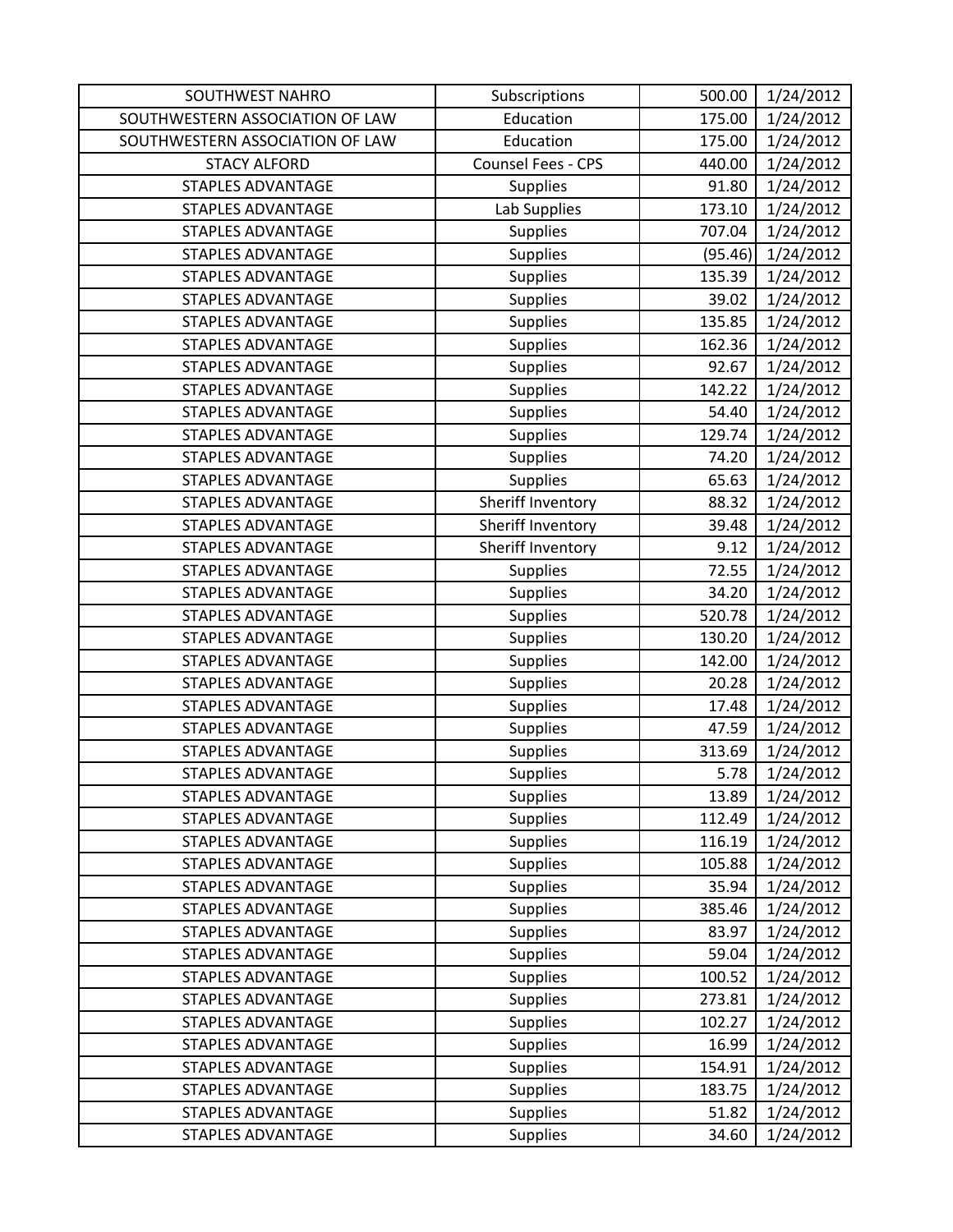| SOUTHWEST NAHRO | Subscriptions | 500.00 | 1/24/2012 |
|---|---|---|---|
| SOUTHWESTERN ASSOCIATION OF LAW | Education | 175.00 | 1/24/2012 |
| SOUTHWESTERN ASSOCIATION OF LAW | Education | 175.00 | 1/24/2012 |
| STACY ALFORD | Counsel Fees - CPS | 440.00 | 1/24/2012 |
| STAPLES ADVANTAGE | Supplies | 91.80 | 1/24/2012 |
| STAPLES ADVANTAGE | Lab Supplies | 173.10 | 1/24/2012 |
| STAPLES ADVANTAGE | Supplies | 707.04 | 1/24/2012 |
| STAPLES ADVANTAGE | Supplies | (95.46) | 1/24/2012 |
| STAPLES ADVANTAGE | Supplies | 135.39 | 1/24/2012 |
| STAPLES ADVANTAGE | Supplies | 39.02 | 1/24/2012 |
| STAPLES ADVANTAGE | Supplies | 135.85 | 1/24/2012 |
| STAPLES ADVANTAGE | Supplies | 162.36 | 1/24/2012 |
| STAPLES ADVANTAGE | Supplies | 92.67 | 1/24/2012 |
| STAPLES ADVANTAGE | Supplies | 142.22 | 1/24/2012 |
| STAPLES ADVANTAGE | Supplies | 54.40 | 1/24/2012 |
| STAPLES ADVANTAGE | Supplies | 129.74 | 1/24/2012 |
| STAPLES ADVANTAGE | Supplies | 74.20 | 1/24/2012 |
| STAPLES ADVANTAGE | Supplies | 65.63 | 1/24/2012 |
| STAPLES ADVANTAGE | Sheriff Inventory | 88.32 | 1/24/2012 |
| STAPLES ADVANTAGE | Sheriff Inventory | 39.48 | 1/24/2012 |
| STAPLES ADVANTAGE | Sheriff Inventory | 9.12 | 1/24/2012 |
| STAPLES ADVANTAGE | Supplies | 72.55 | 1/24/2012 |
| STAPLES ADVANTAGE | Supplies | 34.20 | 1/24/2012 |
| STAPLES ADVANTAGE | Supplies | 520.78 | 1/24/2012 |
| STAPLES ADVANTAGE | Supplies | 130.20 | 1/24/2012 |
| STAPLES ADVANTAGE | Supplies | 142.00 | 1/24/2012 |
| STAPLES ADVANTAGE | Supplies | 20.28 | 1/24/2012 |
| STAPLES ADVANTAGE | Supplies | 17.48 | 1/24/2012 |
| STAPLES ADVANTAGE | Supplies | 47.59 | 1/24/2012 |
| STAPLES ADVANTAGE | Supplies | 313.69 | 1/24/2012 |
| STAPLES ADVANTAGE | Supplies | 5.78 | 1/24/2012 |
| STAPLES ADVANTAGE | Supplies | 13.89 | 1/24/2012 |
| STAPLES ADVANTAGE | Supplies | 112.49 | 1/24/2012 |
| STAPLES ADVANTAGE | Supplies | 116.19 | 1/24/2012 |
| STAPLES ADVANTAGE | Supplies | 105.88 | 1/24/2012 |
| STAPLES ADVANTAGE | Supplies | 35.94 | 1/24/2012 |
| STAPLES ADVANTAGE | Supplies | 385.46 | 1/24/2012 |
| STAPLES ADVANTAGE | Supplies | 83.97 | 1/24/2012 |
| STAPLES ADVANTAGE | Supplies | 59.04 | 1/24/2012 |
| STAPLES ADVANTAGE | Supplies | 100.52 | 1/24/2012 |
| STAPLES ADVANTAGE | Supplies | 273.81 | 1/24/2012 |
| STAPLES ADVANTAGE | Supplies | 102.27 | 1/24/2012 |
| STAPLES ADVANTAGE | Supplies | 16.99 | 1/24/2012 |
| STAPLES ADVANTAGE | Supplies | 154.91 | 1/24/2012 |
| STAPLES ADVANTAGE | Supplies | 183.75 | 1/24/2012 |
| STAPLES ADVANTAGE | Supplies | 51.82 | 1/24/2012 |
| STAPLES ADVANTAGE | Supplies | 34.60 | 1/24/2012 |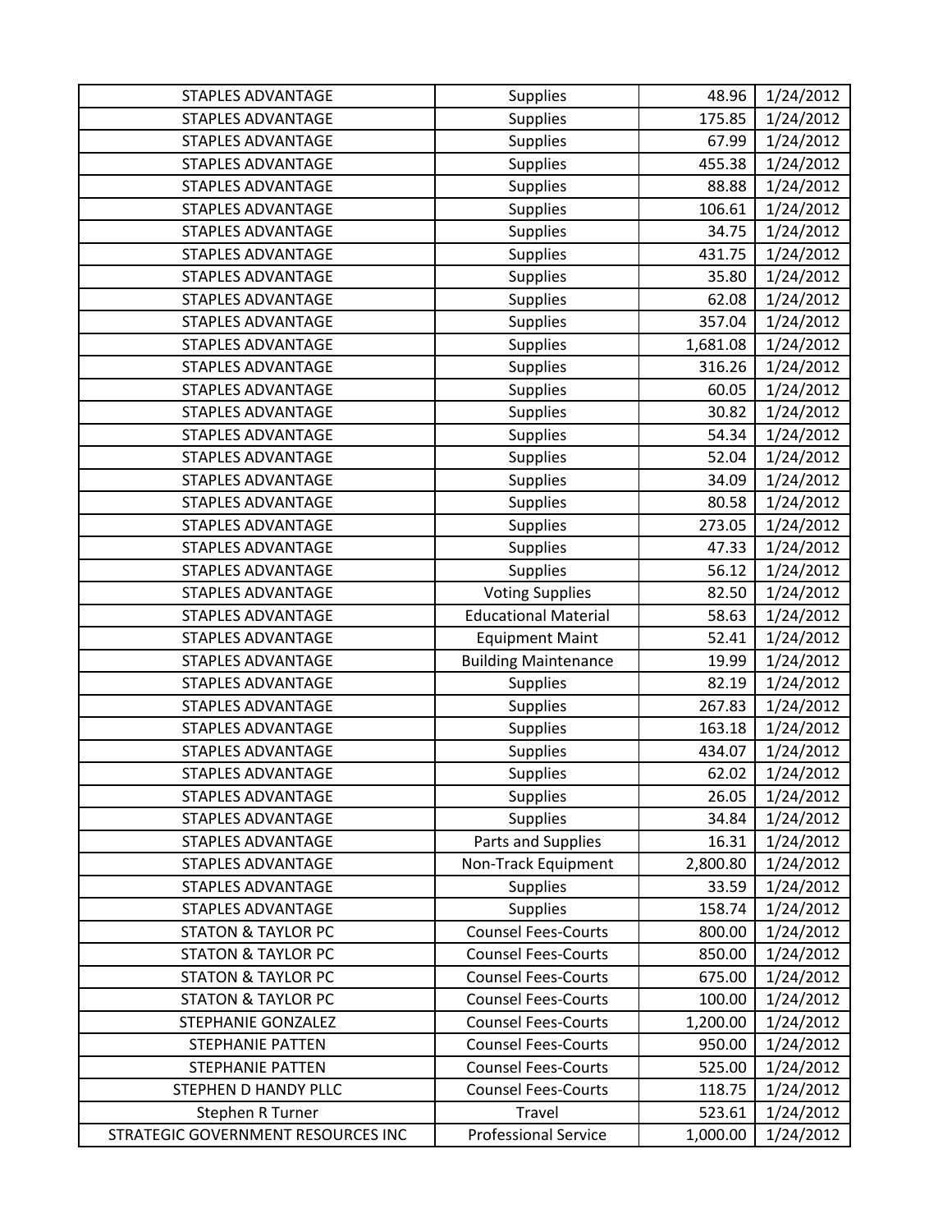| STAPLES ADVANTAGE | Supplies | 48.96 | 1/24/2012 |
|---|---|---|---|
| STAPLES ADVANTAGE | Supplies | 175.85 | 1/24/2012 |
| STAPLES ADVANTAGE | Supplies | 67.99 | 1/24/2012 |
| STAPLES ADVANTAGE | Supplies | 455.38 | 1/24/2012 |
| STAPLES ADVANTAGE | Supplies | 88.88 | 1/24/2012 |
| STAPLES ADVANTAGE | Supplies | 106.61 | 1/24/2012 |
| STAPLES ADVANTAGE | Supplies | 34.75 | 1/24/2012 |
| STAPLES ADVANTAGE | Supplies | 431.75 | 1/24/2012 |
| STAPLES ADVANTAGE | Supplies | 35.80 | 1/24/2012 |
| STAPLES ADVANTAGE | Supplies | 62.08 | 1/24/2012 |
| STAPLES ADVANTAGE | Supplies | 357.04 | 1/24/2012 |
| STAPLES ADVANTAGE | Supplies | 1,681.08 | 1/24/2012 |
| STAPLES ADVANTAGE | Supplies | 316.26 | 1/24/2012 |
| STAPLES ADVANTAGE | Supplies | 60.05 | 1/24/2012 |
| STAPLES ADVANTAGE | Supplies | 30.82 | 1/24/2012 |
| STAPLES ADVANTAGE | Supplies | 54.34 | 1/24/2012 |
| STAPLES ADVANTAGE | Supplies | 52.04 | 1/24/2012 |
| STAPLES ADVANTAGE | Supplies | 34.09 | 1/24/2012 |
| STAPLES ADVANTAGE | Supplies | 80.58 | 1/24/2012 |
| STAPLES ADVANTAGE | Supplies | 273.05 | 1/24/2012 |
| STAPLES ADVANTAGE | Supplies | 47.33 | 1/24/2012 |
| STAPLES ADVANTAGE | Supplies | 56.12 | 1/24/2012 |
| STAPLES ADVANTAGE | Voting Supplies | 82.50 | 1/24/2012 |
| STAPLES ADVANTAGE | Educational Material | 58.63 | 1/24/2012 |
| STAPLES ADVANTAGE | Equipment Maint | 52.41 | 1/24/2012 |
| STAPLES ADVANTAGE | Building Maintenance | 19.99 | 1/24/2012 |
| STAPLES ADVANTAGE | Supplies | 82.19 | 1/24/2012 |
| STAPLES ADVANTAGE | Supplies | 267.83 | 1/24/2012 |
| STAPLES ADVANTAGE | Supplies | 163.18 | 1/24/2012 |
| STAPLES ADVANTAGE | Supplies | 434.07 | 1/24/2012 |
| STAPLES ADVANTAGE | Supplies | 62.02 | 1/24/2012 |
| STAPLES ADVANTAGE | Supplies | 26.05 | 1/24/2012 |
| STAPLES ADVANTAGE | Supplies | 34.84 | 1/24/2012 |
| STAPLES ADVANTAGE | Parts and Supplies | 16.31 | 1/24/2012 |
| STAPLES ADVANTAGE | Non-Track Equipment | 2,800.80 | 1/24/2012 |
| STAPLES ADVANTAGE | Supplies | 33.59 | 1/24/2012 |
| STAPLES ADVANTAGE | Supplies | 158.74 | 1/24/2012 |
| STATON & TAYLOR PC | Counsel Fees-Courts | 800.00 | 1/24/2012 |
| STATON & TAYLOR PC | Counsel Fees-Courts | 850.00 | 1/24/2012 |
| STATON & TAYLOR PC | Counsel Fees-Courts | 675.00 | 1/24/2012 |
| STATON & TAYLOR PC | Counsel Fees-Courts | 100.00 | 1/24/2012 |
| STEPHANIE GONZALEZ | Counsel Fees-Courts | 1,200.00 | 1/24/2012 |
| STEPHANIE PATTEN | Counsel Fees-Courts | 950.00 | 1/24/2012 |
| STEPHANIE PATTEN | Counsel Fees-Courts | 525.00 | 1/24/2012 |
| STEPHEN D HANDY PLLC | Counsel Fees-Courts | 118.75 | 1/24/2012 |
| Stephen R Turner | Travel | 523.61 | 1/24/2012 |
| STRATEGIC GOVERNMENT RESOURCES INC | Professional Service | 1,000.00 | 1/24/2012 |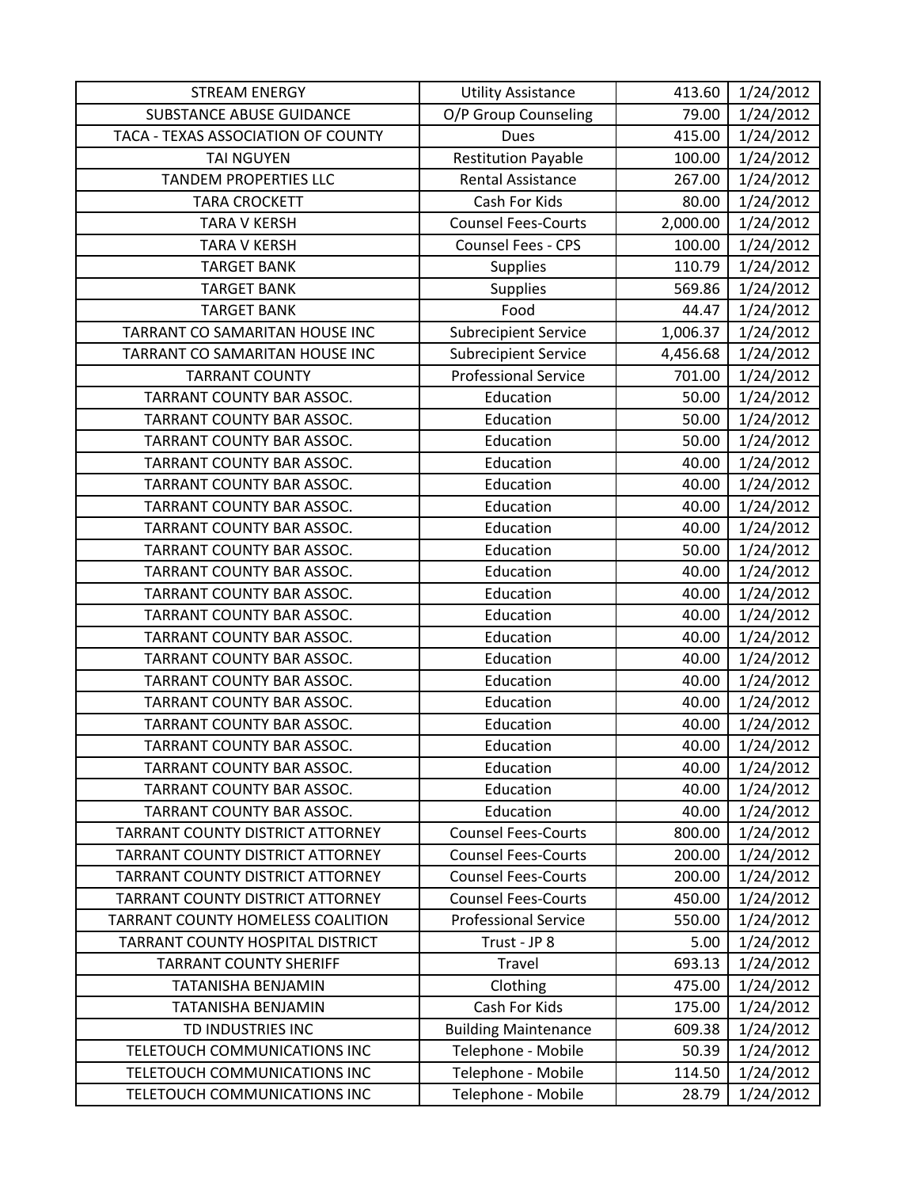| STREAM ENERGY | Utility Assistance | 413.60 | 1/24/2012 |
|---|---|---|---|
| SUBSTANCE ABUSE GUIDANCE | O/P Group Counseling | 79.00 | 1/24/2012 |
| TACA - TEXAS ASSOCIATION OF COUNTY | Dues | 415.00 | 1/24/2012 |
| TAI NGUYEN | Restitution Payable | 100.00 | 1/24/2012 |
| TANDEM PROPERTIES LLC | Rental Assistance | 267.00 | 1/24/2012 |
| TARA CROCKETT | Cash For Kids | 80.00 | 1/24/2012 |
| TARA V KERSH | Counsel Fees-Courts | 2,000.00 | 1/24/2012 |
| TARA V KERSH | Counsel Fees - CPS | 100.00 | 1/24/2012 |
| TARGET BANK | Supplies | 110.79 | 1/24/2012 |
| TARGET BANK | Supplies | 569.86 | 1/24/2012 |
| TARGET BANK | Food | 44.47 | 1/24/2012 |
| TARRANT CO SAMARITAN HOUSE INC | Subrecipient Service | 1,006.37 | 1/24/2012 |
| TARRANT CO SAMARITAN HOUSE INC | Subrecipient Service | 4,456.68 | 1/24/2012 |
| TARRANT COUNTY | Professional Service | 701.00 | 1/24/2012 |
| TARRANT COUNTY BAR ASSOC. | Education | 50.00 | 1/24/2012 |
| TARRANT COUNTY BAR ASSOC. | Education | 50.00 | 1/24/2012 |
| TARRANT COUNTY BAR ASSOC. | Education | 50.00 | 1/24/2012 |
| TARRANT COUNTY BAR ASSOC. | Education | 40.00 | 1/24/2012 |
| TARRANT COUNTY BAR ASSOC. | Education | 40.00 | 1/24/2012 |
| TARRANT COUNTY BAR ASSOC. | Education | 40.00 | 1/24/2012 |
| TARRANT COUNTY BAR ASSOC. | Education | 40.00 | 1/24/2012 |
| TARRANT COUNTY BAR ASSOC. | Education | 50.00 | 1/24/2012 |
| TARRANT COUNTY BAR ASSOC. | Education | 40.00 | 1/24/2012 |
| TARRANT COUNTY BAR ASSOC. | Education | 40.00 | 1/24/2012 |
| TARRANT COUNTY BAR ASSOC. | Education | 40.00 | 1/24/2012 |
| TARRANT COUNTY BAR ASSOC. | Education | 40.00 | 1/24/2012 |
| TARRANT COUNTY BAR ASSOC. | Education | 40.00 | 1/24/2012 |
| TARRANT COUNTY BAR ASSOC. | Education | 40.00 | 1/24/2012 |
| TARRANT COUNTY BAR ASSOC. | Education | 40.00 | 1/24/2012 |
| TARRANT COUNTY BAR ASSOC. | Education | 40.00 | 1/24/2012 |
| TARRANT COUNTY BAR ASSOC. | Education | 40.00 | 1/24/2012 |
| TARRANT COUNTY BAR ASSOC. | Education | 40.00 | 1/24/2012 |
| TARRANT COUNTY BAR ASSOC. | Education | 40.00 | 1/24/2012 |
| TARRANT COUNTY BAR ASSOC. | Education | 40.00 | 1/24/2012 |
| TARRANT COUNTY DISTRICT ATTORNEY | Counsel Fees-Courts | 800.00 | 1/24/2012 |
| TARRANT COUNTY DISTRICT ATTORNEY | Counsel Fees-Courts | 200.00 | 1/24/2012 |
| TARRANT COUNTY DISTRICT ATTORNEY | Counsel Fees-Courts | 200.00 | 1/24/2012 |
| TARRANT COUNTY DISTRICT ATTORNEY | Counsel Fees-Courts | 450.00 | 1/24/2012 |
| TARRANT COUNTY HOMELESS COALITION | Professional Service | 550.00 | 1/24/2012 |
| TARRANT COUNTY HOSPITAL DISTRICT | Trust - JP 8 | 5.00 | 1/24/2012 |
| TARRANT COUNTY SHERIFF | Travel | 693.13 | 1/24/2012 |
| TATANISHA BENJAMIN | Clothing | 475.00 | 1/24/2012 |
| TATANISHA BENJAMIN | Cash For Kids | 175.00 | 1/24/2012 |
| TD INDUSTRIES INC | Building Maintenance | 609.38 | 1/24/2012 |
| TELETOUCH COMMUNICATIONS INC | Telephone - Mobile | 50.39 | 1/24/2012 |
| TELETOUCH COMMUNICATIONS INC | Telephone - Mobile | 114.50 | 1/24/2012 |
| TELETOUCH COMMUNICATIONS INC | Telephone - Mobile | 28.79 | 1/24/2012 |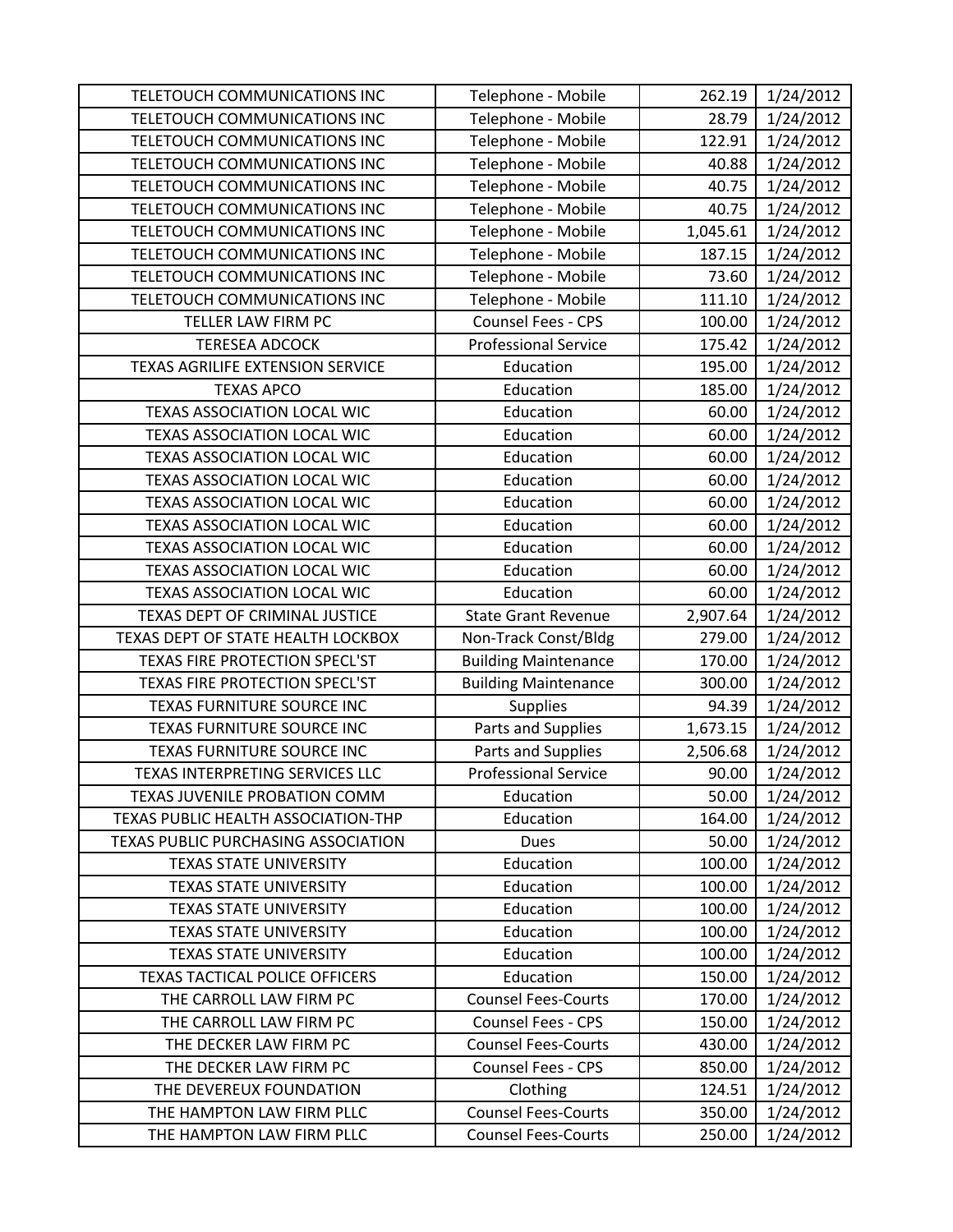| | | | |
|---|---|---|---|
| TELETOUCH COMMUNICATIONS INC | Telephone - Mobile | 262.19 | 1/24/2012 |
| TELETOUCH COMMUNICATIONS INC | Telephone - Mobile | 28.79 | 1/24/2012 |
| TELETOUCH COMMUNICATIONS INC | Telephone - Mobile | 122.91 | 1/24/2012 |
| TELETOUCH COMMUNICATIONS INC | Telephone - Mobile | 40.88 | 1/24/2012 |
| TELETOUCH COMMUNICATIONS INC | Telephone - Mobile | 40.75 | 1/24/2012 |
| TELETOUCH COMMUNICATIONS INC | Telephone - Mobile | 40.75 | 1/24/2012 |
| TELETOUCH COMMUNICATIONS INC | Telephone - Mobile | 1,045.61 | 1/24/2012 |
| TELETOUCH COMMUNICATIONS INC | Telephone - Mobile | 187.15 | 1/24/2012 |
| TELETOUCH COMMUNICATIONS INC | Telephone - Mobile | 73.60 | 1/24/2012 |
| TELETOUCH COMMUNICATIONS INC | Telephone - Mobile | 111.10 | 1/24/2012 |
| TELLER LAW FIRM PC | Counsel Fees - CPS | 100.00 | 1/24/2012 |
| TERESEA ADCOCK | Professional Service | 175.42 | 1/24/2012 |
| TEXAS AGRILIFE EXTENSION SERVICE | Education | 195.00 | 1/24/2012 |
| TEXAS APCO | Education | 185.00 | 1/24/2012 |
| TEXAS ASSOCIATION LOCAL WIC | Education | 60.00 | 1/24/2012 |
| TEXAS ASSOCIATION LOCAL WIC | Education | 60.00 | 1/24/2012 |
| TEXAS ASSOCIATION LOCAL WIC | Education | 60.00 | 1/24/2012 |
| TEXAS ASSOCIATION LOCAL WIC | Education | 60.00 | 1/24/2012 |
| TEXAS ASSOCIATION LOCAL WIC | Education | 60.00 | 1/24/2012 |
| TEXAS ASSOCIATION LOCAL WIC | Education | 60.00 | 1/24/2012 |
| TEXAS ASSOCIATION LOCAL WIC | Education | 60.00 | 1/24/2012 |
| TEXAS ASSOCIATION LOCAL WIC | Education | 60.00 | 1/24/2012 |
| TEXAS ASSOCIATION LOCAL WIC | Education | 60.00 | 1/24/2012 |
| TEXAS DEPT OF CRIMINAL JUSTICE | State Grant Revenue | 2,907.64 | 1/24/2012 |
| TEXAS DEPT OF STATE HEALTH LOCKBOX | Non-Track Const/Bldg | 279.00 | 1/24/2012 |
| TEXAS FIRE PROTECTION SPECL'ST | Building Maintenance | 170.00 | 1/24/2012 |
| TEXAS FIRE PROTECTION SPECL'ST | Building Maintenance | 300.00 | 1/24/2012 |
| TEXAS FURNITURE SOURCE INC | Supplies | 94.39 | 1/24/2012 |
| TEXAS FURNITURE SOURCE INC | Parts and Supplies | 1,673.15 | 1/24/2012 |
| TEXAS FURNITURE SOURCE INC | Parts and Supplies | 2,506.68 | 1/24/2012 |
| TEXAS INTERPRETING SERVICES LLC | Professional Service | 90.00 | 1/24/2012 |
| TEXAS JUVENILE PROBATION COMM | Education | 50.00 | 1/24/2012 |
| TEXAS PUBLIC HEALTH ASSOCIATION-THP | Education | 164.00 | 1/24/2012 |
| TEXAS PUBLIC PURCHASING ASSOCIATION | Dues | 50.00 | 1/24/2012 |
| TEXAS STATE UNIVERSITY | Education | 100.00 | 1/24/2012 |
| TEXAS STATE UNIVERSITY | Education | 100.00 | 1/24/2012 |
| TEXAS STATE UNIVERSITY | Education | 100.00 | 1/24/2012 |
| TEXAS STATE UNIVERSITY | Education | 100.00 | 1/24/2012 |
| TEXAS STATE UNIVERSITY | Education | 100.00 | 1/24/2012 |
| TEXAS TACTICAL POLICE OFFICERS | Education | 150.00 | 1/24/2012 |
| THE CARROLL LAW FIRM PC | Counsel Fees-Courts | 170.00 | 1/24/2012 |
| THE CARROLL LAW FIRM PC | Counsel Fees - CPS | 150.00 | 1/24/2012 |
| THE DECKER LAW FIRM PC | Counsel Fees-Courts | 430.00 | 1/24/2012 |
| THE DECKER LAW FIRM PC | Counsel Fees - CPS | 850.00 | 1/24/2012 |
| THE DEVEREUX FOUNDATION | Clothing | 124.51 | 1/24/2012 |
| THE HAMPTON LAW FIRM PLLC | Counsel Fees-Courts | 350.00 | 1/24/2012 |
| THE HAMPTON LAW FIRM PLLC | Counsel Fees-Courts | 250.00 | 1/24/2012 |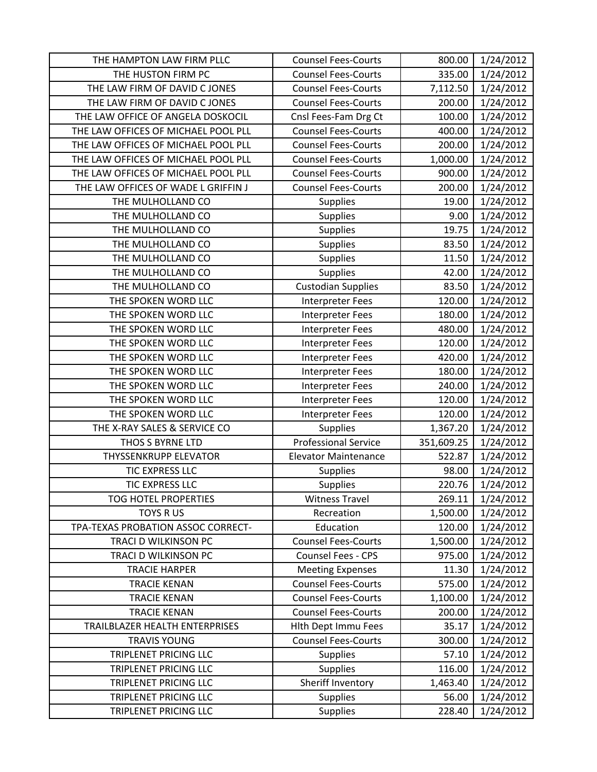| THE HAMPTON LAW FIRM PLLC | Counsel Fees-Courts | 800.00 | 1/24/2012 |
|---|---|---|---|
| THE HUSTON FIRM PC | Counsel Fees-Courts | 335.00 | 1/24/2012 |
| THE LAW FIRM OF DAVID C JONES | Counsel Fees-Courts | 7,112.50 | 1/24/2012 |
| THE LAW FIRM OF DAVID C JONES | Counsel Fees-Courts | 200.00 | 1/24/2012 |
| THE LAW OFFICE OF ANGELA DOSKOCIL | Cnsl Fees-Fam Drg Ct | 100.00 | 1/24/2012 |
| THE LAW OFFICES OF MICHAEL POOL PLL | Counsel Fees-Courts | 400.00 | 1/24/2012 |
| THE LAW OFFICES OF MICHAEL POOL PLL | Counsel Fees-Courts | 200.00 | 1/24/2012 |
| THE LAW OFFICES OF MICHAEL POOL PLL | Counsel Fees-Courts | 1,000.00 | 1/24/2012 |
| THE LAW OFFICES OF MICHAEL POOL PLL | Counsel Fees-Courts | 900.00 | 1/24/2012 |
| THE LAW OFFICES OF WADE L GRIFFIN J | Counsel Fees-Courts | 200.00 | 1/24/2012 |
| THE MULHOLLAND CO | Supplies | 19.00 | 1/24/2012 |
| THE MULHOLLAND CO | Supplies | 9.00 | 1/24/2012 |
| THE MULHOLLAND CO | Supplies | 19.75 | 1/24/2012 |
| THE MULHOLLAND CO | Supplies | 83.50 | 1/24/2012 |
| THE MULHOLLAND CO | Supplies | 11.50 | 1/24/2012 |
| THE MULHOLLAND CO | Supplies | 42.00 | 1/24/2012 |
| THE MULHOLLAND CO | Custodian Supplies | 83.50 | 1/24/2012 |
| THE SPOKEN WORD LLC | Interpreter Fees | 120.00 | 1/24/2012 |
| THE SPOKEN WORD LLC | Interpreter Fees | 180.00 | 1/24/2012 |
| THE SPOKEN WORD LLC | Interpreter Fees | 480.00 | 1/24/2012 |
| THE SPOKEN WORD LLC | Interpreter Fees | 120.00 | 1/24/2012 |
| THE SPOKEN WORD LLC | Interpreter Fees | 420.00 | 1/24/2012 |
| THE SPOKEN WORD LLC | Interpreter Fees | 180.00 | 1/24/2012 |
| THE SPOKEN WORD LLC | Interpreter Fees | 240.00 | 1/24/2012 |
| THE SPOKEN WORD LLC | Interpreter Fees | 120.00 | 1/24/2012 |
| THE SPOKEN WORD LLC | Interpreter Fees | 120.00 | 1/24/2012 |
| THE X-RAY SALES & SERVICE CO | Supplies | 1,367.20 | 1/24/2012 |
| THOS S BYRNE LTD | Professional Service | 351,609.25 | 1/24/2012 |
| THYSSENKRUPP ELEVATOR | Elevator Maintenance | 522.87 | 1/24/2012 |
| TIC EXPRESS LLC | Supplies | 98.00 | 1/24/2012 |
| TIC EXPRESS LLC | Supplies | 220.76 | 1/24/2012 |
| TOG HOTEL PROPERTIES | Witness Travel | 269.11 | 1/24/2012 |
| TOYS R US | Recreation | 1,500.00 | 1/24/2012 |
| TPA-TEXAS PROBATION ASSOC CORRECT- | Education | 120.00 | 1/24/2012 |
| TRACI D WILKINSON PC | Counsel Fees-Courts | 1,500.00 | 1/24/2012 |
| TRACI D WILKINSON PC | Counsel Fees - CPS | 975.00 | 1/24/2012 |
| TRACIE HARPER | Meeting Expenses | 11.30 | 1/24/2012 |
| TRACIE KENAN | Counsel Fees-Courts | 575.00 | 1/24/2012 |
| TRACIE KENAN | Counsel Fees-Courts | 1,100.00 | 1/24/2012 |
| TRACIE KENAN | Counsel Fees-Courts | 200.00 | 1/24/2012 |
| TRAILBLAZER HEALTH ENTERPRISES | Hlth Dept Immu Fees | 35.17 | 1/24/2012 |
| TRAVIS YOUNG | Counsel Fees-Courts | 300.00 | 1/24/2012 |
| TRIPLENET PRICING LLC | Supplies | 57.10 | 1/24/2012 |
| TRIPLENET PRICING LLC | Supplies | 116.00 | 1/24/2012 |
| TRIPLENET PRICING LLC | Sheriff Inventory | 1,463.40 | 1/24/2012 |
| TRIPLENET PRICING LLC | Supplies | 56.00 | 1/24/2012 |
| TRIPLENET PRICING LLC | Supplies | 228.40 | 1/24/2012 |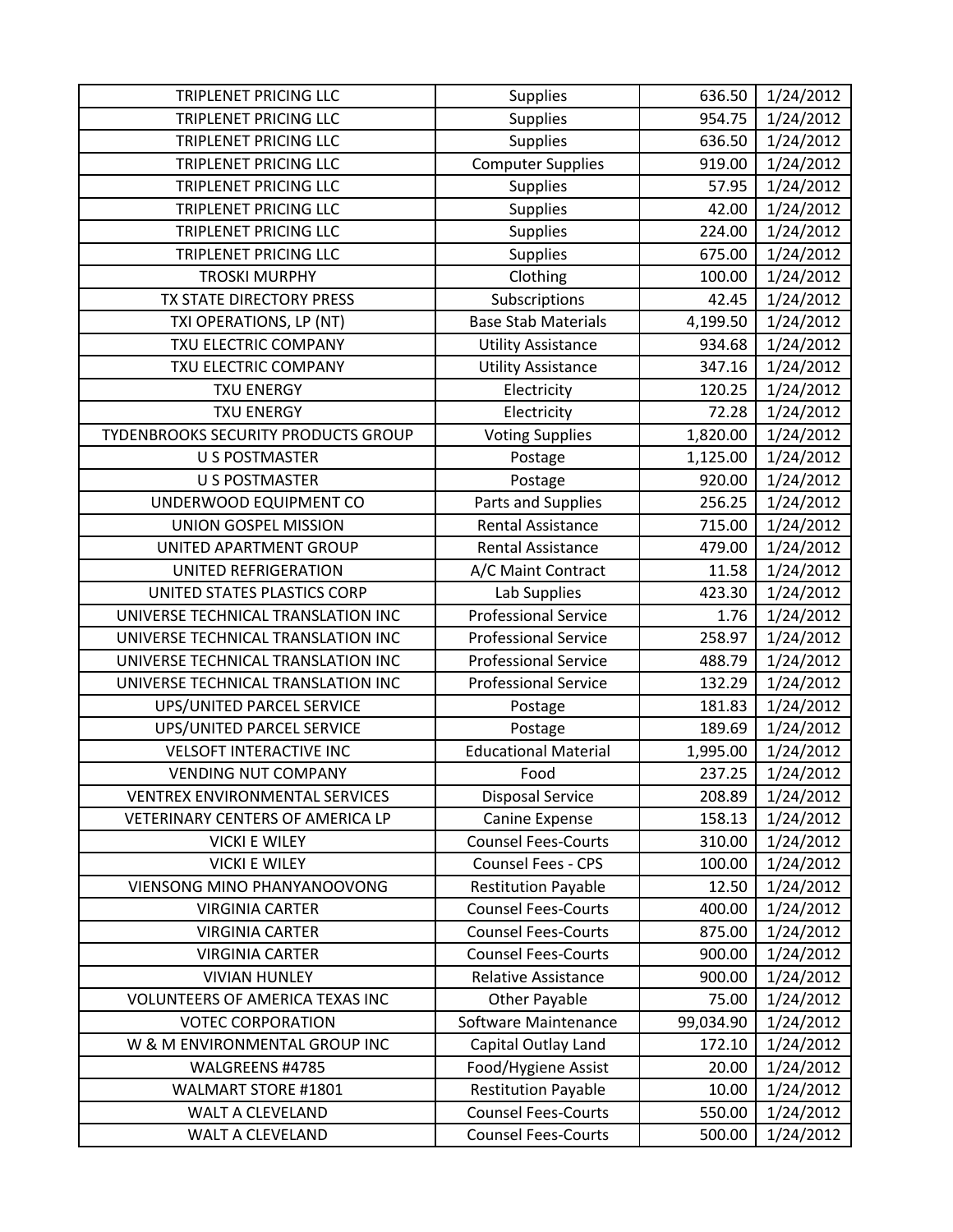| | | | |
|---|---|---|---|
| TRIPLENET PRICING LLC | Supplies | 636.50 | 1/24/2012 |
| TRIPLENET PRICING LLC | Supplies | 954.75 | 1/24/2012 |
| TRIPLENET PRICING LLC | Supplies | 636.50 | 1/24/2012 |
| TRIPLENET PRICING LLC | Computer Supplies | 919.00 | 1/24/2012 |
| TRIPLENET PRICING LLC | Supplies | 57.95 | 1/24/2012 |
| TRIPLENET PRICING LLC | Supplies | 42.00 | 1/24/2012 |
| TRIPLENET PRICING LLC | Supplies | 224.00 | 1/24/2012 |
| TRIPLENET PRICING LLC | Supplies | 675.00 | 1/24/2012 |
| TROSKI MURPHY | Clothing | 100.00 | 1/24/2012 |
| TX STATE DIRECTORY PRESS | Subscriptions | 42.45 | 1/24/2012 |
| TXI OPERATIONS, LP (NT) | Base Stab Materials | 4,199.50 | 1/24/2012 |
| TXU ELECTRIC COMPANY | Utility Assistance | 934.68 | 1/24/2012 |
| TXU ELECTRIC COMPANY | Utility Assistance | 347.16 | 1/24/2012 |
| TXU ENERGY | Electricity | 120.25 | 1/24/2012 |
| TXU ENERGY | Electricity | 72.28 | 1/24/2012 |
| TYDENBROOKS SECURITY PRODUCTS GROUP | Voting Supplies | 1,820.00 | 1/24/2012 |
| U S POSTMASTER | Postage | 1,125.00 | 1/24/2012 |
| U S POSTMASTER | Postage | 920.00 | 1/24/2012 |
| UNDERWOOD EQUIPMENT CO | Parts and Supplies | 256.25 | 1/24/2012 |
| UNION GOSPEL MISSION | Rental Assistance | 715.00 | 1/24/2012 |
| UNITED APARTMENT GROUP | Rental Assistance | 479.00 | 1/24/2012 |
| UNITED REFRIGERATION | A/C Maint Contract | 11.58 | 1/24/2012 |
| UNITED STATES PLASTICS CORP | Lab Supplies | 423.30 | 1/24/2012 |
| UNIVERSE TECHNICAL TRANSLATION INC | Professional Service | 1.76 | 1/24/2012 |
| UNIVERSE TECHNICAL TRANSLATION INC | Professional Service | 258.97 | 1/24/2012 |
| UNIVERSE TECHNICAL TRANSLATION INC | Professional Service | 488.79 | 1/24/2012 |
| UNIVERSE TECHNICAL TRANSLATION INC | Professional Service | 132.29 | 1/24/2012 |
| UPS/UNITED PARCEL SERVICE | Postage | 181.83 | 1/24/2012 |
| UPS/UNITED PARCEL SERVICE | Postage | 189.69 | 1/24/2012 |
| VELSOFT INTERACTIVE INC | Educational Material | 1,995.00 | 1/24/2012 |
| VENDING NUT COMPANY | Food | 237.25 | 1/24/2012 |
| VENTREX ENVIRONMENTAL SERVICES | Disposal Service | 208.89 | 1/24/2012 |
| VETERINARY CENTERS OF AMERICA LP | Canine Expense | 158.13 | 1/24/2012 |
| VICKI E WILEY | Counsel Fees-Courts | 310.00 | 1/24/2012 |
| VICKI E WILEY | Counsel Fees - CPS | 100.00 | 1/24/2012 |
| VIENSONG MINO PHANYANOOVONG | Restitution Payable | 12.50 | 1/24/2012 |
| VIRGINIA CARTER | Counsel Fees-Courts | 400.00 | 1/24/2012 |
| VIRGINIA CARTER | Counsel Fees-Courts | 875.00 | 1/24/2012 |
| VIRGINIA CARTER | Counsel Fees-Courts | 900.00 | 1/24/2012 |
| VIVIAN HUNLEY | Relative Assistance | 900.00 | 1/24/2012 |
| VOLUNTEERS OF AMERICA TEXAS INC | Other Payable | 75.00 | 1/24/2012 |
| VOTEC CORPORATION | Software Maintenance | 99,034.90 | 1/24/2012 |
| W & M ENVIRONMENTAL GROUP INC | Capital Outlay Land | 172.10 | 1/24/2012 |
| WALGREENS #4785 | Food/Hygiene Assist | 20.00 | 1/24/2012 |
| WALMART STORE #1801 | Restitution Payable | 10.00 | 1/24/2012 |
| WALT A CLEVELAND | Counsel Fees-Courts | 550.00 | 1/24/2012 |
| WALT A CLEVELAND | Counsel Fees-Courts | 500.00 | 1/24/2012 |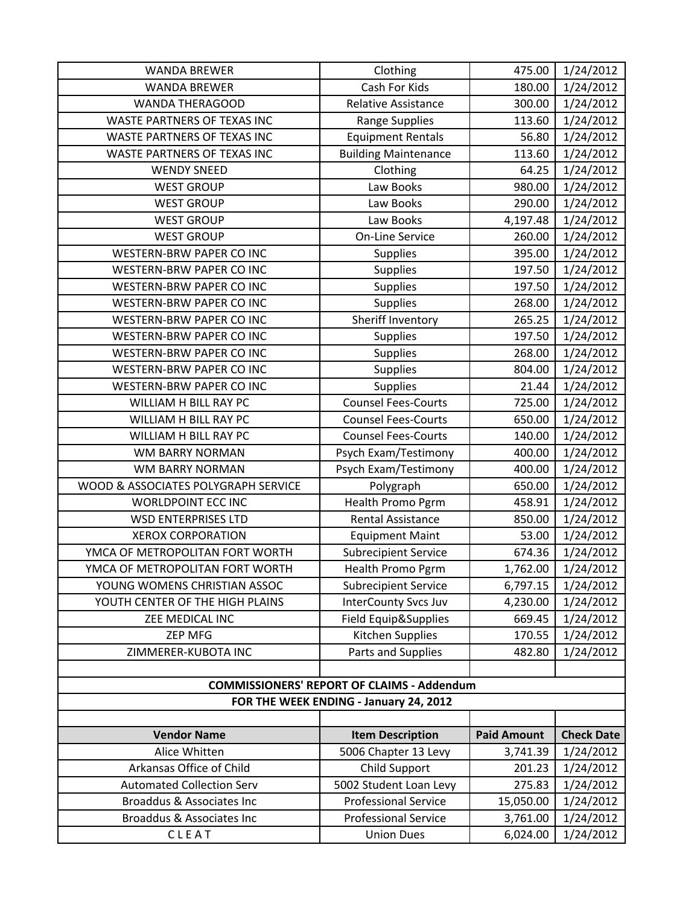| | | | |
|---|---|---|---|
| WANDA BREWER | Clothing | 475.00 | 1/24/2012 |
| WANDA BREWER | Cash For Kids | 180.00 | 1/24/2012 |
| WANDA THERAGOOD | Relative Assistance | 300.00 | 1/24/2012 |
| WASTE PARTNERS OF TEXAS INC | Range Supplies | 113.60 | 1/24/2012 |
| WASTE PARTNERS OF TEXAS INC | Equipment Rentals | 56.80 | 1/24/2012 |
| WASTE PARTNERS OF TEXAS INC | Building Maintenance | 113.60 | 1/24/2012 |
| WENDY SNEED | Clothing | 64.25 | 1/24/2012 |
| WEST GROUP | Law Books | 980.00 | 1/24/2012 |
| WEST GROUP | Law Books | 290.00 | 1/24/2012 |
| WEST GROUP | Law Books | 4,197.48 | 1/24/2012 |
| WEST GROUP | On-Line Service | 260.00 | 1/24/2012 |
| WESTERN-BRW PAPER CO INC | Supplies | 395.00 | 1/24/2012 |
| WESTERN-BRW PAPER CO INC | Supplies | 197.50 | 1/24/2012 |
| WESTERN-BRW PAPER CO INC | Supplies | 197.50 | 1/24/2012 |
| WESTERN-BRW PAPER CO INC | Supplies | 268.00 | 1/24/2012 |
| WESTERN-BRW PAPER CO INC | Sheriff Inventory | 265.25 | 1/24/2012 |
| WESTERN-BRW PAPER CO INC | Supplies | 197.50 | 1/24/2012 |
| WESTERN-BRW PAPER CO INC | Supplies | 268.00 | 1/24/2012 |
| WESTERN-BRW PAPER CO INC | Supplies | 804.00 | 1/24/2012 |
| WESTERN-BRW PAPER CO INC | Supplies | 21.44 | 1/24/2012 |
| WILLIAM H BILL RAY PC | Counsel Fees-Courts | 725.00 | 1/24/2012 |
| WILLIAM H BILL RAY PC | Counsel Fees-Courts | 650.00 | 1/24/2012 |
| WILLIAM H BILL RAY PC | Counsel Fees-Courts | 140.00 | 1/24/2012 |
| WM BARRY NORMAN | Psych Exam/Testimony | 400.00 | 1/24/2012 |
| WM BARRY NORMAN | Psych Exam/Testimony | 400.00 | 1/24/2012 |
| WOOD & ASSOCIATES POLYGRAPH SERVICE | Polygraph | 650.00 | 1/24/2012 |
| WORLDPOINT ECC INC | Health Promo Pgrm | 458.91 | 1/24/2012 |
| WSD ENTERPRISES LTD | Rental Assistance | 850.00 | 1/24/2012 |
| XEROX CORPORATION | Equipment Maint | 53.00 | 1/24/2012 |
| YMCA OF METROPOLITAN FORT WORTH | Subrecipient Service | 674.36 | 1/24/2012 |
| YMCA OF METROPOLITAN FORT WORTH | Health Promo Pgrm | 1,762.00 | 1/24/2012 |
| YOUNG WOMENS CHRISTIAN ASSOC | Subrecipient Service | 6,797.15 | 1/24/2012 |
| YOUTH CENTER OF THE HIGH PLAINS | InterCounty Svcs Juv | 4,230.00 | 1/24/2012 |
| ZEE MEDICAL INC | Field Equip&Supplies | 669.45 | 1/24/2012 |
| ZEP MFG | Kitchen Supplies | 170.55 | 1/24/2012 |
| ZIMMERER-KUBOTA INC | Parts and Supplies | 482.80 | 1/24/2012 |

**COMMISSIONERS' REPORT OF CLAIMS - Addendum**

**FOR THE WEEK ENDING - January 24, 2012**

| Vendor Name | Item Description | Paid Amount | Check Date |
|---|---|---|---|
| Alice Whitten | 5006 Chapter 13 Levy | 3,741.39 | 1/24/2012 |
| Arkansas Office of Child | Child Support | 201.23 | 1/24/2012 |
| Automated Collection Serv | 5002 Student Loan Levy | 275.83 | 1/24/2012 |
| Broaddus & Associates Inc | Professional Service | 15,050.00 | 1/24/2012 |
| Broaddus & Associates Inc | Professional Service | 3,761.00 | 1/24/2012 |
| C L E A T | Union Dues | 6,024.00 | 1/24/2012 |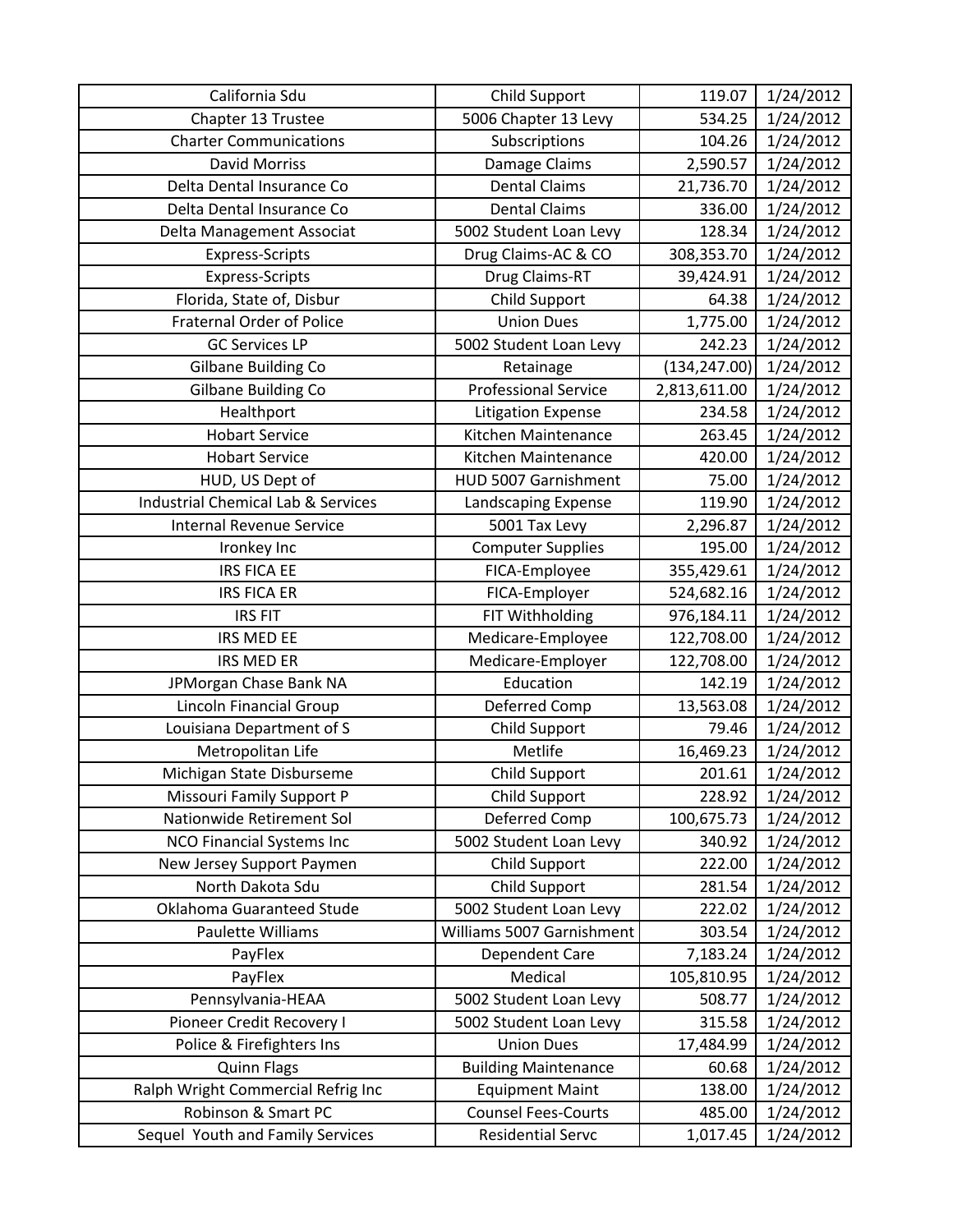| California Sdu | Child Support | 119.07 | 1/24/2012 |
|---|---|---|---|
| Chapter 13 Trustee | 5006 Chapter 13 Levy | 534.25 | 1/24/2012 |
| Charter Communications | Subscriptions | 104.26 | 1/24/2012 |
| David Morriss | Damage Claims | 2,590.57 | 1/24/2012 |
| Delta Dental Insurance Co | Dental Claims | 21,736.70 | 1/24/2012 |
| Delta Dental Insurance Co | Dental Claims | 336.00 | 1/24/2012 |
| Delta Management Associat | 5002 Student Loan Levy | 128.34 | 1/24/2012 |
| Express-Scripts | Drug Claims-AC & CO | 308,353.70 | 1/24/2012 |
| Express-Scripts | Drug Claims-RT | 39,424.91 | 1/24/2012 |
| Florida, State of, Disbur | Child Support | 64.38 | 1/24/2012 |
| Fraternal Order of Police | Union Dues | 1,775.00 | 1/24/2012 |
| GC Services LP | 5002 Student Loan Levy | 242.23 | 1/24/2012 |
| Gilbane Building Co | Retainage | (134,247.00) | 1/24/2012 |
| Gilbane Building Co | Professional Service | 2,813,611.00 | 1/24/2012 |
| Healthport | Litigation Expense | 234.58 | 1/24/2012 |
| Hobart Service | Kitchen Maintenance | 263.45 | 1/24/2012 |
| Hobart Service | Kitchen Maintenance | 420.00 | 1/24/2012 |
| HUD, US Dept of | HUD 5007 Garnishment | 75.00 | 1/24/2012 |
| Industrial Chemical Lab & Services | Landscaping Expense | 119.90 | 1/24/2012 |
| Internal Revenue Service | 5001 Tax Levy | 2,296.87 | 1/24/2012 |
| Ironkey Inc | Computer Supplies | 195.00 | 1/24/2012 |
| IRS FICA EE | FICA-Employee | 355,429.61 | 1/24/2012 |
| IRS FICA ER | FICA-Employer | 524,682.16 | 1/24/2012 |
| IRS FIT | FIT Withholding | 976,184.11 | 1/24/2012 |
| IRS MED EE | Medicare-Employee | 122,708.00 | 1/24/2012 |
| IRS MED ER | Medicare-Employer | 122,708.00 | 1/24/2012 |
| JPMorgan Chase Bank NA | Education | 142.19 | 1/24/2012 |
| Lincoln Financial Group | Deferred Comp | 13,563.08 | 1/24/2012 |
| Louisiana Department of S | Child Support | 79.46 | 1/24/2012 |
| Metropolitan Life | Metlife | 16,469.23 | 1/24/2012 |
| Michigan State Disburseme | Child Support | 201.61 | 1/24/2012 |
| Missouri Family Support P | Child Support | 228.92 | 1/24/2012 |
| Nationwide Retirement Sol | Deferred Comp | 100,675.73 | 1/24/2012 |
| NCO Financial Systems Inc | 5002 Student Loan Levy | 340.92 | 1/24/2012 |
| New Jersey Support Paymen | Child Support | 222.00 | 1/24/2012 |
| North Dakota Sdu | Child Support | 281.54 | 1/24/2012 |
| Oklahoma Guaranteed Stude | 5002 Student Loan Levy | 222.02 | 1/24/2012 |
| Paulette Williams | Williams 5007 Garnishment | 303.54 | 1/24/2012 |
| PayFlex | Dependent Care | 7,183.24 | 1/24/2012 |
| PayFlex | Medical | 105,810.95 | 1/24/2012 |
| Pennsylvania-HEAA | 5002 Student Loan Levy | 508.77 | 1/24/2012 |
| Pioneer Credit Recovery I | 5002 Student Loan Levy | 315.58 | 1/24/2012 |
| Police & Firefighters Ins | Union Dues | 17,484.99 | 1/24/2012 |
| Quinn Flags | Building Maintenance | 60.68 | 1/24/2012 |
| Ralph Wright Commercial Refrig Inc | Equipment Maint | 138.00 | 1/24/2012 |
| Robinson & Smart PC | Counsel Fees-Courts | 485.00 | 1/24/2012 |
| Sequel Youth and Family Services | Residential Servc | 1,017.45 | 1/24/2012 |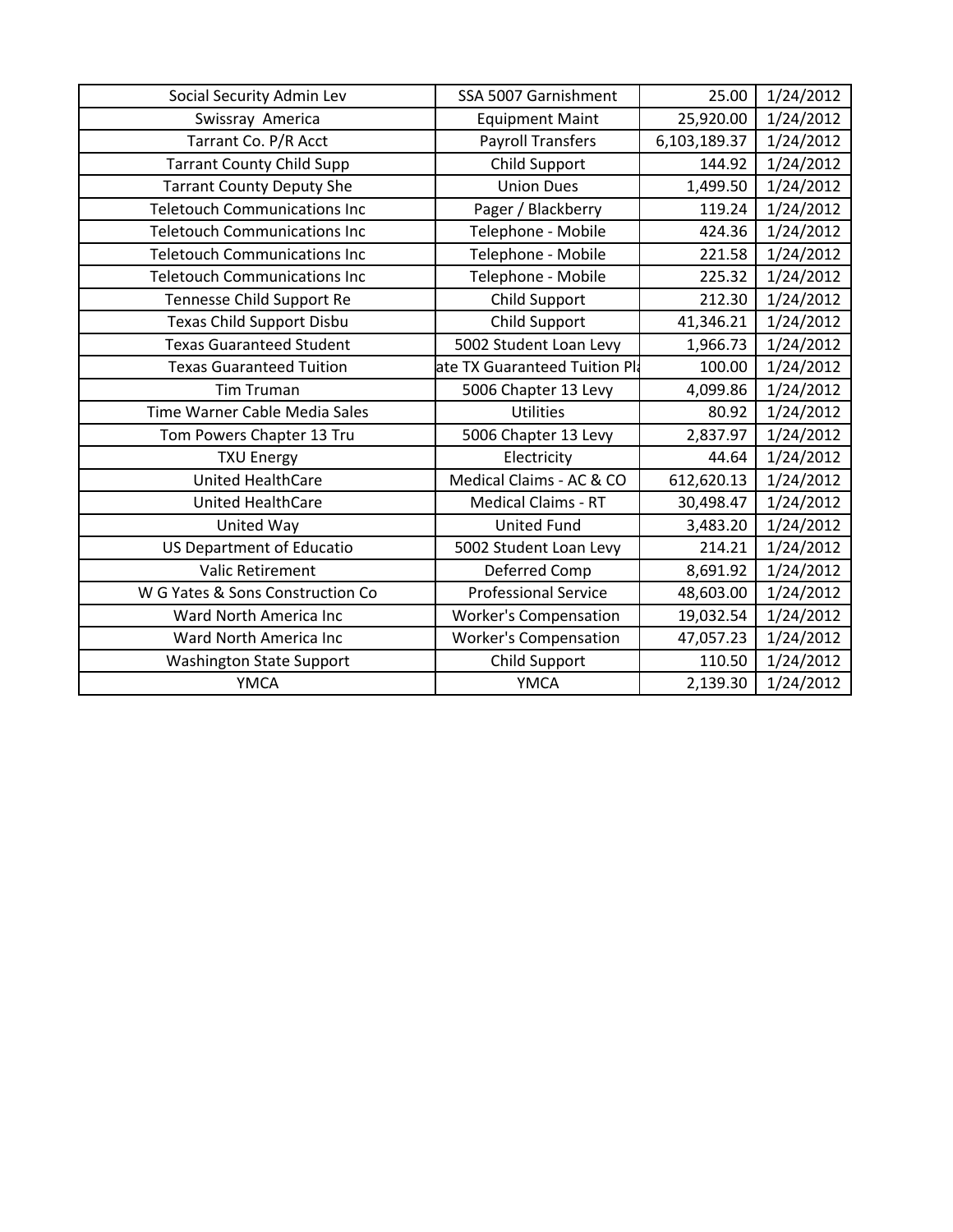| | | | |
|---|---|---|---|
| Social Security Admin Lev | SSA 5007 Garnishment | 25.00 | 1/24/2012 |
| Swissray America | Equipment Maint | 25,920.00 | 1/24/2012 |
| Tarrant Co. P/R Acct | Payroll Transfers | 6,103,189.37 | 1/24/2012 |
| Tarrant County Child Supp | Child Support | 144.92 | 1/24/2012 |
| Tarrant County Deputy She | Union Dues | 1,499.50 | 1/24/2012 |
| Teletouch Communications Inc | Pager / Blackberry | 119.24 | 1/24/2012 |
| Teletouch Communications Inc | Telephone - Mobile | 424.36 | 1/24/2012 |
| Teletouch Communications Inc | Telephone - Mobile | 221.58 | 1/24/2012 |
| Teletouch Communications Inc | Telephone - Mobile | 225.32 | 1/24/2012 |
| Tennesse Child Support Re | Child Support | 212.30 | 1/24/2012 |
| Texas Child Support Disbu | Child Support | 41,346.21 | 1/24/2012 |
| Texas Guaranteed Student | 5002 Student Loan Levy | 1,966.73 | 1/24/2012 |
| Texas Guaranteed Tuition | ate TX Guaranteed Tuition Pl | 100.00 | 1/24/2012 |
| Tim Truman | 5006 Chapter 13 Levy | 4,099.86 | 1/24/2012 |
| Time Warner Cable Media Sales | Utilities | 80.92 | 1/24/2012 |
| Tom Powers Chapter 13 Tru | 5006 Chapter 13 Levy | 2,837.97 | 1/24/2012 |
| TXU Energy | Electricity | 44.64 | 1/24/2012 |
| United HealthCare | Medical Claims - AC & CO | 612,620.13 | 1/24/2012 |
| United HealthCare | Medical Claims - RT | 30,498.47 | 1/24/2012 |
| United Way | United Fund | 3,483.20 | 1/24/2012 |
| US Department of Educatio | 5002 Student Loan Levy | 214.21 | 1/24/2012 |
| Valic Retirement | Deferred Comp | 8,691.92 | 1/24/2012 |
| W G Yates & Sons Construction Co | Professional Service | 48,603.00 | 1/24/2012 |
| Ward North America Inc | Worker's Compensation | 19,032.54 | 1/24/2012 |
| Ward North America Inc | Worker's Compensation | 47,057.23 | 1/24/2012 |
| Washington State Support | Child Support | 110.50 | 1/24/2012 |
| YMCA | YMCA | 2,139.30 | 1/24/2012 |